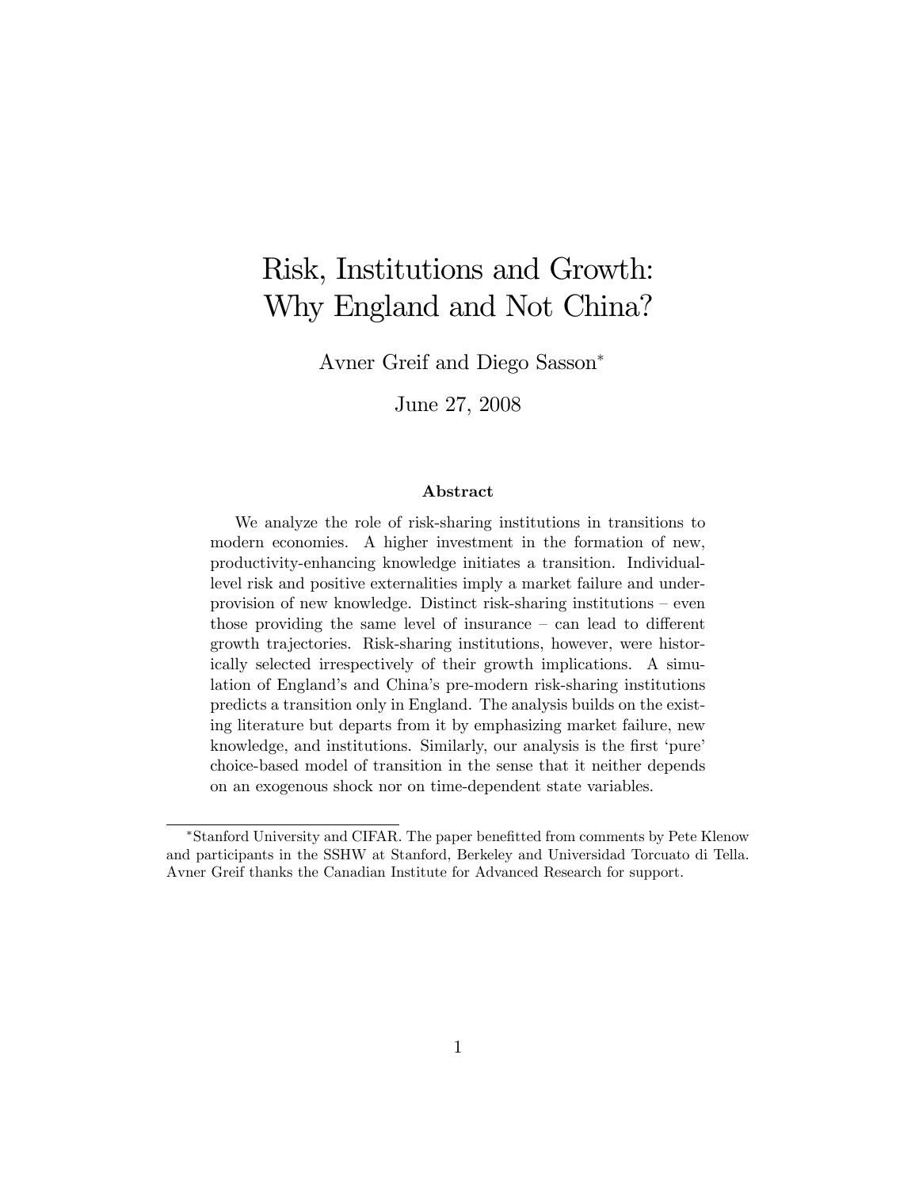# Risk, Institutions and Growth: Why England and Not China?

Avner Greif and Diego Sasson*

June 27, 2008

## Abstract

We analyze the role of risk-sharing institutions in transitions to modern economies. A higher investment in the formation of new, productivity-enhancing knowledge initiates a transition. Individual-level risk and positive externalities imply a market failure and under-provision of new knowledge. Distinct risk-sharing institutions – even those providing the same level of insurance – can lead to different growth trajectories. Risk-sharing institutions, however, were historically selected irrespectively of their growth implications. A simulation of England's and China's pre-modern risk-sharing institutions predicts a transition only in England. The analysis builds on the existing literature but departs from it by emphasizing market failure, new knowledge, and institutions. Similarly, our analysis is the first 'pure' choice-based model of transition in the sense that it neither depends on an exogenous shock nor on time-dependent state variables.

---

*Stanford University and CIFAR. The paper benefitted from comments by Pete Klenow and participants in the SSHW at Stanford, Berkeley and Universidad Torcuato di Tella. Avner Greif thanks the Canadian Institute for Advanced Research for support.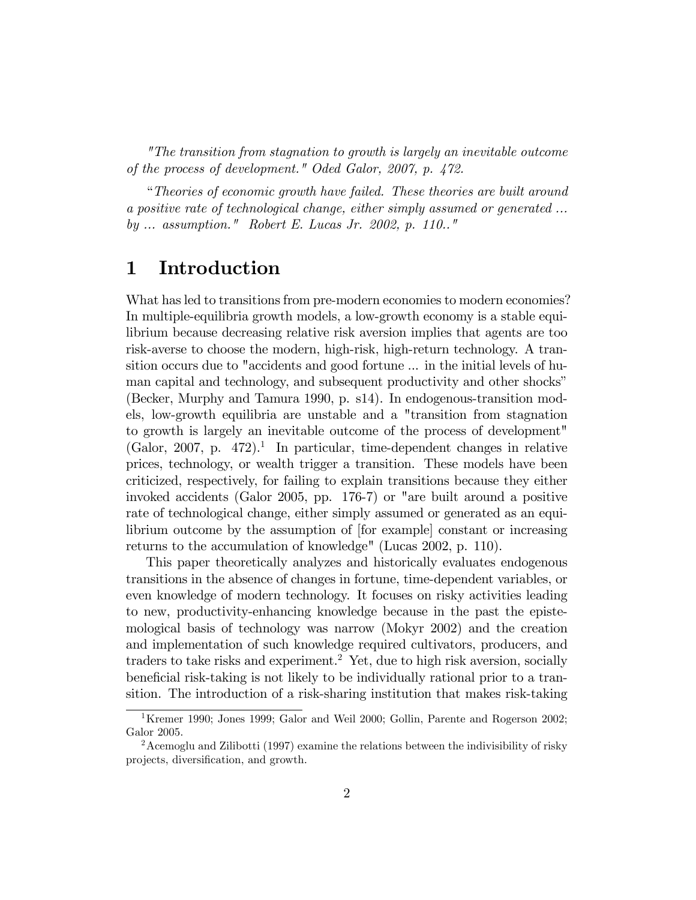*"The transition from stagnation to growth is largely an inevitable outcome of the process of development." Oded Galor, 2007, p. 472.*

*"Theories of economic growth have failed. These theories are built around a positive rate of technological change, either simply assumed or generated ... by ... assumption." Robert E. Lucas Jr. 2002, p. 110.."*

# 1 Introduction

What has led to transitions from pre-modern economies to modern economies? In multiple-equilibria growth models, a low-growth economy is a stable equilibrium because decreasing relative risk aversion implies that agents are too risk-averse to choose the modern, high-risk, high-return technology. A transition occurs due to "accidents and good fortune ... in the initial levels of human capital and technology, and subsequent productivity and other shocks" (Becker, Murphy and Tamura 1990, p. s14). In endogenous-transition models, low-growth equilibria are unstable and a "transition from stagnation to growth is largely an inevitable outcome of the process of development" (Galor, 2007, p. 472).[1] In particular, time-dependent changes in relative prices, technology, or wealth trigger a transition. These models have been criticized, respectively, for failing to explain transitions because they either invoked accidents (Galor 2005, pp. 176-7) or "are built around a positive rate of technological change, either simply assumed or generated as an equilibrium outcome by the assumption of [for example] constant or increasing returns to the accumulation of knowledge" (Lucas 2002, p. 110).

This paper theoretically analyzes and historically evaluates endogenous transitions in the absence of changes in fortune, time-dependent variables, or even knowledge of modern technology. It focuses on risky activities leading to new, productivity-enhancing knowledge because in the past the epistemological basis of technology was narrow (Mokyr 2002) and the creation and implementation of such knowledge required cultivators, producers, and traders to take risks and experiment.[2] Yet, due to high risk aversion, socially beneficial risk-taking is not likely to be individually rational prior to a transition. The introduction of a risk-sharing institution that makes risk-taking

[1] Kremer 1990; Jones 1999; Galor and Weil 2000; Gollin, Parente and Rogerson 2002; Galor 2005.

[2] Acemoglu and Zilibotti (1997) examine the relations between the indivisibility of risky projects, diversification, and growth.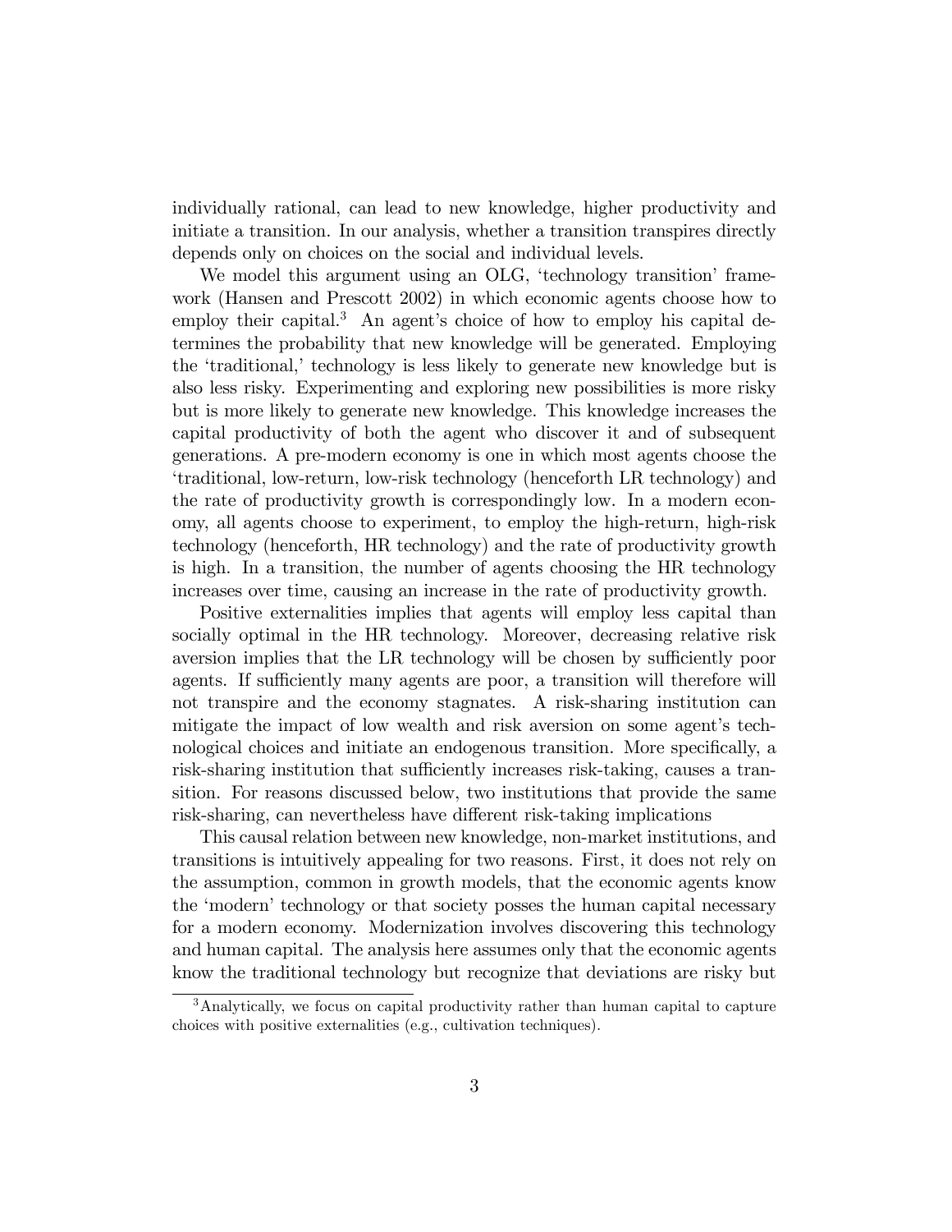individually rational, can lead to new knowledge, higher productivity and initiate a transition. In our analysis, whether a transition transpires directly depends only on choices on the social and individual levels.

We model this argument using an OLG, 'technology transition' framework (Hansen and Prescott 2002) in which economic agents choose how to employ their capital.[3] An agent's choice of how to employ his capital determines the probability that new knowledge will be generated. Employing the 'traditional,' technology is less likely to generate new knowledge but is also less risky. Experimenting and exploring new possibilities is more risky but is more likely to generate new knowledge. This knowledge increases the capital productivity of both the agent who discover it and of subsequent generations. A pre-modern economy is one in which most agents choose the 'traditional, low-return, low-risk technology (henceforth LR technology) and the rate of productivity growth is correspondingly low. In a modern economy, all agents choose to experiment, to employ the high-return, high-risk technology (henceforth, HR technology) and the rate of productivity growth is high. In a transition, the number of agents choosing the HR technology increases over time, causing an increase in the rate of productivity growth.

Positive externalities implies that agents will employ less capital than socially optimal in the HR technology. Moreover, decreasing relative risk aversion implies that the LR technology will be chosen by sufficiently poor agents. If sufficiently many agents are poor, a transition will therefore will not transpire and the economy stagnates. A risk-sharing institution can mitigate the impact of low wealth and risk aversion on some agent's technological choices and initiate an endogenous transition. More specifically, a risk-sharing institution that sufficiently increases risk-taking, causes a transition. For reasons discussed below, two institutions that provide the same risk-sharing, can nevertheless have different risk-taking implications

This causal relation between new knowledge, non-market institutions, and transitions is intuitively appealing for two reasons. First, it does not rely on the assumption, common in growth models, that the economic agents know the 'modern' technology or that society posses the human capital necessary for a modern economy. Modernization involves discovering this technology and human capital. The analysis here assumes only that the economic agents know the traditional technology but recognize that deviations are risky but

[3] Analytically, we focus on capital productivity rather than human capital to capture choices with positive externalities (e.g., cultivation techniques).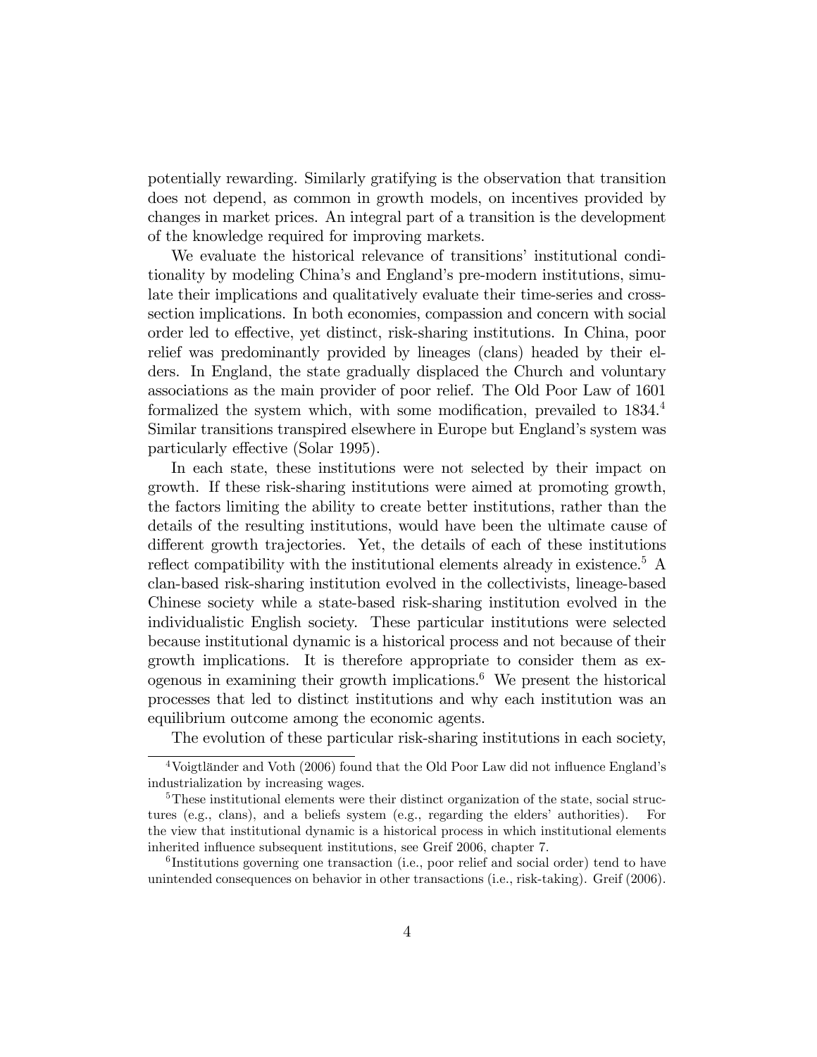potentially rewarding. Similarly gratifying is the observation that transition does not depend, as common in growth models, on incentives provided by changes in market prices. An integral part of a transition is the development of the knowledge required for improving markets.

We evaluate the historical relevance of transitions' institutional conditionality by modeling China's and England's pre-modern institutions, simulate their implications and qualitatively evaluate their time-series and cross-section implications. In both economies, compassion and concern with social order led to effective, yet distinct, risk-sharing institutions. In China, poor relief was predominantly provided by lineages (clans) headed by their elders. In England, the state gradually displaced the Church and voluntary associations as the main provider of poor relief. The Old Poor Law of 1601 formalized the system which, with some modification, prevailed to 1834.[4] Similar transitions transpired elsewhere in Europe but England's system was particularly effective (Solar 1995).

In each state, these institutions were not selected by their impact on growth. If these risk-sharing institutions were aimed at promoting growth, the factors limiting the ability to create better institutions, rather than the details of the resulting institutions, would have been the ultimate cause of different growth trajectories. Yet, the details of each of these institutions reflect compatibility with the institutional elements already in existence.[5] A clan-based risk-sharing institution evolved in the collectivists, lineage-based Chinese society while a state-based risk-sharing institution evolved in the individualistic English society. These particular institutions were selected because institutional dynamic is a historical process and not because of their growth implications. It is therefore appropriate to consider them as exogenous in examining their growth implications.[6] We present the historical processes that led to distinct institutions and why each institution was an equilibrium outcome among the economic agents.

The evolution of these particular risk-sharing institutions in each society,

[4] Voigtländer and Voth (2006) found that the Old Poor Law did not influence England's industrialization by increasing wages.

[5] These institutional elements were their distinct organization of the state, social structures (e.g., clans), and a beliefs system (e.g., regarding the elders' authorities). For the view that institutional dynamic is a historical process in which institutional elements inherited influence subsequent institutions, see Greif 2006, chapter 7.

[6] Institutions governing one transaction (i.e., poor relief and social order) tend to have unintended consequences on behavior in other transactions (i.e., risk-taking). Greif (2006).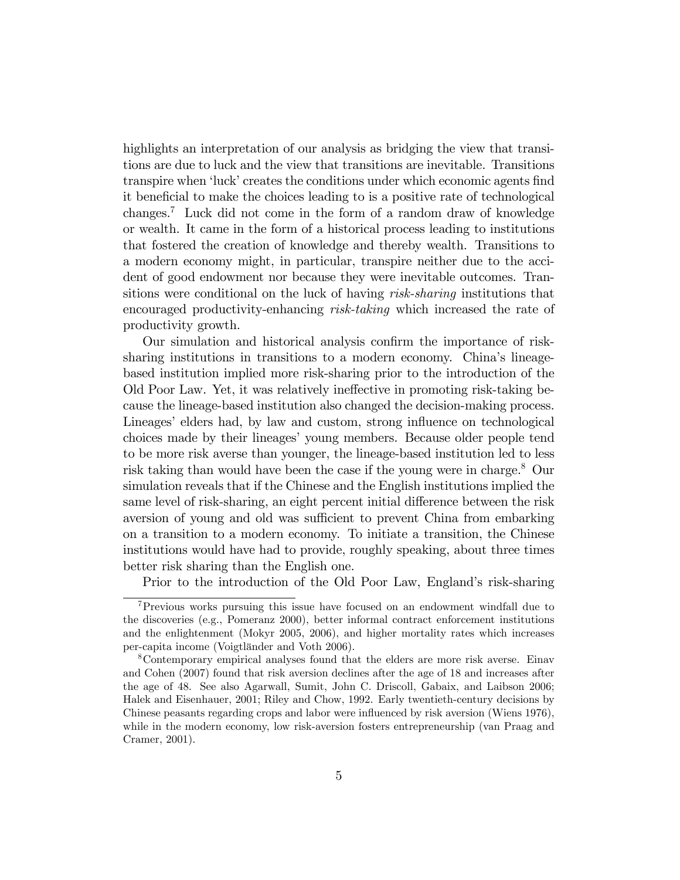highlights an interpretation of our analysis as bridging the view that transitions are due to luck and the view that transitions are inevitable. Transitions transpire when 'luck' creates the conditions under which economic agents find it beneficial to make the choices leading to is a positive rate of technological changes.[7] Luck did not come in the form of a random draw of knowledge or wealth. It came in the form of a historical process leading to institutions that fostered the creation of knowledge and thereby wealth. Transitions to a modern economy might, in particular, transpire neither due to the accident of good endowment nor because they were inevitable outcomes. Transitions were conditional on the luck of having *risk-sharing* institutions that encouraged productivity-enhancing *risk-taking* which increased the rate of productivity growth.

Our simulation and historical analysis confirm the importance of risk-sharing institutions in transitions to a modern economy. China's lineage-based institution implied more risk-sharing prior to the introduction of the Old Poor Law. Yet, it was relatively ineffective in promoting risk-taking because the lineage-based institution also changed the decision-making process. Lineages' elders had, by law and custom, strong influence on technological choices made by their lineages' young members. Because older people tend to be more risk averse than younger, the lineage-based institution led to less risk taking than would have been the case if the young were in charge.[8] Our simulation reveals that if the Chinese and the English institutions implied the same level of risk-sharing, an eight percent initial difference between the risk aversion of young and old was sufficient to prevent China from embarking on a transition to a modern economy. To initiate a transition, the Chinese institutions would have had to provide, roughly speaking, about three times better risk sharing than the English one.

Prior to the introduction of the Old Poor Law, England's risk-sharing

[7] Previous works pursuing this issue have focused on an endowment windfall due to the discoveries (e.g., Pomeranz 2000), better informal contract enforcement institutions and the enlightenment (Mokyr 2005, 2006), and higher mortality rates which increases per-capita income (Voigtländer and Voth 2006).

[8] Contemporary empirical analyses found that the elders are more risk averse. Einav and Cohen (2007) found that risk aversion declines after the age of 18 and increases after the age of 48. See also Agarwall, Sumit, John C. Driscoll, Gabaix, and Laibson 2006; Halek and Eisenhauer, 2001; Riley and Chow, 1992. Early twentieth-century decisions by Chinese peasants regarding crops and labor were influenced by risk aversion (Wiens 1976), while in the modern economy, low risk-aversion fosters entrepreneurship (van Praag and Cramer, 2001).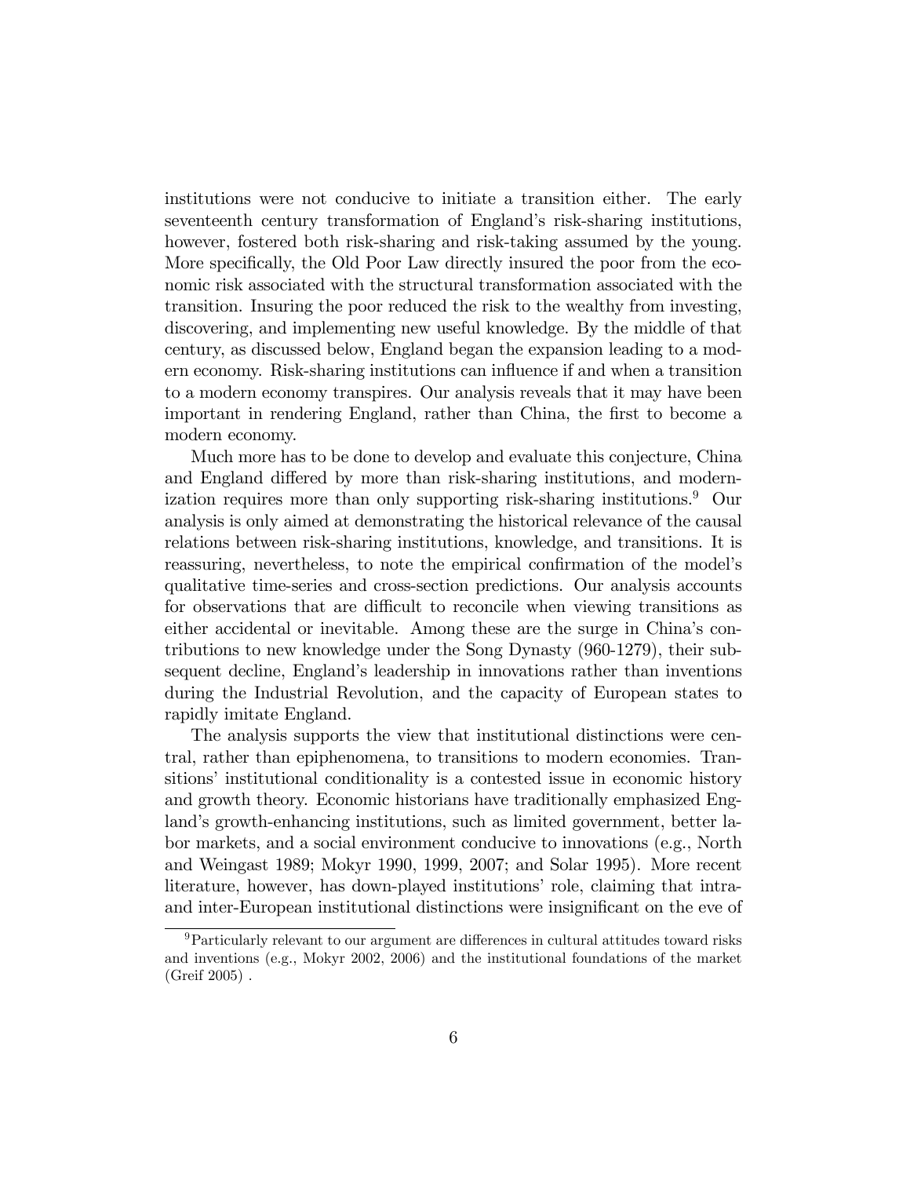institutions were not conducive to initiate a transition either. The early seventeenth century transformation of England's risk-sharing institutions, however, fostered both risk-sharing and risk-taking assumed by the young. More specifically, the Old Poor Law directly insured the poor from the economic risk associated with the structural transformation associated with the transition. Insuring the poor reduced the risk to the wealthy from investing, discovering, and implementing new useful knowledge. By the middle of that century, as discussed below, England began the expansion leading to a modern economy. Risk-sharing institutions can influence if and when a transition to a modern economy transpires. Our analysis reveals that it may have been important in rendering England, rather than China, the first to become a modern economy.

Much more has to be done to develop and evaluate this conjecture, China and England differed by more than risk-sharing institutions, and modernization requires more than only supporting risk-sharing institutions.[9] Our analysis is only aimed at demonstrating the historical relevance of the causal relations between risk-sharing institutions, knowledge, and transitions. It is reassuring, nevertheless, to note the empirical confirmation of the model's qualitative time-series and cross-section predictions. Our analysis accounts for observations that are difficult to reconcile when viewing transitions as either accidental or inevitable. Among these are the surge in China's contributions to new knowledge under the Song Dynasty (960-1279), their subsequent decline, England's leadership in innovations rather than inventions during the Industrial Revolution, and the capacity of European states to rapidly imitate England.

The analysis supports the view that institutional distinctions were central, rather than epiphenomena, to transitions to modern economies. Transitions' institutional conditionality is a contested issue in economic history and growth theory. Economic historians have traditionally emphasized England's growth-enhancing institutions, such as limited government, better labor markets, and a social environment conducive to innovations (e.g., North and Weingast 1989; Mokyr 1990, 1999, 2007; and Solar 1995). More recent literature, however, has down-played institutions' role, claiming that intra- and inter-European institutional distinctions were insignificant on the eve of

[9] Particularly relevant to our argument are differences in cultural attitudes toward risks and inventions (e.g., Mokyr 2002, 2006) and the institutional foundations of the market (Greif 2005) .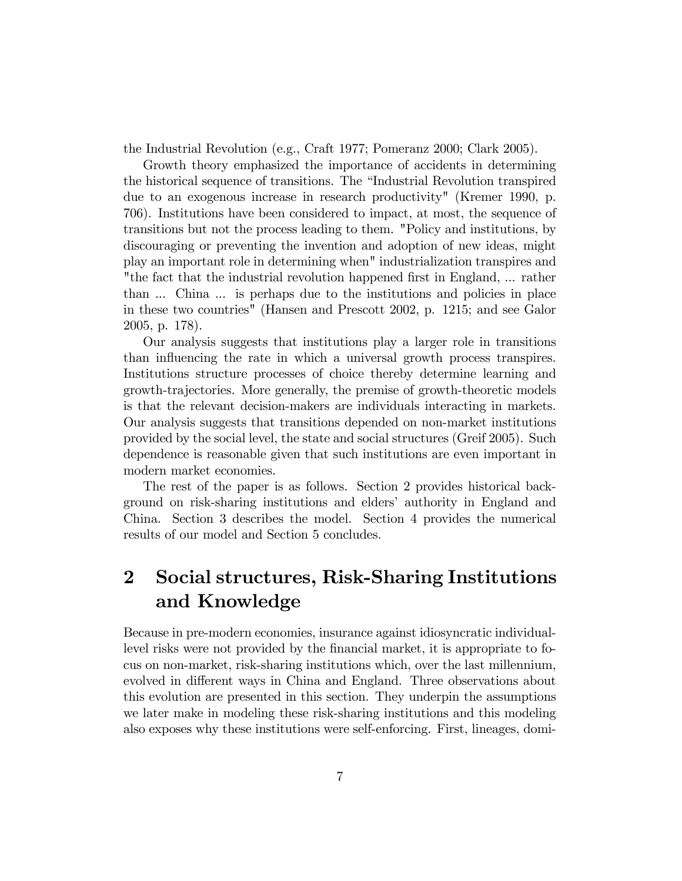the Industrial Revolution (e.g., Craft 1977; Pomeranz 2000; Clark 2005).

Growth theory emphasized the importance of accidents in determining the historical sequence of transitions. The "Industrial Revolution transpired due to an exogenous increase in research productivity" (Kremer 1990, p. 706). Institutions have been considered to impact, at most, the sequence of transitions but not the process leading to them. "Policy and institutions, by discouraging or preventing the invention and adoption of new ideas, might play an important role in determining when" industrialization transpires and "the fact that the industrial revolution happened first in England, ... rather than ... China ... is perhaps due to the institutions and policies in place in these two countries" (Hansen and Prescott 2002, p. 1215; and see Galor 2005, p. 178).

Our analysis suggests that institutions play a larger role in transitions than influencing the rate in which a universal growth process transpires. Institutions structure processes of choice thereby determine learning and growth-trajectories. More generally, the premise of growth-theoretic models is that the relevant decision-makers are individuals interacting in markets. Our analysis suggests that transitions depended on non-market institutions provided by the social level, the state and social structures (Greif 2005). Such dependence is reasonable given that such institutions are even important in modern market economies.

The rest of the paper is as follows. Section 2 provides historical background on risk-sharing institutions and elders' authority in England and China. Section 3 describes the model. Section 4 provides the numerical results of our model and Section 5 concludes.

# 2 Social structures, Risk-Sharing Institutions and Knowledge

Because in pre-modern economies, insurance against idiosyncratic individual-level risks were not provided by the financial market, it is appropriate to focus on non-market, risk-sharing institutions which, over the last millennium, evolved in different ways in China and England. Three observations about this evolution are presented in this section. They underpin the assumptions we later make in modeling these risk-sharing institutions and this modeling also exposes why these institutions were self-enforcing. First, lineages, domi-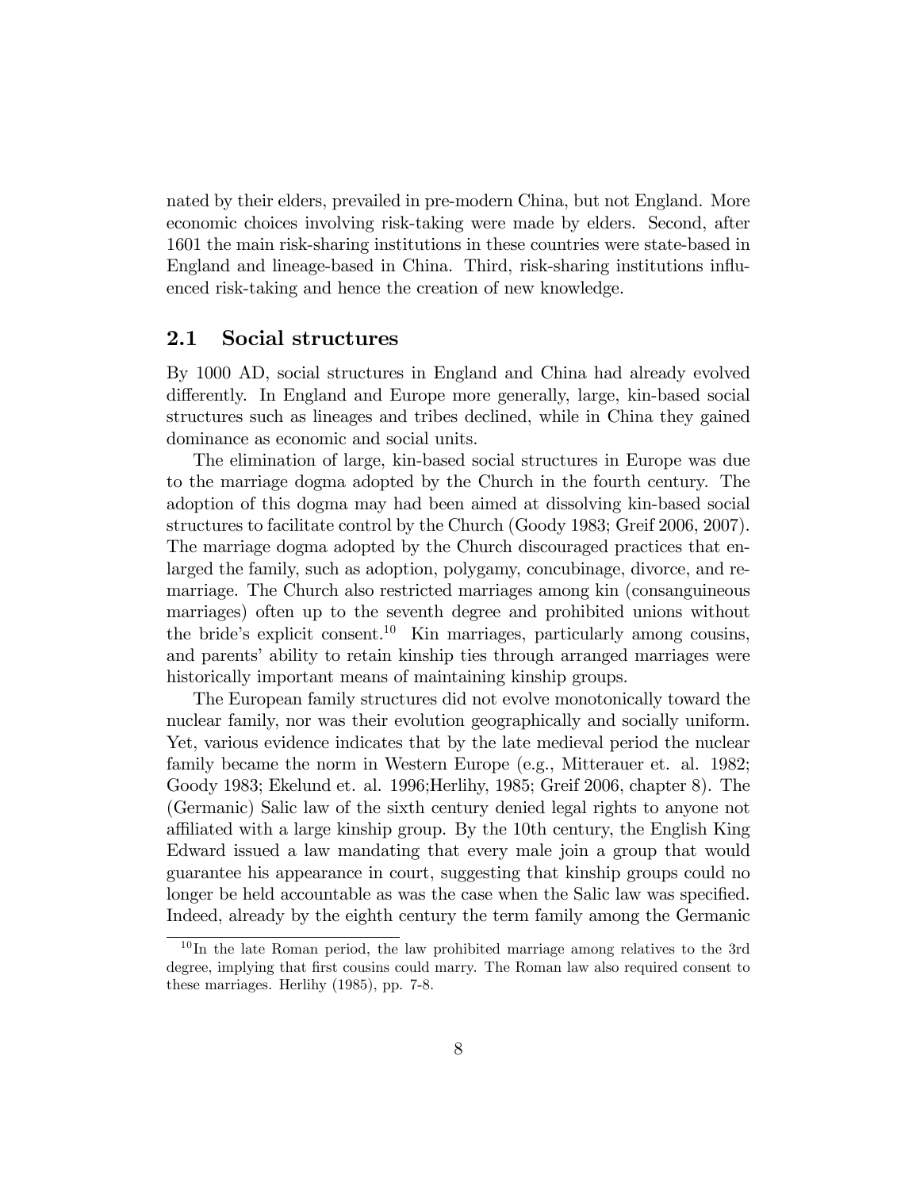nated by their elders, prevailed in pre-modern China, but not England. More economic choices involving risk-taking were made by elders. Second, after 1601 the main risk-sharing institutions in these countries were state-based in England and lineage-based in China. Third, risk-sharing institutions influenced risk-taking and hence the creation of new knowledge.

## 2.1 Social structures

By 1000 AD, social structures in England and China had already evolved differently. In England and Europe more generally, large, kin-based social structures such as lineages and tribes declined, while in China they gained dominance as economic and social units.

The elimination of large, kin-based social structures in Europe was due to the marriage dogma adopted by the Church in the fourth century. The adoption of this dogma may had been aimed at dissolving kin-based social structures to facilitate control by the Church (Goody 1983; Greif 2006, 2007). The marriage dogma adopted by the Church discouraged practices that enlarged the family, such as adoption, polygamy, concubinage, divorce, and remarriage. The Church also restricted marriages among kin (consanguineous marriages) often up to the seventh degree and prohibited unions without the bride's explicit consent.[10] Kin marriages, particularly among cousins, and parents' ability to retain kinship ties through arranged marriages were historically important means of maintaining kinship groups.

The European family structures did not evolve monotonically toward the nuclear family, nor was their evolution geographically and socially uniform. Yet, various evidence indicates that by the late medieval period the nuclear family became the norm in Western Europe (e.g., Mitterauer et. al. 1982; Goody 1983; Ekelund et. al. 1996;Herlihy, 1985; Greif 2006, chapter 8). The (Germanic) Salic law of the sixth century denied legal rights to anyone not affiliated with a large kinship group. By the 10th century, the English King Edward issued a law mandating that every male join a group that would guarantee his appearance in court, suggesting that kinship groups could no longer be held accountable as was the case when the Salic law was specified. Indeed, already by the eighth century the term family among the Germanic

[10] In the late Roman period, the law prohibited marriage among relatives to the 3rd degree, implying that first cousins could marry. The Roman law also required consent to these marriages. Herlihy (1985), pp. 7-8.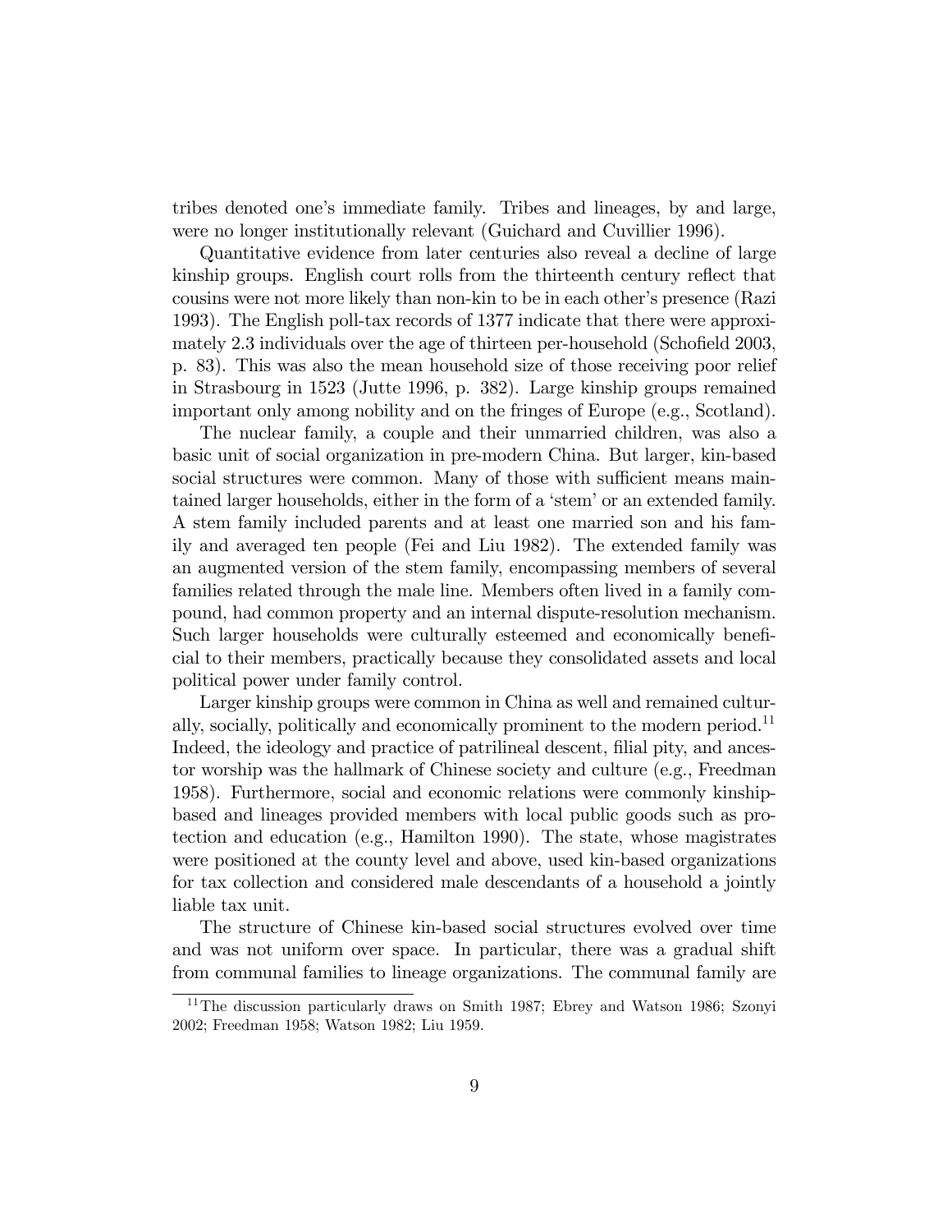tribes denoted one's immediate family. Tribes and lineages, by and large, were no longer institutionally relevant (Guichard and Cuvillier 1996).

Quantitative evidence from later centuries also reveal a decline of large kinship groups. English court rolls from the thirteenth century reflect that cousins were not more likely than non-kin to be in each other's presence (Razi 1993). The English poll-tax records of 1377 indicate that there were approximately 2.3 individuals over the age of thirteen per-household (Schofield 2003, p. 83). This was also the mean household size of those receiving poor relief in Strasbourg in 1523 (Jutte 1996, p. 382). Large kinship groups remained important only among nobility and on the fringes of Europe (e.g., Scotland).

The nuclear family, a couple and their unmarried children, was also a basic unit of social organization in pre-modern China. But larger, kin-based social structures were common. Many of those with sufficient means maintained larger households, either in the form of a 'stem' or an extended family. A stem family included parents and at least one married son and his family and averaged ten people (Fei and Liu 1982). The extended family was an augmented version of the stem family, encompassing members of several families related through the male line. Members often lived in a family compound, had common property and an internal dispute-resolution mechanism. Such larger households were culturally esteemed and economically beneficial to their members, practically because they consolidated assets and local political power under family control.

Larger kinship groups were common in China as well and remained culturally, socially, politically and economically prominent to the modern period.[11] Indeed, the ideology and practice of patrilineal descent, filial pity, and ancestor worship was the hallmark of Chinese society and culture (e.g., Freedman 1958). Furthermore, social and economic relations were commonly kinship-based and lineages provided members with local public goods such as protection and education (e.g., Hamilton 1990). The state, whose magistrates were positioned at the county level and above, used kin-based organizations for tax collection and considered male descendants of a household a jointly liable tax unit.

The structure of Chinese kin-based social structures evolved over time and was not uniform over space. In particular, there was a gradual shift from communal families to lineage organizations. The communal family are

[11] The discussion particularly draws on Smith 1987; Ebrey and Watson 1986; Szonyi 2002; Freedman 1958; Watson 1982; Liu 1959.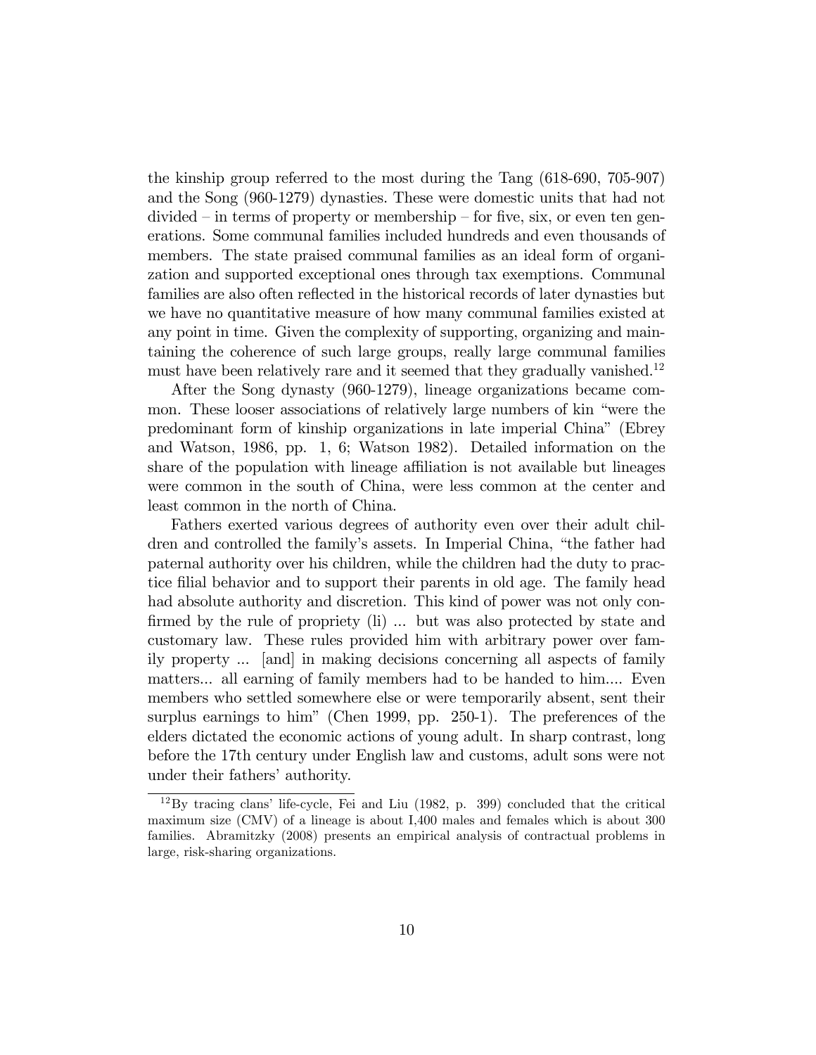the kinship group referred to the most during the Tang (618-690, 705-907) and the Song (960-1279) dynasties. These were domestic units that had not divided – in terms of property or membership – for five, six, or even ten generations. Some communal families included hundreds and even thousands of members. The state praised communal families as an ideal form of organization and supported exceptional ones through tax exemptions. Communal families are also often reflected in the historical records of later dynasties but we have no quantitative measure of how many communal families existed at any point in time. Given the complexity of supporting, organizing and maintaining the coherence of such large groups, really large communal families must have been relatively rare and it seemed that they gradually vanished.[12]

After the Song dynasty (960-1279), lineage organizations became common. These looser associations of relatively large numbers of kin "were the predominant form of kinship organizations in late imperial China" (Ebrey and Watson, 1986, pp. 1, 6; Watson 1982). Detailed information on the share of the population with lineage affiliation is not available but lineages were common in the south of China, were less common at the center and least common in the north of China.

Fathers exerted various degrees of authority even over their adult children and controlled the family's assets. In Imperial China, "the father had paternal authority over his children, while the children had the duty to practice filial behavior and to support their parents in old age. The family head had absolute authority and discretion. This kind of power was not only confirmed by the rule of propriety (li) ... but was also protected by state and customary law. These rules provided him with arbitrary power over family property ... [and] in making decisions concerning all aspects of family matters... all earning of family members had to be handed to him.... Even members who settled somewhere else or were temporarily absent, sent their surplus earnings to him" (Chen 1999, pp. 250-1). The preferences of the elders dictated the economic actions of young adult. In sharp contrast, long before the 17th century under English law and customs, adult sons were not under their fathers' authority.

---

[12] By tracing clans' life-cycle, Fei and Liu (1982, p. 399) concluded that the critical maximum size (CMV) of a lineage is about I,400 males and females which is about 300 families. Abramitzky (2008) presents an empirical analysis of contractual problems in large, risk-sharing organizations.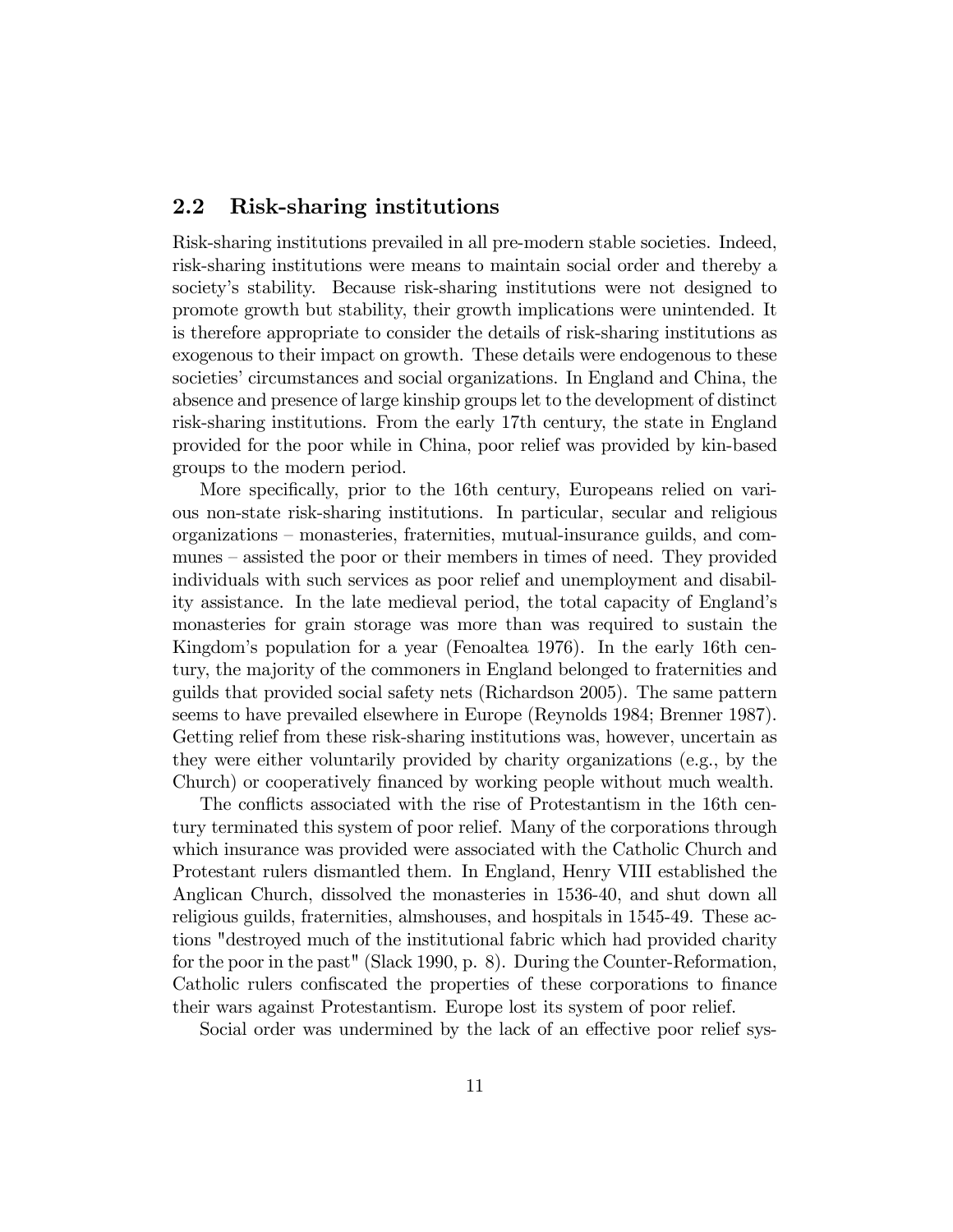## 2.2 Risk-sharing institutions

Risk-sharing institutions prevailed in all pre-modern stable societies. Indeed, risk-sharing institutions were means to maintain social order and thereby a society's stability. Because risk-sharing institutions were not designed to promote growth but stability, their growth implications were unintended. It is therefore appropriate to consider the details of risk-sharing institutions as exogenous to their impact on growth. These details were endogenous to these societies' circumstances and social organizations. In England and China, the absence and presence of large kinship groups let to the development of distinct risk-sharing institutions. From the early 17th century, the state in England provided for the poor while in China, poor relief was provided by kin-based groups to the modern period.

More specifically, prior to the 16th century, Europeans relied on various non-state risk-sharing institutions. In particular, secular and religious organizations – monasteries, fraternities, mutual-insurance guilds, and communes – assisted the poor or their members in times of need. They provided individuals with such services as poor relief and unemployment and disability assistance. In the late medieval period, the total capacity of England's monasteries for grain storage was more than was required to sustain the Kingdom's population for a year (Fenoaltea 1976). In the early 16th century, the majority of the commoners in England belonged to fraternities and guilds that provided social safety nets (Richardson 2005). The same pattern seems to have prevailed elsewhere in Europe (Reynolds 1984; Brenner 1987). Getting relief from these risk-sharing institutions was, however, uncertain as they were either voluntarily provided by charity organizations (e.g., by the Church) or cooperatively financed by working people without much wealth.

The conflicts associated with the rise of Protestantism in the 16th century terminated this system of poor relief. Many of the corporations through which insurance was provided were associated with the Catholic Church and Protestant rulers dismantled them. In England, Henry VIII established the Anglican Church, dissolved the monasteries in 1536-40, and shut down all religious guilds, fraternities, almshouses, and hospitals in 1545-49. These actions "destroyed much of the institutional fabric which had provided charity for the poor in the past" (Slack 1990, p. 8). During the Counter-Reformation, Catholic rulers confiscated the properties of these corporations to finance their wars against Protestantism. Europe lost its system of poor relief.

Social order was undermined by the lack of an effective poor relief sys-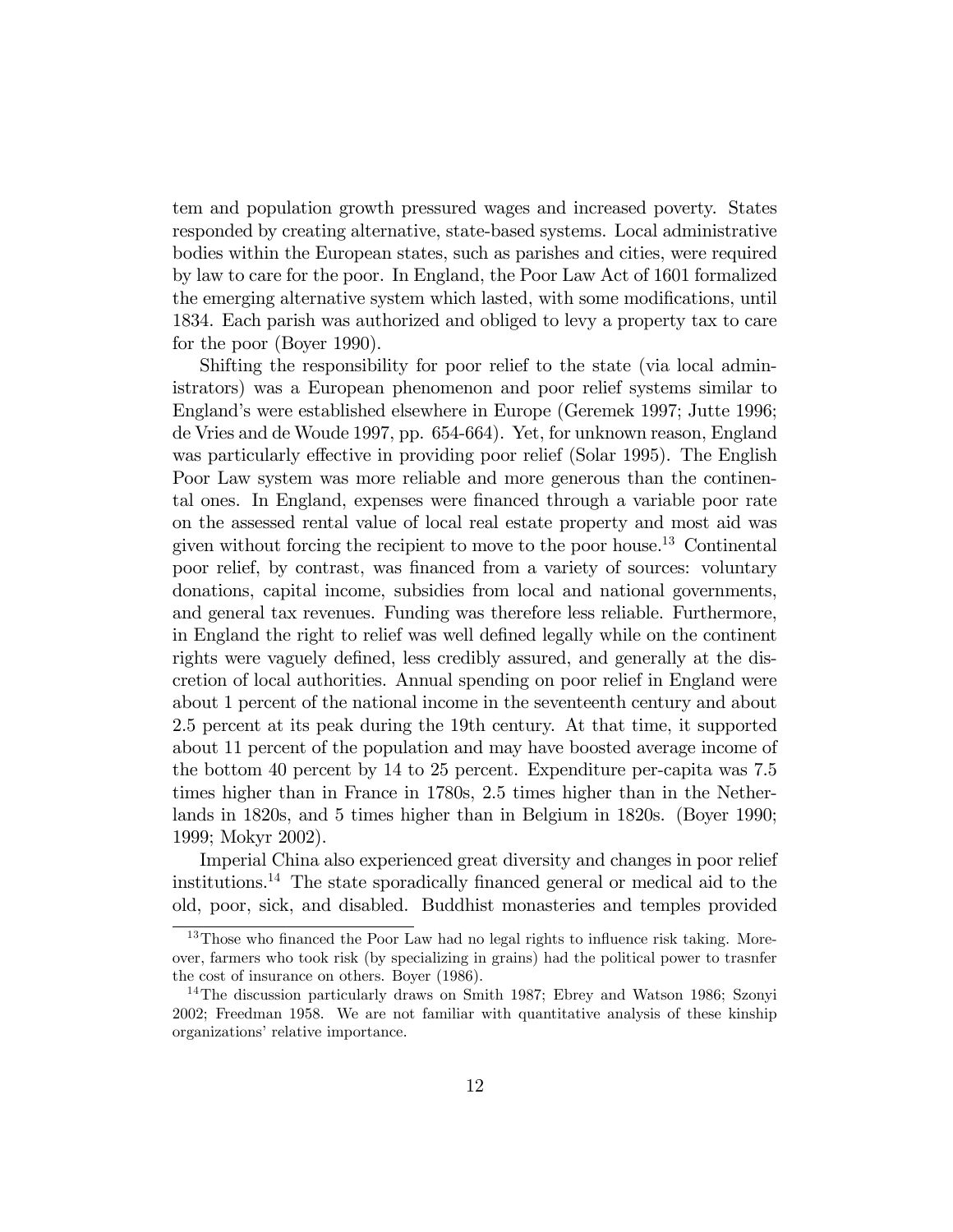tem and population growth pressured wages and increased poverty. States responded by creating alternative, state-based systems. Local administrative bodies within the European states, such as parishes and cities, were required by law to care for the poor. In England, the Poor Law Act of 1601 formalized the emerging alternative system which lasted, with some modifications, until 1834. Each parish was authorized and obliged to levy a property tax to care for the poor (Boyer 1990).

Shifting the responsibility for poor relief to the state (via local administrators) was a European phenomenon and poor relief systems similar to England's were established elsewhere in Europe (Geremek 1997; Jutte 1996; de Vries and de Woude 1997, pp. 654-664). Yet, for unknown reason, England was particularly effective in providing poor relief (Solar 1995). The English Poor Law system was more reliable and more generous than the continental ones. In England, expenses were financed through a variable poor rate on the assessed rental value of local real estate property and most aid was given without forcing the recipient to move to the poor house.[13] Continental poor relief, by contrast, was financed from a variety of sources: voluntary donations, capital income, subsidies from local and national governments, and general tax revenues. Funding was therefore less reliable. Furthermore, in England the right to relief was well defined legally while on the continent rights were vaguely defined, less credibly assured, and generally at the discretion of local authorities. Annual spending on poor relief in England were about 1 percent of the national income in the seventeenth century and about 2.5 percent at its peak during the 19th century. At that time, it supported about 11 percent of the population and may have boosted average income of the bottom 40 percent by 14 to 25 percent. Expenditure per-capita was 7.5 times higher than in France in 1780s, 2.5 times higher than in the Netherlands in 1820s, and 5 times higher than in Belgium in 1820s. (Boyer 1990; 1999; Mokyr 2002).

Imperial China also experienced great diversity and changes in poor relief institutions.[14] The state sporadically financed general or medical aid to the old, poor, sick, and disabled. Buddhist monasteries and temples provided

[13] Those who financed the Poor Law had no legal rights to influence risk taking. Moreover, farmers who took risk (by specializing in grains) had the political power to trasnfer the cost of insurance on others. Boyer (1986).

[14] The discussion particularly draws on Smith 1987; Ebrey and Watson 1986; Szonyi 2002; Freedman 1958. We are not familiar with quantitative analysis of these kinship organizations' relative importance.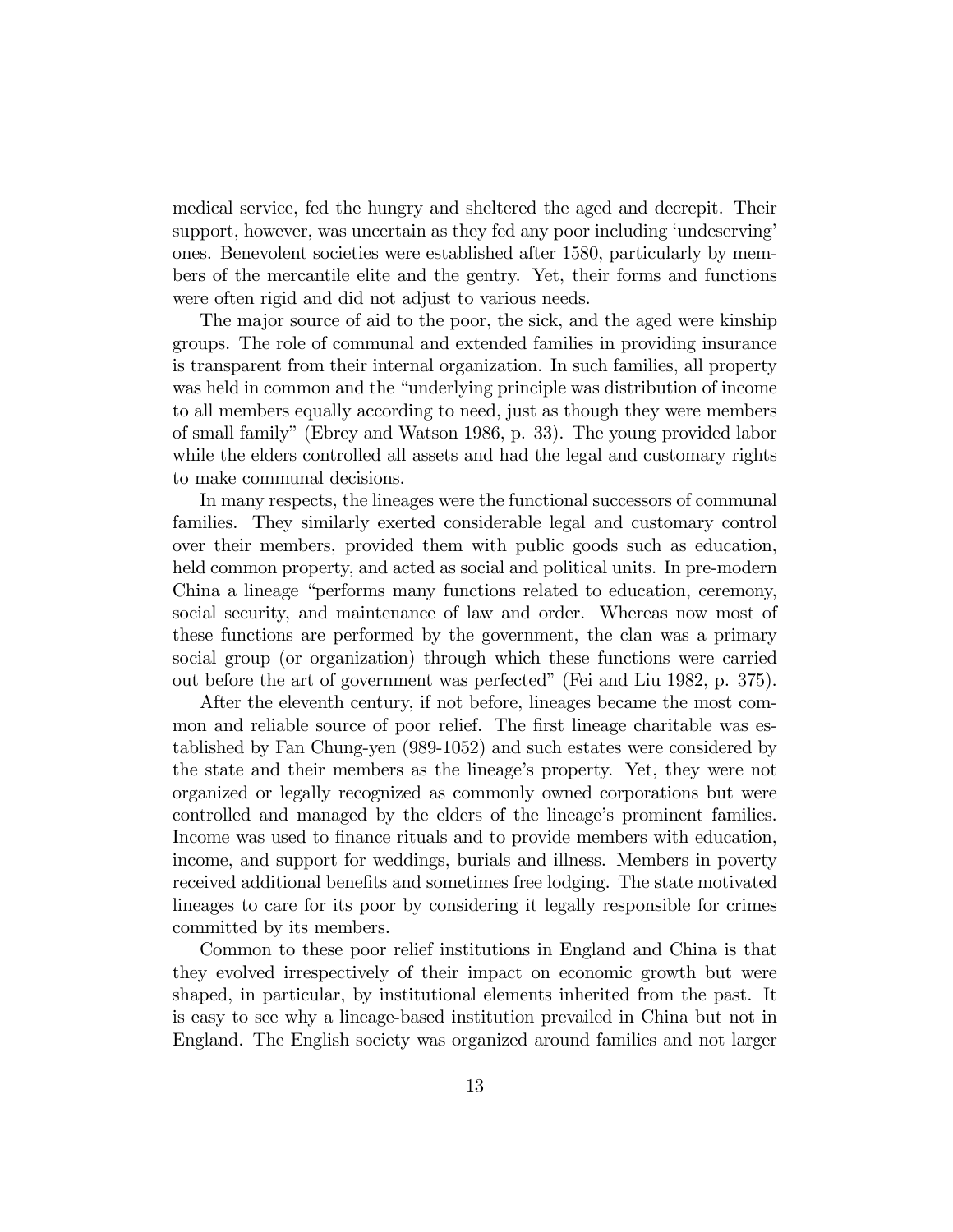medical service, fed the hungry and sheltered the aged and decrepit. Their support, however, was uncertain as they fed any poor including 'undeserving' ones. Benevolent societies were established after 1580, particularly by members of the mercantile elite and the gentry. Yet, their forms and functions were often rigid and did not adjust to various needs.

The major source of aid to the poor, the sick, and the aged were kinship groups. The role of communal and extended families in providing insurance is transparent from their internal organization. In such families, all property was held in common and the "underlying principle was distribution of income to all members equally according to need, just as though they were members of small family" (Ebrey and Watson 1986, p. 33). The young provided labor while the elders controlled all assets and had the legal and customary rights to make communal decisions.

In many respects, the lineages were the functional successors of communal families. They similarly exerted considerable legal and customary control over their members, provided them with public goods such as education, held common property, and acted as social and political units. In pre-modern China a lineage "performs many functions related to education, ceremony, social security, and maintenance of law and order. Whereas now most of these functions are performed by the government, the clan was a primary social group (or organization) through which these functions were carried out before the art of government was perfected" (Fei and Liu 1982, p. 375).

After the eleventh century, if not before, lineages became the most common and reliable source of poor relief. The first lineage charitable was established by Fan Chung-yen (989-1052) and such estates were considered by the state and their members as the lineage's property. Yet, they were not organized or legally recognized as commonly owned corporations but were controlled and managed by the elders of the lineage's prominent families. Income was used to finance rituals and to provide members with education, income, and support for weddings, burials and illness. Members in poverty received additional benefits and sometimes free lodging. The state motivated lineages to care for its poor by considering it legally responsible for crimes committed by its members.

Common to these poor relief institutions in England and China is that they evolved irrespectively of their impact on economic growth but were shaped, in particular, by institutional elements inherited from the past. It is easy to see why a lineage-based institution prevailed in China but not in England. The English society was organized around families and not larger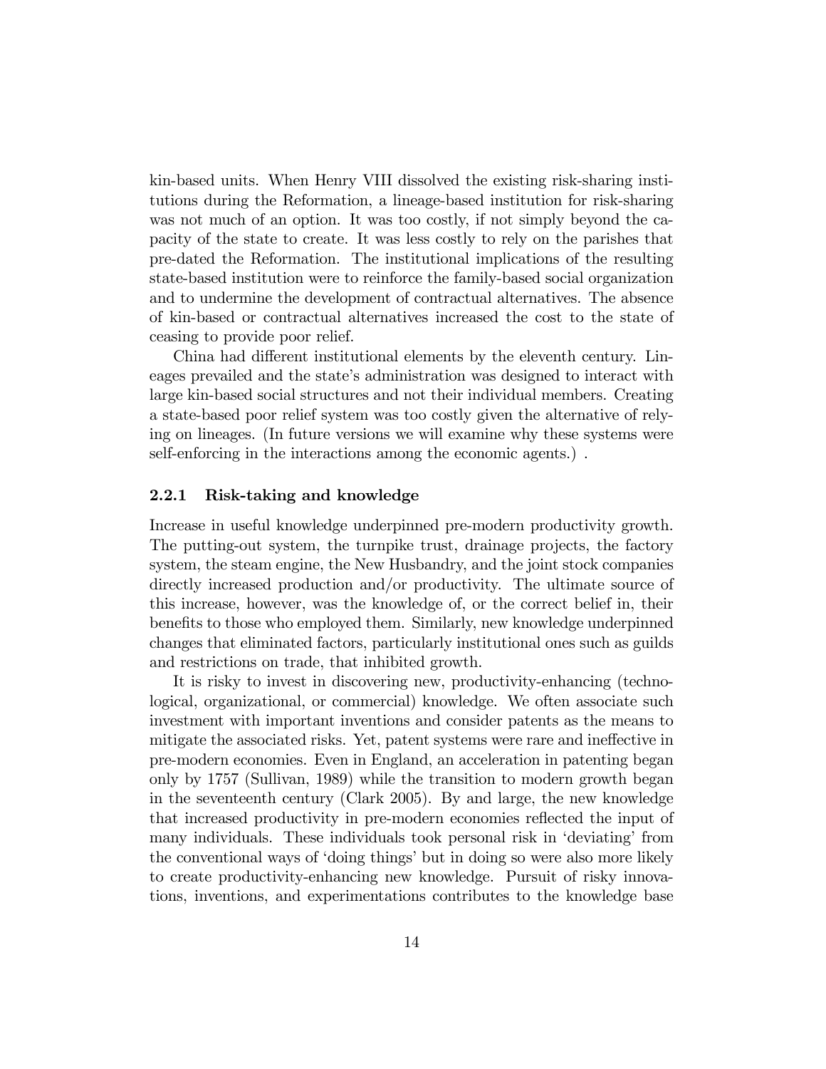kin-based units. When Henry VIII dissolved the existing risk-sharing institutions during the Reformation, a lineage-based institution for risk-sharing was not much of an option. It was too costly, if not simply beyond the capacity of the state to create. It was less costly to rely on the parishes that pre-dated the Reformation. The institutional implications of the resulting state-based institution were to reinforce the family-based social organization and to undermine the development of contractual alternatives. The absence of kin-based or contractual alternatives increased the cost to the state of ceasing to provide poor relief.

China had different institutional elements by the eleventh century. Lineages prevailed and the state's administration was designed to interact with large kin-based social structures and not their individual members. Creating a state-based poor relief system was too costly given the alternative of relying on lineages. (In future versions we will examine why these systems were self-enforcing in the interactions among the economic agents.) .

### 2.2.1 Risk-taking and knowledge

Increase in useful knowledge underpinned pre-modern productivity growth. The putting-out system, the turnpike trust, drainage projects, the factory system, the steam engine, the New Husbandry, and the joint stock companies directly increased production and/or productivity. The ultimate source of this increase, however, was the knowledge of, or the correct belief in, their benefits to those who employed them. Similarly, new knowledge underpinned changes that eliminated factors, particularly institutional ones such as guilds and restrictions on trade, that inhibited growth.

It is risky to invest in discovering new, productivity-enhancing (technological, organizational, or commercial) knowledge. We often associate such investment with important inventions and consider patents as the means to mitigate the associated risks. Yet, patent systems were rare and ineffective in pre-modern economies. Even in England, an acceleration in patenting began only by 1757 (Sullivan, 1989) while the transition to modern growth began in the seventeenth century (Clark 2005). By and large, the new knowledge that increased productivity in pre-modern economies reflected the input of many individuals. These individuals took personal risk in 'deviating' from the conventional ways of 'doing things' but in doing so were also more likely to create productivity-enhancing new knowledge. Pursuit of risky innovations, inventions, and experimentations contributes to the knowledge base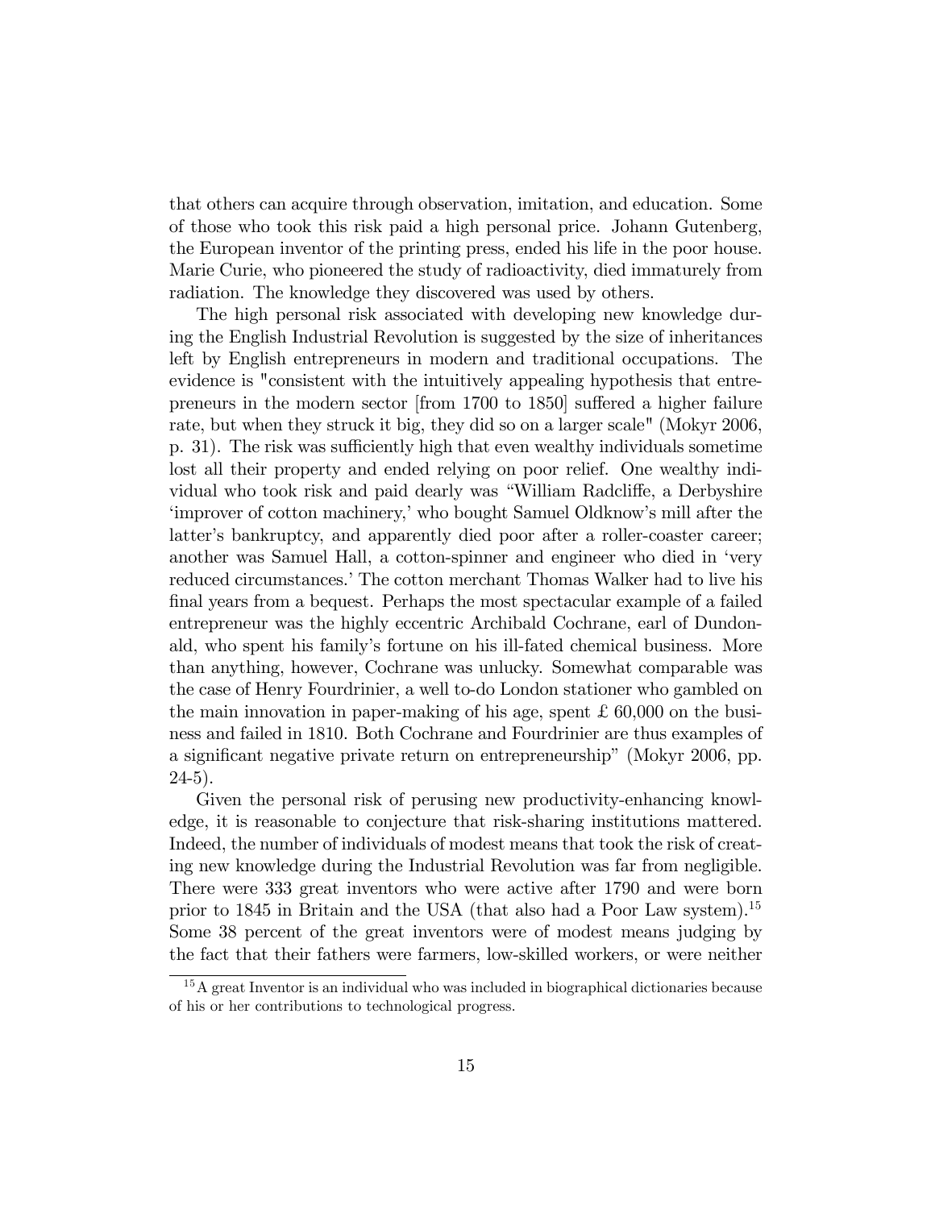that others can acquire through observation, imitation, and education. Some of those who took this risk paid a high personal price. Johann Gutenberg, the European inventor of the printing press, ended his life in the poor house. Marie Curie, who pioneered the study of radioactivity, died immaturely from radiation. The knowledge they discovered was used by others.

The high personal risk associated with developing new knowledge during the English Industrial Revolution is suggested by the size of inheritances left by English entrepreneurs in modern and traditional occupations. The evidence is "consistent with the intuitively appealing hypothesis that entrepreneurs in the modern sector [from 1700 to 1850] suffered a higher failure rate, but when they struck it big, they did so on a larger scale" (Mokyr 2006, p. 31). The risk was sufficiently high that even wealthy individuals sometime lost all their property and ended relying on poor relief. One wealthy individual who took risk and paid dearly was "William Radcliffe, a Derbyshire 'improver of cotton machinery,' who bought Samuel Oldknow's mill after the latter's bankruptcy, and apparently died poor after a roller-coaster career; another was Samuel Hall, a cotton-spinner and engineer who died in 'very reduced circumstances.' The cotton merchant Thomas Walker had to live his final years from a bequest. Perhaps the most spectacular example of a failed entrepreneur was the highly eccentric Archibald Cochrane, earl of Dundonald, who spent his family's fortune on his ill-fated chemical business. More than anything, however, Cochrane was unlucky. Somewhat comparable was the case of Henry Fourdrinier, a well to-do London stationer who gambled on the main innovation in paper-making of his age, spent £ 60,000 on the business and failed in 1810. Both Cochrane and Fourdrinier are thus examples of a significant negative private return on entrepreneurship" (Mokyr 2006, pp. 24-5).

Given the personal risk of perusing new productivity-enhancing knowledge, it is reasonable to conjecture that risk-sharing institutions mattered. Indeed, the number of individuals of modest means that took the risk of creating new knowledge during the Industrial Revolution was far from negligible. There were 333 great inventors who were active after 1790 and were born prior to 1845 in Britain and the USA (that also had a Poor Law system).[15] Some 38 percent of the great inventors were of modest means judging by the fact that their fathers were farmers, low-skilled workers, or were neither

[15] A great Inventor is an individual who was included in biographical dictionaries because of his or her contributions to technological progress.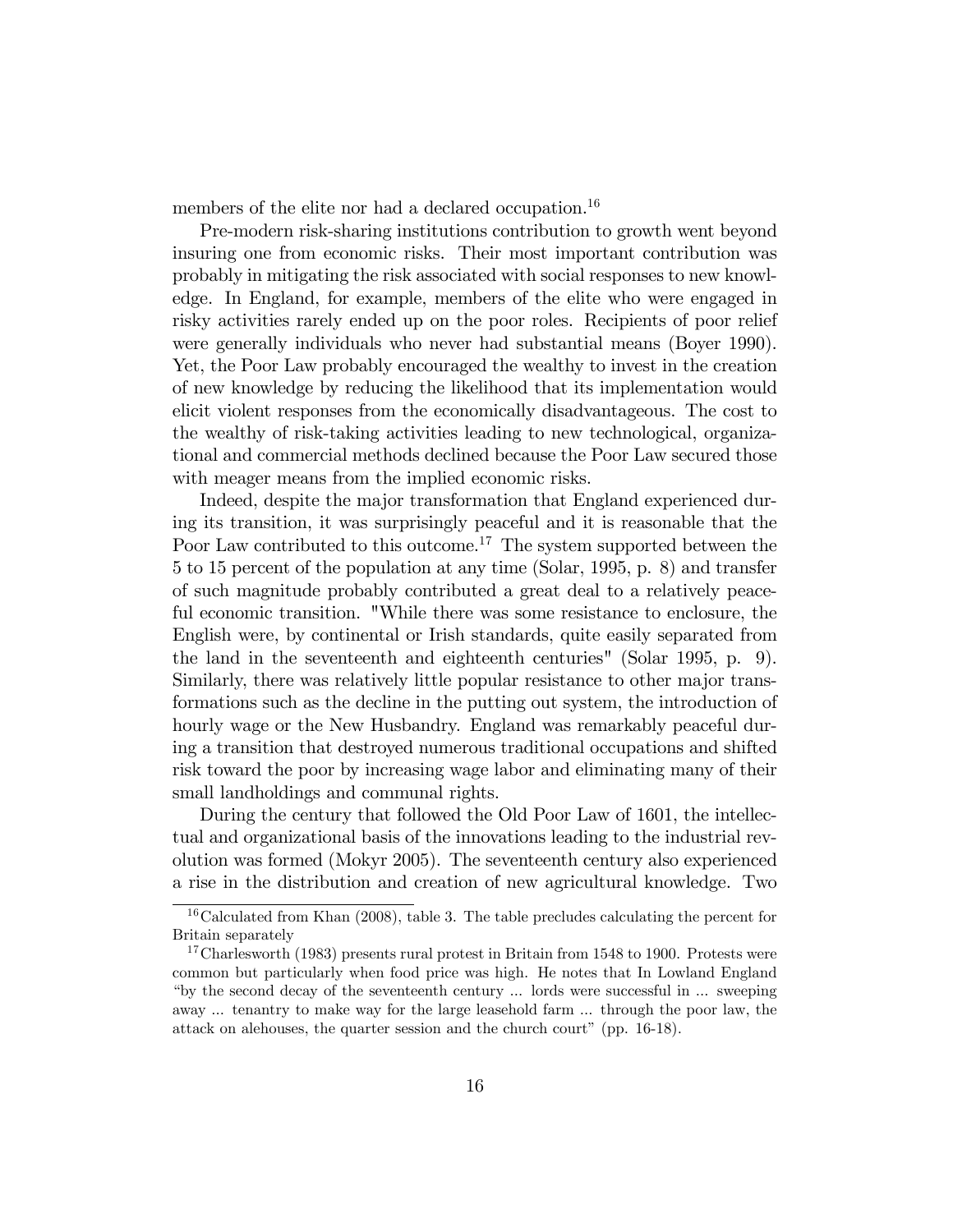members of the elite nor had a declared occupation.[16]

Pre-modern risk-sharing institutions contribution to growth went beyond insuring one from economic risks. Their most important contribution was probably in mitigating the risk associated with social responses to new knowledge. In England, for example, members of the elite who were engaged in risky activities rarely ended up on the poor roles. Recipients of poor relief were generally individuals who never had substantial means (Boyer 1990). Yet, the Poor Law probably encouraged the wealthy to invest in the creation of new knowledge by reducing the likelihood that its implementation would elicit violent responses from the economically disadvantageous. The cost to the wealthy of risk-taking activities leading to new technological, organizational and commercial methods declined because the Poor Law secured those with meager means from the implied economic risks.

Indeed, despite the major transformation that England experienced during its transition, it was surprisingly peaceful and it is reasonable that the Poor Law contributed to this outcome.[17] The system supported between the 5 to 15 percent of the population at any time (Solar, 1995, p. 8) and transfer of such magnitude probably contributed a great deal to a relatively peaceful economic transition. "While there was some resistance to enclosure, the English were, by continental or Irish standards, quite easily separated from the land in the seventeenth and eighteenth centuries" (Solar 1995, p. 9). Similarly, there was relatively little popular resistance to other major transformations such as the decline in the putting out system, the introduction of hourly wage or the New Husbandry. England was remarkably peaceful during a transition that destroyed numerous traditional occupations and shifted risk toward the poor by increasing wage labor and eliminating many of their small landholdings and communal rights.

During the century that followed the Old Poor Law of 1601, the intellectual and organizational basis of the innovations leading to the industrial revolution was formed (Mokyr 2005). The seventeenth century also experienced a rise in the distribution and creation of new agricultural knowledge. Two

---

[16] Calculated from Khan (2008), table 3. The table precludes calculating the percent for Britain separately

[17] Charlesworth (1983) presents rural protest in Britain from 1548 to 1900. Protests were common but particularly when food price was high. He notes that In Lowland England "by the second decay of the seventeenth century ... lords were successful in ... sweeping away ... tenantry to make way for the large leasehold farm ... through the poor law, the attack on alehouses, the quarter session and the church court" (pp. 16-18).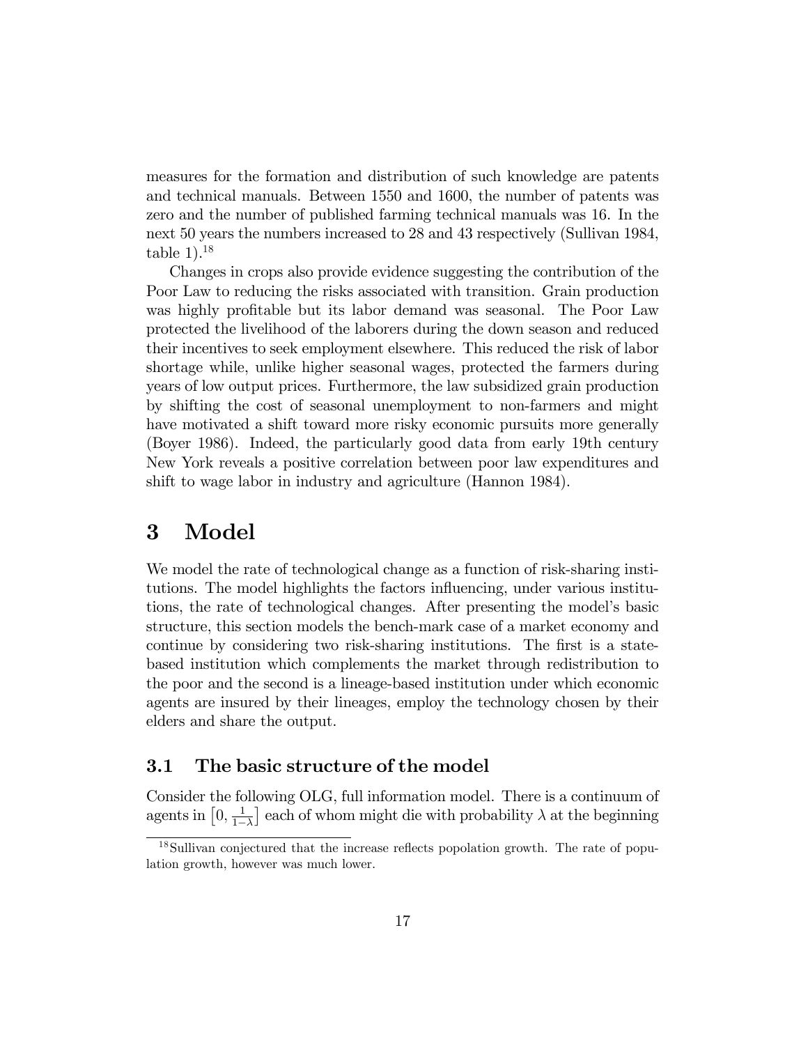measures for the formation and distribution of such knowledge are patents and technical manuals. Between 1550 and 1600, the number of patents was zero and the number of published farming technical manuals was 16. In the next 50 years the numbers increased to 28 and 43 respectively (Sullivan 1984, table 1).[18]

Changes in crops also provide evidence suggesting the contribution of the Poor Law to reducing the risks associated with transition. Grain production was highly profitable but its labor demand was seasonal. The Poor Law protected the livelihood of the laborers during the down season and reduced their incentives to seek employment elsewhere. This reduced the risk of labor shortage while, unlike higher seasonal wages, protected the farmers during years of low output prices. Furthermore, the law subsidized grain production by shifting the cost of seasonal unemployment to non-farmers and might have motivated a shift toward more risky economic pursuits more generally (Boyer 1986). Indeed, the particularly good data from early 19th century New York reveals a positive correlation between poor law expenditures and shift to wage labor in industry and agriculture (Hannon 1984).

# 3 Model

We model the rate of technological change as a function of risk-sharing institutions. The model highlights the factors influencing, under various institutions, the rate of technological changes. After presenting the model's basic structure, this section models the bench-mark case of a market economy and continue by considering two risk-sharing institutions. The first is a state-based institution which complements the market through redistribution to the poor and the second is a lineage-based institution under which economic agents are insured by their lineages, employ the technology chosen by their elders and share the output.

## 3.1 The basic structure of the model

Consider the following OLG, full information model. There is a continuum of agents in $\left[0, \frac{1}{1-\lambda}\right]$ each of whom might die with probability $\lambda$ at the beginning

[18] Sullivan conjectured that the increase reflects popolation growth. The rate of population growth, however was much lower.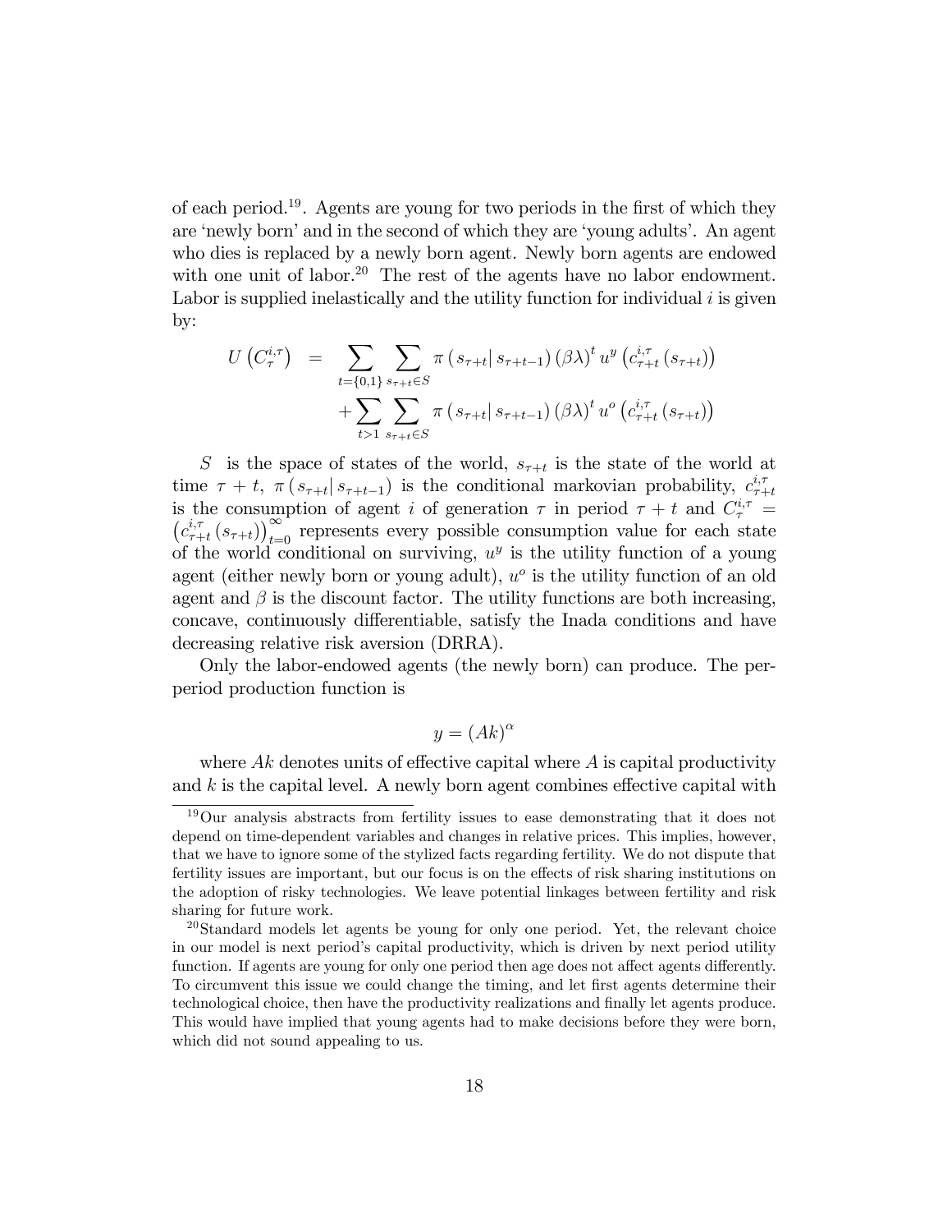of each period.[19]. Agents are young for two periods in the first of which they are 'newly born' and in the second of which they are 'young adults'. An agent who dies is replaced by a newly born agent. Newly born agents are endowed with one unit of labor.[20] The rest of the agents have no labor endowment. Labor is supplied inelastically and the utility function for individual $i$ is given by:

$$
\begin{aligned}
U\left(C_{\tau}^{i,\tau}\right) &= \sum_{t=\{0,1\}} \sum_{s_{\tau+t}\in S} \pi\left(s_{\tau+t}|\, s_{\tau+t-1}\right)(\beta\lambda)^{t}\, u^{y}\left(c_{\tau+t}^{i,\tau}\left(s_{\tau+t}\right)\right) \\
&\quad + \sum_{t>1} \sum_{s_{\tau+t}\in S} \pi\left(s_{\tau+t}|\, s_{\tau+t-1}\right)(\beta\lambda)^{t}\, u^{o}\left(c_{\tau+t}^{i,\tau}\left(s_{\tau+t}\right)\right)
\end{aligned}
$$

$S$ is the space of states of the world, $s_{\tau+t}$ is the state of the world at time $\tau+t$, $\pi\left(s_{\tau+t}|\, s_{\tau+t-1}\right)$ is the conditional markovian probability, $c_{\tau+t}^{i,\tau}$ is the consumption of agent $i$ of generation $\tau$ in period $\tau+t$ and $C_{\tau}^{i,\tau} = \left(c_{\tau+t}^{i,\tau}\left(s_{\tau+t}\right)\right)_{t=0}^{\infty}$ represents every possible consumption value for each state of the world conditional on surviving, $u^{y}$ is the utility function of a young agent (either newly born or young adult), $u^{o}$ is the utility function of an old agent and $\beta$ is the discount factor. The utility functions are both increasing, concave, continuously differentiable, satisfy the Inada conditions and have decreasing relative risk aversion (DRRA).

Only the labor-endowed agents (the newly born) can produce. The per-period production function is

$$
y = (Ak)^{\alpha}
$$

where $Ak$ denotes units of effective capital where $A$ is capital productivity and $k$ is the capital level. A newly born agent combines effective capital with

[19] Our analysis abstracts from fertility issues to ease demonstrating that it does not depend on time-dependent variables and changes in relative prices. This implies, however, that we have to ignore some of the stylized facts regarding fertility. We do not dispute that fertility issues are important, but our focus is on the effects of risk sharing institutions on the adoption of risky technologies. We leave potential linkages between fertility and risk sharing for future work.

[20] Standard models let agents be young for only one period. Yet, the relevant choice in our model is next period's capital productivity, which is driven by next period utility function. If agents are young for only one period then age does not affect agents differently. To circumvent this issue we could change the timing, and let first agents determine their technological choice, then have the productivity realizations and finally let agents produce. This would have implied that young agents had to make decisions before they were born, which did not sound appealing to us.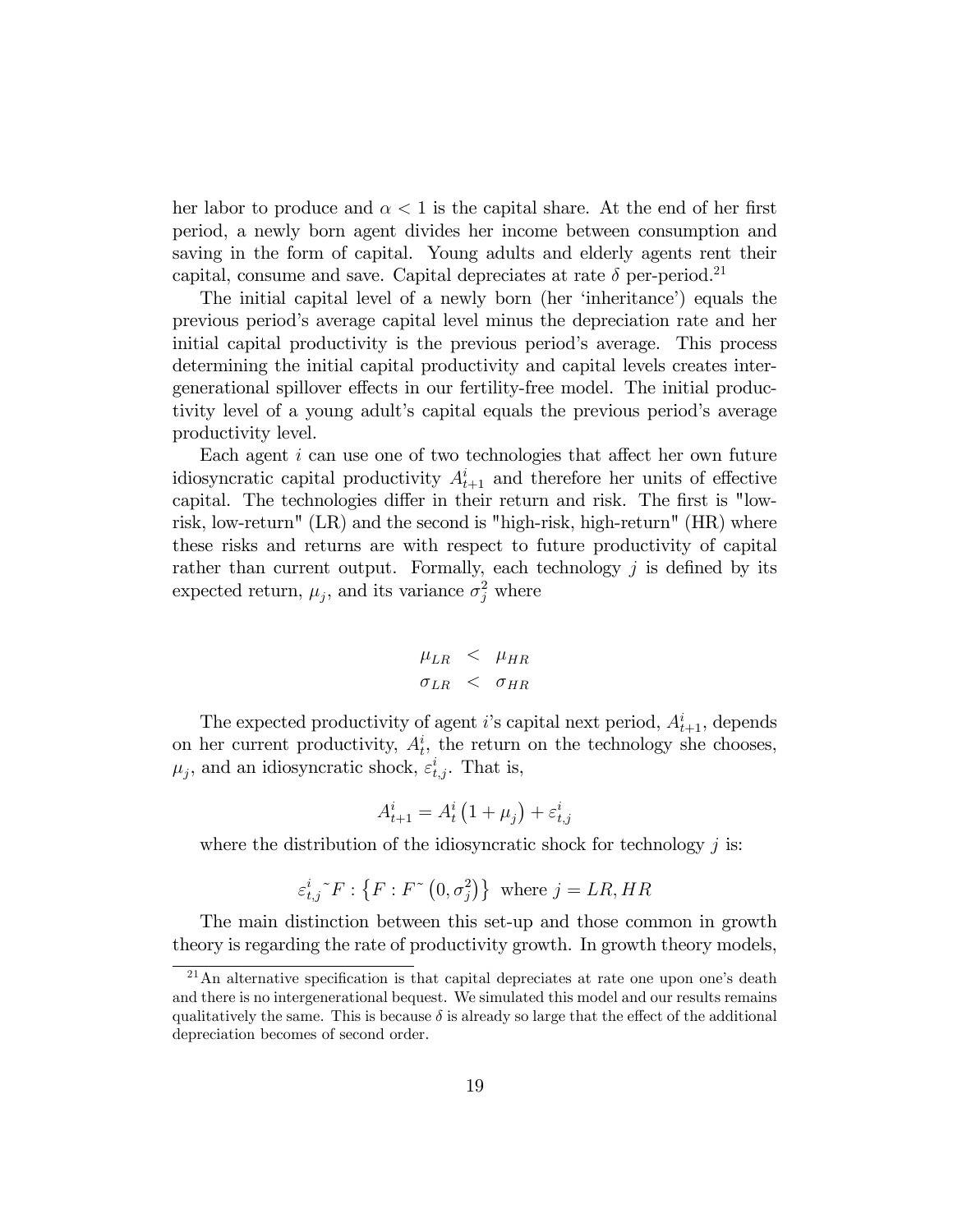her labor to produce and $\alpha < 1$ is the capital share. At the end of her first period, a newly born agent divides her income between consumption and saving in the form of capital. Young adults and elderly agents rent their capital, consume and save. Capital depreciates at rate $\delta$ per-period.[21]

The initial capital level of a newly born (her 'inheritance') equals the previous period's average capital level minus the depreciation rate and her initial capital productivity is the previous period's average. This process determining the initial capital productivity and capital levels creates intergenerational spillover effects in our fertility-free model. The initial productivity level of a young adult's capital equals the previous period's average productivity level.

Each agent $i$ can use one of two technologies that affect her own future idiosyncratic capital productivity $A^i_{t+1}$ and therefore her units of effective capital. The technologies differ in their return and risk. The first is "low-risk, low-return" (LR) and the second is "high-risk, high-return" (HR) where these risks and returns are with respect to future productivity of capital rather than current output. Formally, each technology $j$ is defined by its expected return, $\mu_j$, and its variance $\sigma^2_j$ where

$$
\begin{aligned}
\mu_{LR} &< \mu_{HR} \\
\sigma_{LR} &< \sigma_{HR}
\end{aligned}
$$

The expected productivity of agent $i$'s capital next period, $A^i_{t+1}$, depends on her current productivity, $A^i_t$, the return on the technology she chooses, $\mu_j$, and an idiosyncratic shock, $\varepsilon^i_{t,j}$. That is,

$$
A^i_{t+1} = A^i_t \left(1 + \mu_j\right) + \varepsilon^i_{t,j}
$$

where the distribution of the idiosyncratic shock for technology $j$ is:

$$
\varepsilon^i_{t,j} \tilde{} F : \left\{ F : F \tilde{} \left(0, \sigma^2_j\right) \right\} \text{ where } j = LR, HR
$$

The main distinction between this set-up and those common in growth theory is regarding the rate of productivity growth. In growth theory models,

[21] An alternative specification is that capital depreciates at rate one upon one's death and there is no intergenerational bequest. We simulated this model and our results remains qualitatively the same. This is because $\delta$ is already so large that the effect of the additional depreciation becomes of second order.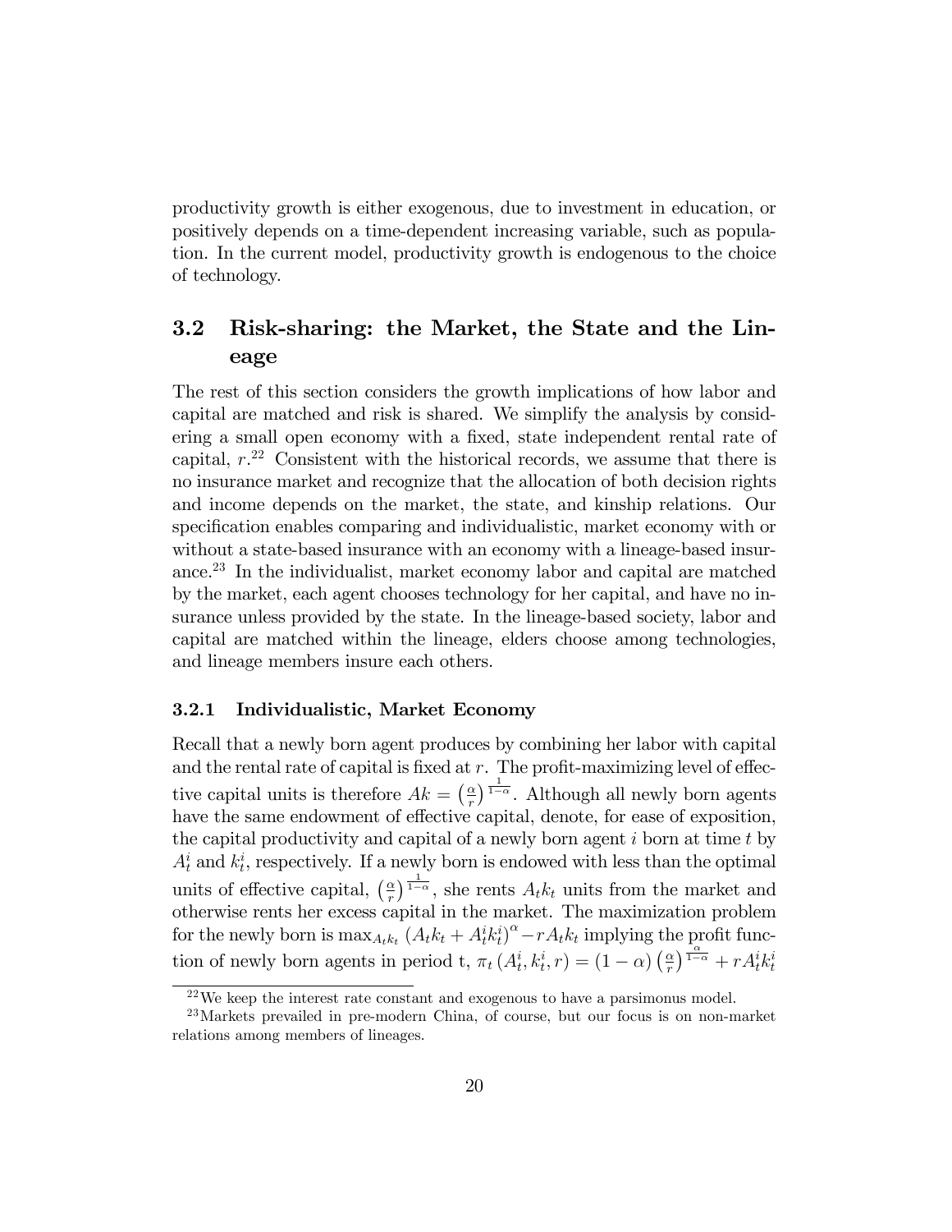productivity growth is either exogenous, due to investment in education, or positively depends on a time-dependent increasing variable, such as population. In the current model, productivity growth is endogenous to the choice of technology.

## 3.2 Risk-sharing: the Market, the State and the Lineage

The rest of this section considers the growth implications of how labor and capital are matched and risk is shared. We simplify the analysis by considering a small open economy with a fixed, state independent rental rate of capital, $r$.[22] Consistent with the historical records, we assume that there is no insurance market and recognize that the allocation of both decision rights and income depends on the market, the state, and kinship relations. Our specification enables comparing and individualistic, market economy with or without a state-based insurance with an economy with a lineage-based insurance.[23] In the individualist, market economy labor and capital are matched by the market, each agent chooses technology for her capital, and have no insurance unless provided by the state. In the lineage-based society, labor and capital are matched within the lineage, elders choose among technologies, and lineage members insure each others.

### 3.2.1 Individualistic, Market Economy

Recall that a newly born agent produces by combining her labor with capital and the rental rate of capital is fixed at $r$. The profit-maximizing level of effective capital units is therefore $Ak = \left(\frac{\alpha}{r}\right)^{\frac{1}{1-\alpha}}$. Although all newly born agents have the same endowment of effective capital, denote, for ease of exposition, the capital productivity and capital of a newly born agent $i$ born at time $t$ by $A_t^i$ and $k_t^i$, respectively. If a newly born is endowed with less than the optimal units of effective capital, $\left(\frac{\alpha}{r}\right)^{\frac{1}{1-\alpha}}$, she rents $A_t k_t$ units from the market and otherwise rents her excess capital in the market. The maximization problem for the newly born is $\max_{A_t k_t} \left(A_t k_t + A_t^i k_t^i\right)^{\alpha} - r A_t k_t$ implying the profit function of newly born agents in period t, $\pi_t\left(A_t^i, k_t^i, r\right) = (1-\alpha)\left(\frac{\alpha}{r}\right)^{\frac{\alpha}{1-\alpha}} + r A_t^i k_t^i$

[22] We keep the interest rate constant and exogenous to have a parsimonus model.

[23] Markets prevailed in pre-modern China, of course, but our focus is on non-market relations among members of lineages.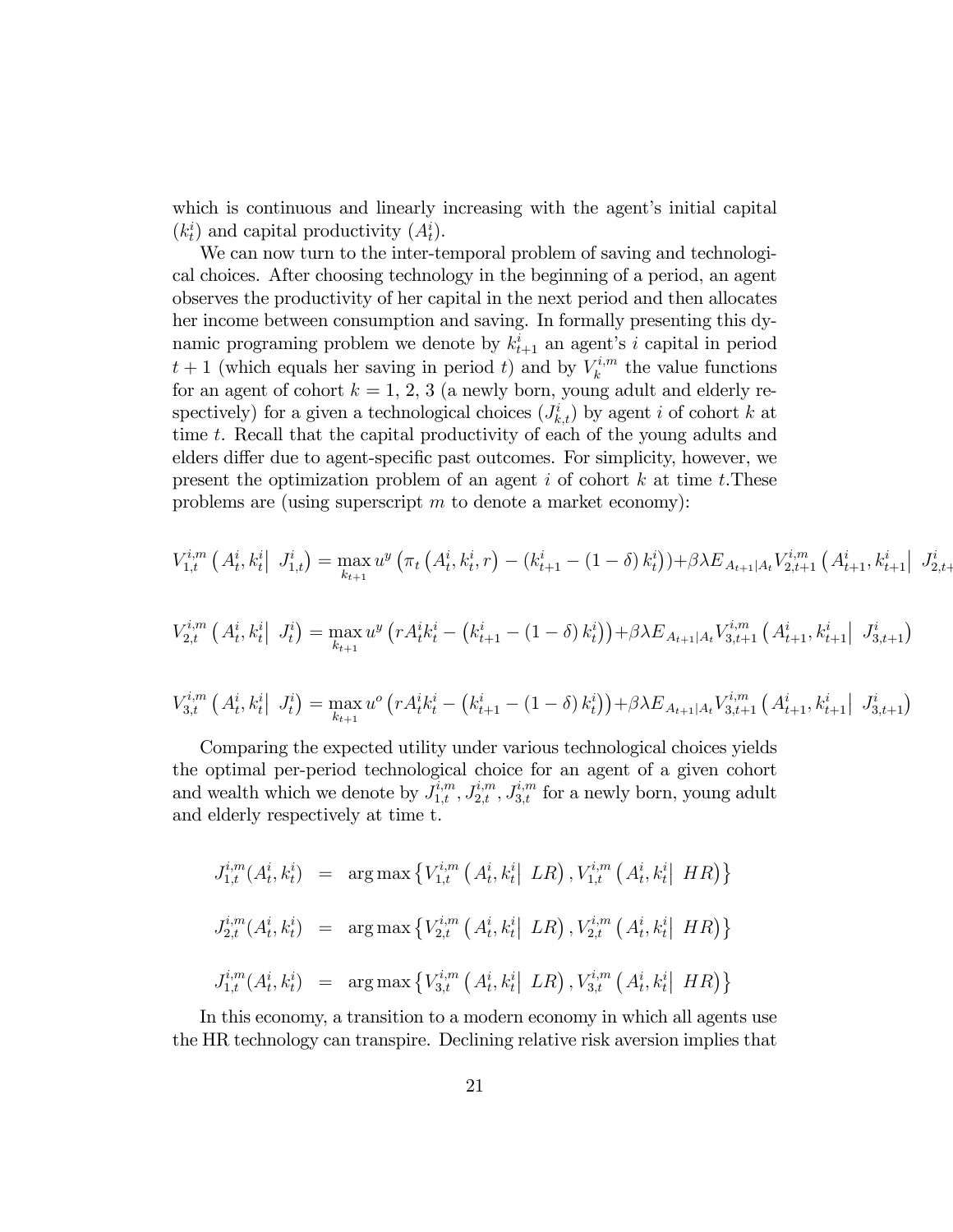which is continuous and linearly increasing with the agent's initial capital ($k_t^i$) and capital productivity ($A_t^i$).

We can now turn to the inter-temporal problem of saving and technological choices. After choosing technology in the beginning of a period, an agent observes the productivity of her capital in the next period and then allocates her income between consumption and saving. In formally presenting this dynamic programing problem we denote by $k_{t+1}^i$ an agent's $i$ capital in period $t+1$ (which equals her saving in period $t$) and by $V_k^{i,m}$ the value functions for an agent of cohort $k = 1, 2, 3$ (a newly born, young adult and elderly respectively) for a given a technological choices ($J_{k,t}^i$) by agent $i$ of cohort $k$ at time $t$. Recall that the capital productivity of each of the young adults and elders differ due to agent-specific past outcomes. For simplicity, however, we present the optimization problem of an agent $i$ of cohort $k$ at time $t$.These problems are (using superscript $m$ to denote a market economy):

$$V_{1,t}^{i,m}\left(A_t^i, k_t^i \middle|\ J_{1,t}^i\right) = \max_{k_{t+1}} u^y\left(\pi_t\left(A_t^i, k_t^i, r\right) - \left(k_{t+1}^i - (1-\delta)\, k_t^i\right)\right) + \beta\lambda E_{A_{t+1}|A_t} V_{2,t+1}^{i,m}\left(A_{t+1}^i, k_{t+1}^i \middle|\ J_{2,t+1}^i\right)$$

$$V_{2,t}^{i,m}\left(A_t^i, k_t^i \middle|\ J_t^i\right) = \max_{k_{t+1}} u^y\left(rA_t^i k_t^i - \left(k_{t+1}^i - (1-\delta)\, k_t^i\right)\right) + \beta\lambda E_{A_{t+1}|A_t} V_{3,t+1}^{i,m}\left(A_{t+1}^i, k_{t+1}^i \middle|\ J_{3,t+1}^i\right)$$

$$V_{3,t}^{i,m}\left(A_t^i, k_t^i \middle|\ J_t^i\right) = \max_{k_{t+1}} u^o\left(rA_t^i k_t^i - \left(k_{t+1}^i - (1-\delta)\, k_t^i\right)\right) + \beta\lambda E_{A_{t+1}|A_t} V_{3,t+1}^{i,m}\left(A_{t+1}^i, k_{t+1}^i \middle|\ J_{3,t+1}^i\right)$$

Comparing the expected utility under various technological choices yields the optimal per-period technological choice for an agent of a given cohort and wealth which we denote by $J_{1,t}^{i,m}, J_{2,t}^{i,m}, J_{3,t}^{i,m}$ for a newly born, young adult and elderly respectively at time t.

$$J_{1,t}^{i,m}(A_t^i, k_t^i) = \arg\max\left\{V_{1,t}^{i,m}\left(A_t^i, k_t^i \middle|\ LR\right), V_{1,t}^{i,m}\left(A_t^i, k_t^i \middle|\ HR\right)\right\}$$

$$J_{2,t}^{i,m}(A_t^i, k_t^i) = \arg\max\left\{V_{2,t}^{i,m}\left(A_t^i, k_t^i \middle|\ LR\right), V_{2,t}^{i,m}\left(A_t^i, k_t^i \middle|\ HR\right)\right\}$$

$$J_{1,t}^{i,m}(A_t^i, k_t^i) = \arg\max\left\{V_{3,t}^{i,m}\left(A_t^i, k_t^i \middle|\ LR\right), V_{3,t}^{i,m}\left(A_t^i, k_t^i \middle|\ HR\right)\right\}$$

In this economy, a transition to a modern economy in which all agents use the HR technology can transpire. Declining relative risk aversion implies that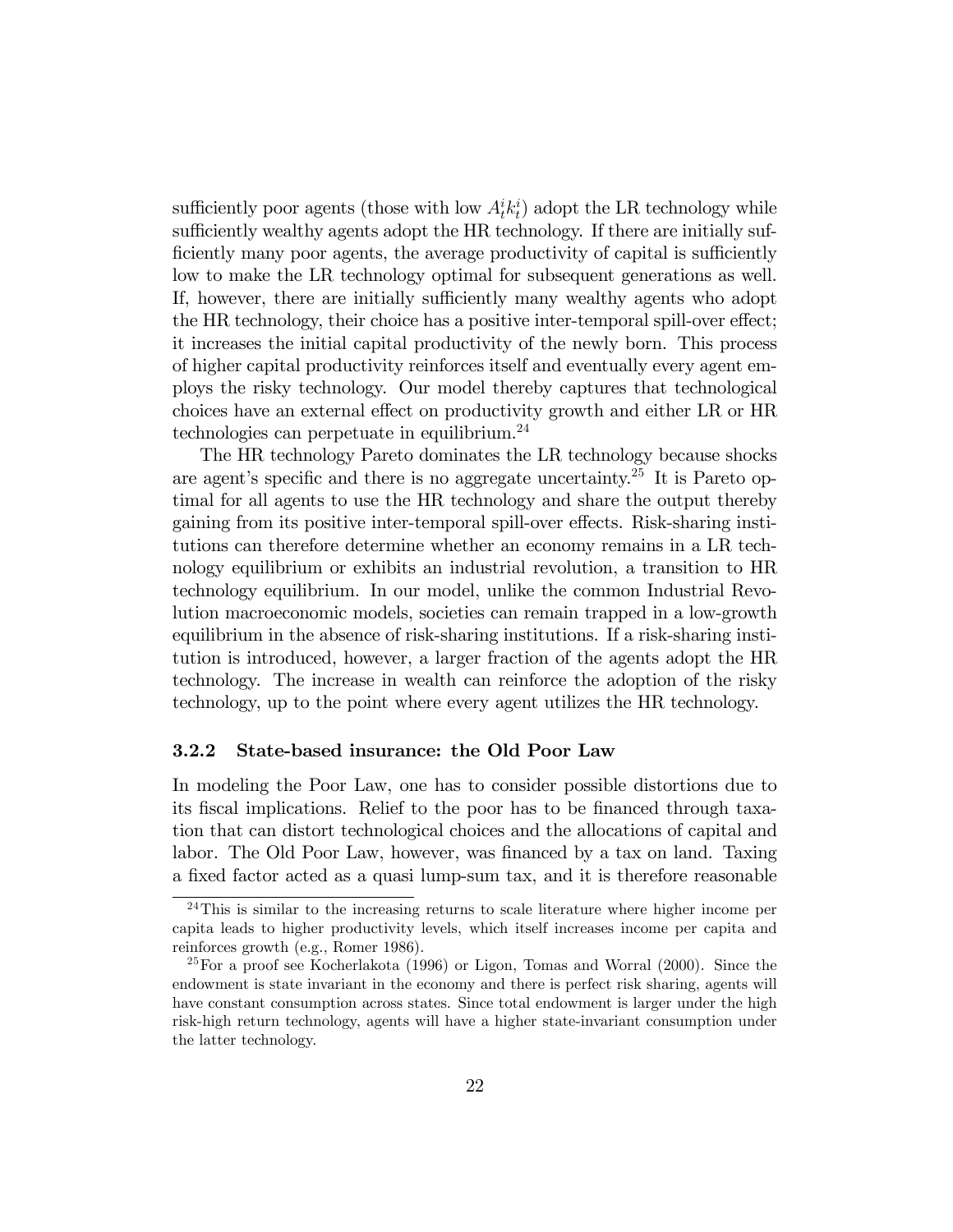sufficiently poor agents (those with low $A_t^i k_t^i$) adopt the LR technology while sufficiently wealthy agents adopt the HR technology. If there are initially sufficiently many poor agents, the average productivity of capital is sufficiently low to make the LR technology optimal for subsequent generations as well. If, however, there are initially sufficiently many wealthy agents who adopt the HR technology, their choice has a positive inter-temporal spill-over effect; it increases the initial capital productivity of the newly born. This process of higher capital productivity reinforces itself and eventually every agent employs the risky technology. Our model thereby captures that technological choices have an external effect on productivity growth and either LR or HR technologies can perpetuate in equilibrium.[24]

The HR technology Pareto dominates the LR technology because shocks are agent's specific and there is no aggregate uncertainty.[25] It is Pareto optimal for all agents to use the HR technology and share the output thereby gaining from its positive inter-temporal spill-over effects. Risk-sharing institutions can therefore determine whether an economy remains in a LR technology equilibrium or exhibits an industrial revolution, a transition to HR technology equilibrium. In our model, unlike the common Industrial Revolution macroeconomic models, societies can remain trapped in a low-growth equilibrium in the absence of risk-sharing institutions. If a risk-sharing institution is introduced, however, a larger fraction of the agents adopt the HR technology. The increase in wealth can reinforce the adoption of the risky technology, up to the point where every agent utilizes the HR technology.

### 3.2.2 State-based insurance: the Old Poor Law

In modeling the Poor Law, one has to consider possible distortions due to its fiscal implications. Relief to the poor has to be financed through taxation that can distort technological choices and the allocations of capital and labor. The Old Poor Law, however, was financed by a tax on land. Taxing a fixed factor acted as a quasi lump-sum tax, and it is therefore reasonable

---

[24] This is similar to the increasing returns to scale literature where higher income per capita leads to higher productivity levels, which itself increases income per capita and reinforces growth (e.g., Romer 1986).

[25] For a proof see Kocherlakota (1996) or Ligon, Tomas and Worral (2000). Since the endowment is state invariant in the economy and there is perfect risk sharing, agents will have constant consumption across states. Since total endowment is larger under the high risk-high return technology, agents will have a higher state-invariant consumption under the latter technology.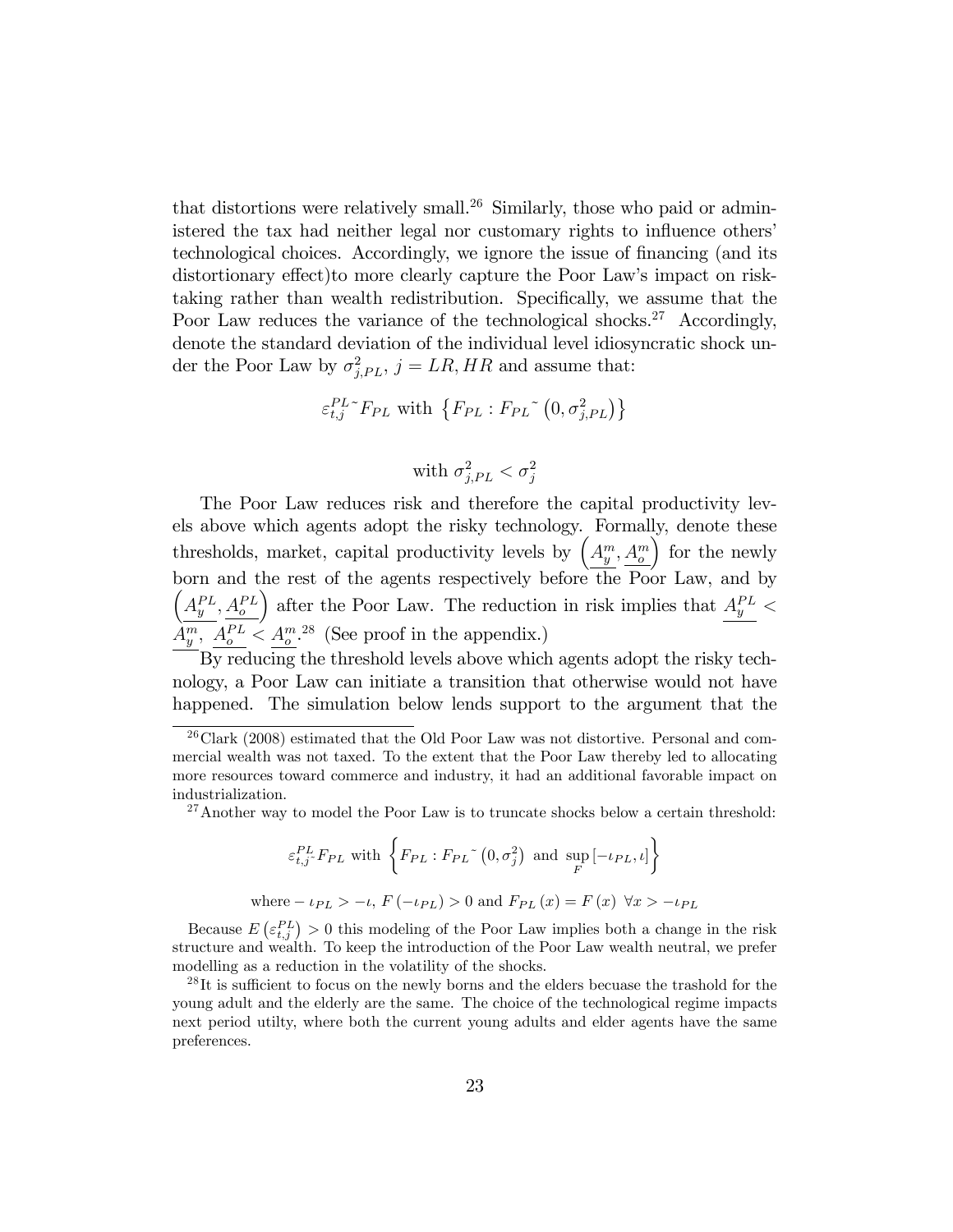that distortions were relatively small.[26] Similarly, those who paid or administered the tax had neither legal nor customary rights to influence others' technological choices. Accordingly, we ignore the issue of financing (and its distortionary effect)to more clearly capture the Poor Law's impact on risk-taking rather than wealth redistribution. Specifically, we assume that the Poor Law reduces the variance of the technological shocks.[27] Accordingly, denote the standard deviation of the individual level idiosyncratic shock under the Poor Law by $\sigma^2_{j,PL}$, $j = LR, HR$ and assume that:

$$\varepsilon^{PL}_{t,j} \tilde{} F_{PL} \text{ with } \left\{ F_{PL} : F_{PL} \tilde{} \left(0, \sigma^2_{j,PL}\right) \right\}$$

$$\text{with } \sigma^2_{j,PL} < \sigma^2_j$$

The Poor Law reduces risk and therefore the capital productivity levels above which agents adopt the risky technology. Formally, denote these thresholds, market, capital productivity levels by $\left(\underline{A^m_y}, \underline{A^m_o}\right)$ for the newly born and the rest of the agents respectively before the Poor Law, and by $\left(\underline{A^{PL}_y}, \underline{A^{PL}_o}\right)$ after the Poor Law. The reduction in risk implies that $\underline{A^{PL}_y} < \underline{A^m_y}$, $\underline{A^{PL}_o} < \underline{A^m_o}$.[28] (See proof in the appendix.)

By reducing the threshold levels above which agents adopt the risky technology, a Poor Law can initiate a transition that otherwise would not have happened. The simulation below lends support to the argument that the

---

[26] Clark (2008) estimated that the Old Poor Law was not distortive. Personal and commercial wealth was not taxed. To the extent that the Poor Law thereby led to allocating more resources toward commerce and industry, it had an additional favorable impact on industrialization.

[27] Another way to model the Poor Law is to truncate shocks below a certain threshold:

$$\varepsilon^{PL}_{t,j} \tilde{} F_{PL} \text{ with } \left\{ F_{PL} : F_{PL} \tilde{} \left(0, \sigma^2_j\right) \text{ and } \sup_F \left[-\iota_{PL}, \iota\right] \right\}$$

$$\text{where } -\iota_{PL} > -\iota,\ F\left(-\iota_{PL}\right) > 0 \text{ and } F_{PL}\left(x\right) = F\left(x\right)\ \forall x > -\iota_{PL}$$

Because $E\left(\varepsilon^{PL}_{t,j}\right) > 0$ this modeling of the Poor Law implies both a change in the risk structure and wealth. To keep the introduction of the Poor Law wealth neutral, we prefer modelling as a reduction in the volatility of the shocks.

[28] It is sufficient to focus on the newly borns and the elders becuase the trashold for the young adult and the elderly are the same. The choice of the technological regime impacts next period utilty, where both the current young adults and elder agents have the same preferences.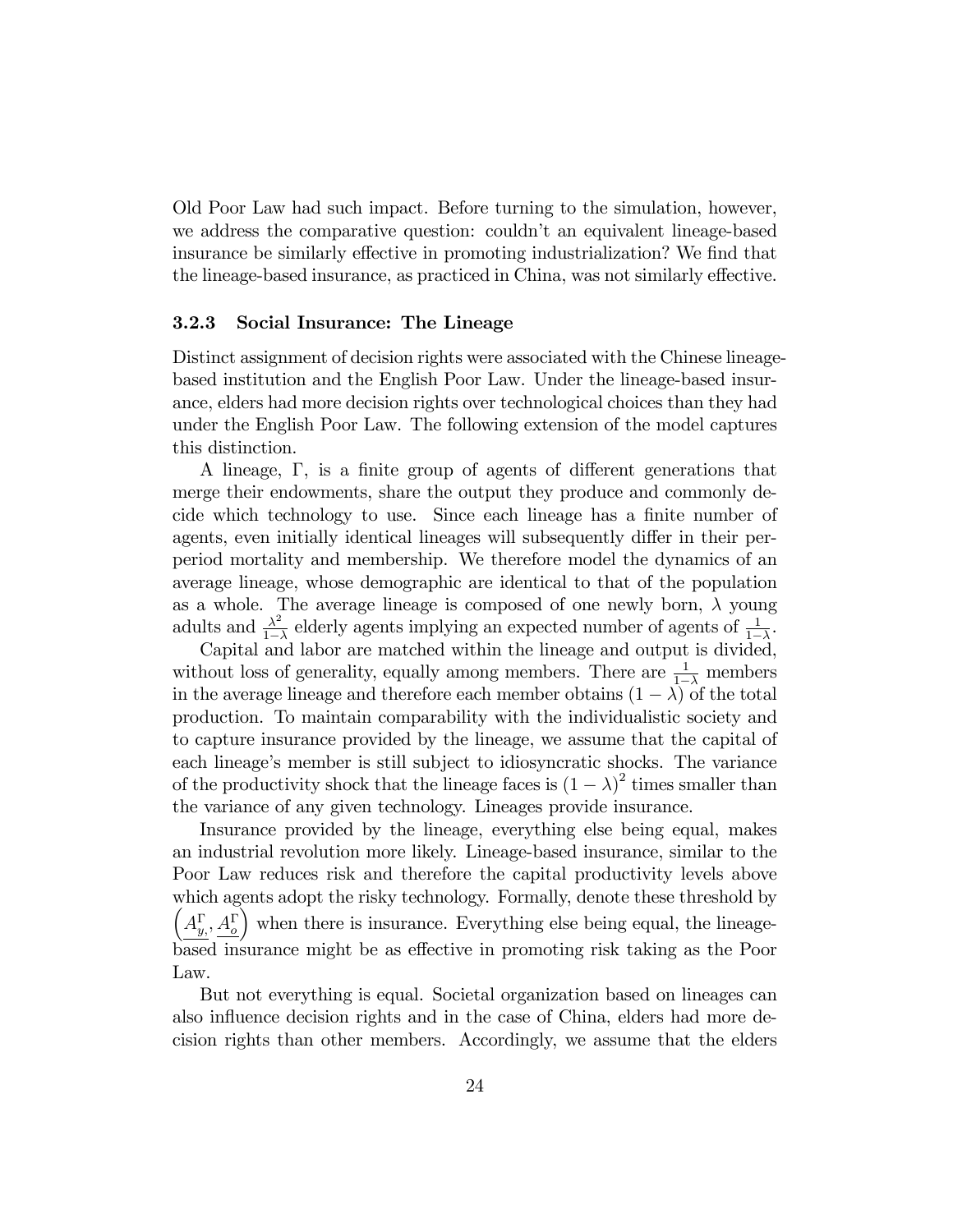Old Poor Law had such impact. Before turning to the simulation, however, we address the comparative question: couldn't an equivalent lineage-based insurance be similarly effective in promoting industrialization? We find that the lineage-based insurance, as practiced in China, was not similarly effective.

### 3.2.3 Social Insurance: The Lineage

Distinct assignment of decision rights were associated with the Chinese lineage-based institution and the English Poor Law. Under the lineage-based insurance, elders had more decision rights over technological choices than they had under the English Poor Law. The following extension of the model captures this distinction.

A lineage, $\Gamma$, is a finite group of agents of different generations that merge their endowments, share the output they produce and commonly decide which technology to use. Since each lineage has a finite number of agents, even initially identical lineages will subsequently differ in their per-period mortality and membership. We therefore model the dynamics of an average lineage, whose demographic are identical to that of the population as a whole. The average lineage is composed of one newly born, $\lambda$ young adults and $\frac{\lambda^2}{1-\lambda}$ elderly agents implying an expected number of agents of $\frac{1}{1-\lambda}$.

Capital and labor are matched within the lineage and output is divided, without loss of generality, equally among members. There are $\frac{1}{1-\lambda}$ members in the average lineage and therefore each member obtains $(1-\lambda)$ of the total production. To maintain comparability with the individualistic society and to capture insurance provided by the lineage, we assume that the capital of each lineage's member is still subject to idiosyncratic shocks. The variance of the productivity shock that the lineage faces is $(1-\lambda)^2$ times smaller than the variance of any given technology. Lineages provide insurance.

Insurance provided by the lineage, everything else being equal, makes an industrial revolution more likely. Lineage-based insurance, similar to the Poor Law reduces risk and therefore the capital productivity levels above which agents adopt the risky technology. Formally, denote these threshold by $\left(\underline{A_{y,}^{\Gamma}}, \underline{A_{o}^{\Gamma}}\right)$ when there is insurance. Everything else being equal, the lineage-based insurance might be as effective in promoting risk taking as the Poor Law.

But not everything is equal. Societal organization based on lineages can also influence decision rights and in the case of China, elders had more decision rights than other members. Accordingly, we assume that the elders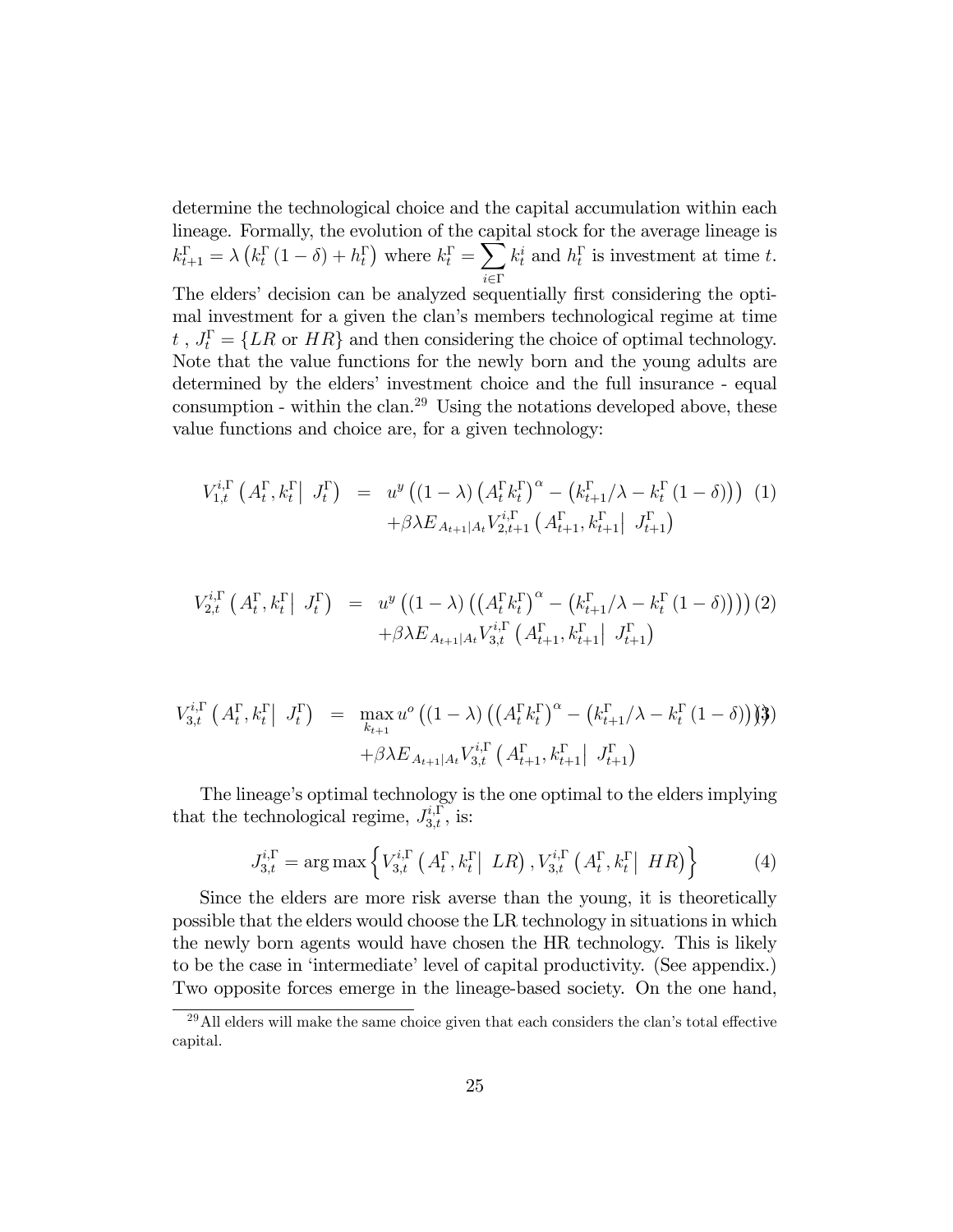determine the technological choice and the capital accumulation within each lineage. Formally, the evolution of the capital stock for the average lineage is $k_{t+1}^{\Gamma}=\lambda\left(k_{t}^{\Gamma}(1-\delta)+h_{t}^{\Gamma}\right)$ where $k_{t}^{\Gamma}=\sum_{i\in\Gamma}k_{t}^{i}$ and $h_{t}^{\Gamma}$ is investment at time $t$. The elders' decision can be analyzed sequentially first considering the optimal investment for a given the clan's members technological regime at time $t$ , $J_{t}^{\Gamma}=\{LR \text{ or } HR\}$ and then considering the choice of optimal technology. Note that the value functions for the newly born and the young adults are determined by the elders' investment choice and the full insurance - equal consumption - within the clan.[29] Using the notations developed above, these value functions and choice are, for a given technology:

$$
\begin{aligned}
V_{1,t}^{i,\Gamma}\left(A_{t}^{\Gamma},k_{t}^{\Gamma}\middle|\ J_{t}^{\Gamma}\right) &= u^{y}\left((1-\lambda)\left(A_{t}^{\Gamma}k_{t}^{\Gamma}\right)^{\alpha}-\left(k_{t+1}^{\Gamma}/\lambda-k_{t}^{\Gamma}(1-\delta)\right)\right) \\
&\quad+\beta\lambda E_{A_{t+1}|A_{t}}V_{2,t+1}^{i,\Gamma}\left(A_{t+1}^{\Gamma},k_{t+1}^{\Gamma}\middle|\ J_{t+1}^{\Gamma}\right)
\end{aligned}
\tag{1}
$$

$$
\begin{aligned}
V_{2,t}^{i,\Gamma}\left(A_{t}^{\Gamma},k_{t}^{\Gamma}\middle|\ J_{t}^{\Gamma}\right) &= u^{y}\left((1-\lambda)\left(\left(A_{t}^{\Gamma}k_{t}^{\Gamma}\right)^{\alpha}-\left(k_{t+1}^{\Gamma}/\lambda-k_{t}^{\Gamma}(1-\delta)\right)\right)\right) \\
&\quad+\beta\lambda E_{A_{t+1}|A_{t}}V_{3,t}^{i,\Gamma}\left(A_{t+1}^{\Gamma},k_{t+1}^{\Gamma}\middle|\ J_{t+1}^{\Gamma}\right)
\end{aligned}
\tag{2}
$$

$$
\begin{aligned}
V_{3,t}^{i,\Gamma}\left(A_{t}^{\Gamma},k_{t}^{\Gamma}\middle|\ J_{t}^{\Gamma}\right) &= \max_{k_{t+1}}u^{o}\left((1-\lambda)\left(\left(A_{t}^{\Gamma}k_{t}^{\Gamma}\right)^{\alpha}-\left(k_{t+1}^{\Gamma}/\lambda-k_{t}^{\Gamma}(1-\delta)\right)\right)\right) \\
&\quad+\beta\lambda E_{A_{t+1}|A_{t}}V_{3,t}^{i,\Gamma}\left(A_{t+1}^{\Gamma},k_{t+1}^{\Gamma}\middle|\ J_{t+1}^{\Gamma}\right)
\end{aligned}
\tag{3}
$$

The lineage's optimal technology is the one optimal to the elders implying that the technological regime, $J_{3,t}^{i,\Gamma}$, is:

$$
J_{3,t}^{i,\Gamma}=\arg\max\left\{V_{3,t}^{i,\Gamma}\left(A_{t}^{\Gamma},k_{t}^{\Gamma}\middle|\ LR\right),V_{3,t}^{i,\Gamma}\left(A_{t}^{\Gamma},k_{t}^{\Gamma}\middle|\ HR\right)\right\}
\tag{4}
$$

Since the elders are more risk averse than the young, it is theoretically possible that the elders would choose the LR technology in situations in which the newly born agents would have chosen the HR technology. This is likely to be the case in 'intermediate' level of capital productivity. (See appendix.) Two opposite forces emerge in the lineage-based society. On the one hand,

[29] All elders will make the same choice given that each considers the clan's total effective capital.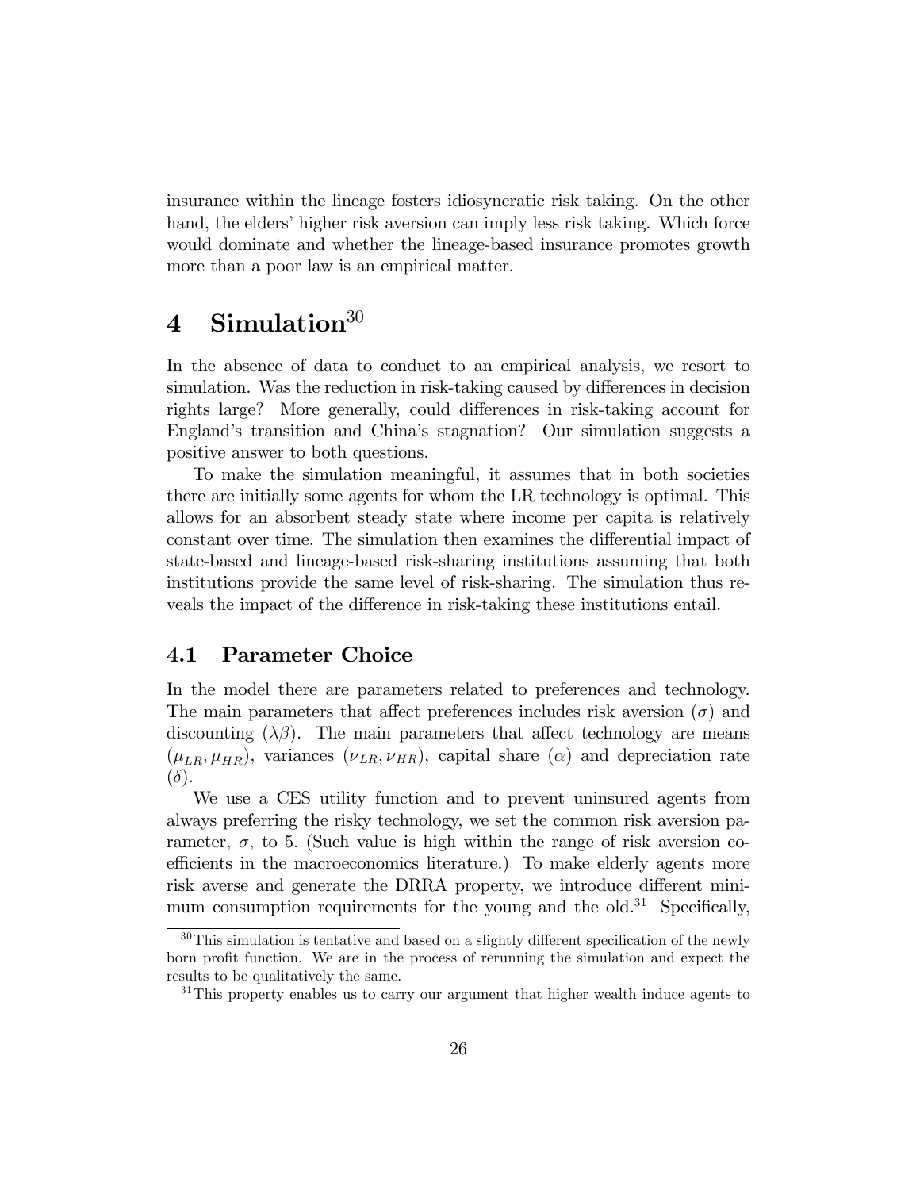insurance within the lineage fosters idiosyncratic risk taking. On the other hand, the elders' higher risk aversion can imply less risk taking. Which force would dominate and whether the lineage-based insurance promotes growth more than a poor law is an empirical matter.

# 4 Simulation[30]

In the absence of data to conduct to an empirical analysis, we resort to simulation. Was the reduction in risk-taking caused by differences in decision rights large? More generally, could differences in risk-taking account for England's transition and China's stagnation? Our simulation suggests a positive answer to both questions.

To make the simulation meaningful, it assumes that in both societies there are initially some agents for whom the LR technology is optimal. This allows for an absorbent steady state where income per capita is relatively constant over time. The simulation then examines the differential impact of state-based and lineage-based risk-sharing institutions assuming that both institutions provide the same level of risk-sharing. The simulation thus reveals the impact of the difference in risk-taking these institutions entail.

## 4.1 Parameter Choice

In the model there are parameters related to preferences and technology. The main parameters that affect preferences includes risk aversion ($\sigma$) and discounting ($\lambda\beta$). The main parameters that affect technology are means ($\mu_{LR}, \mu_{HR}$), variances ($\nu_{LR}, \nu_{HR}$), capital share ($\alpha$) and depreciation rate ($\delta$).

We use a CES utility function and to prevent uninsured agents from always preferring the risky technology, we set the common risk aversion parameter, $\sigma$, to 5. (Such value is high within the range of risk aversion coefficients in the macroeconomics literature.) To make elderly agents more risk averse and generate the DRRA property, we introduce different minimum consumption requirements for the young and the old.[31] Specifically,

[30] This simulation is tentative and based on a slightly different specification of the newly born profit function. We are in the process of rerunning the simulation and expect the results to be qualitatively the same.

[31] This property enables us to carry our argument that higher wealth induce agents to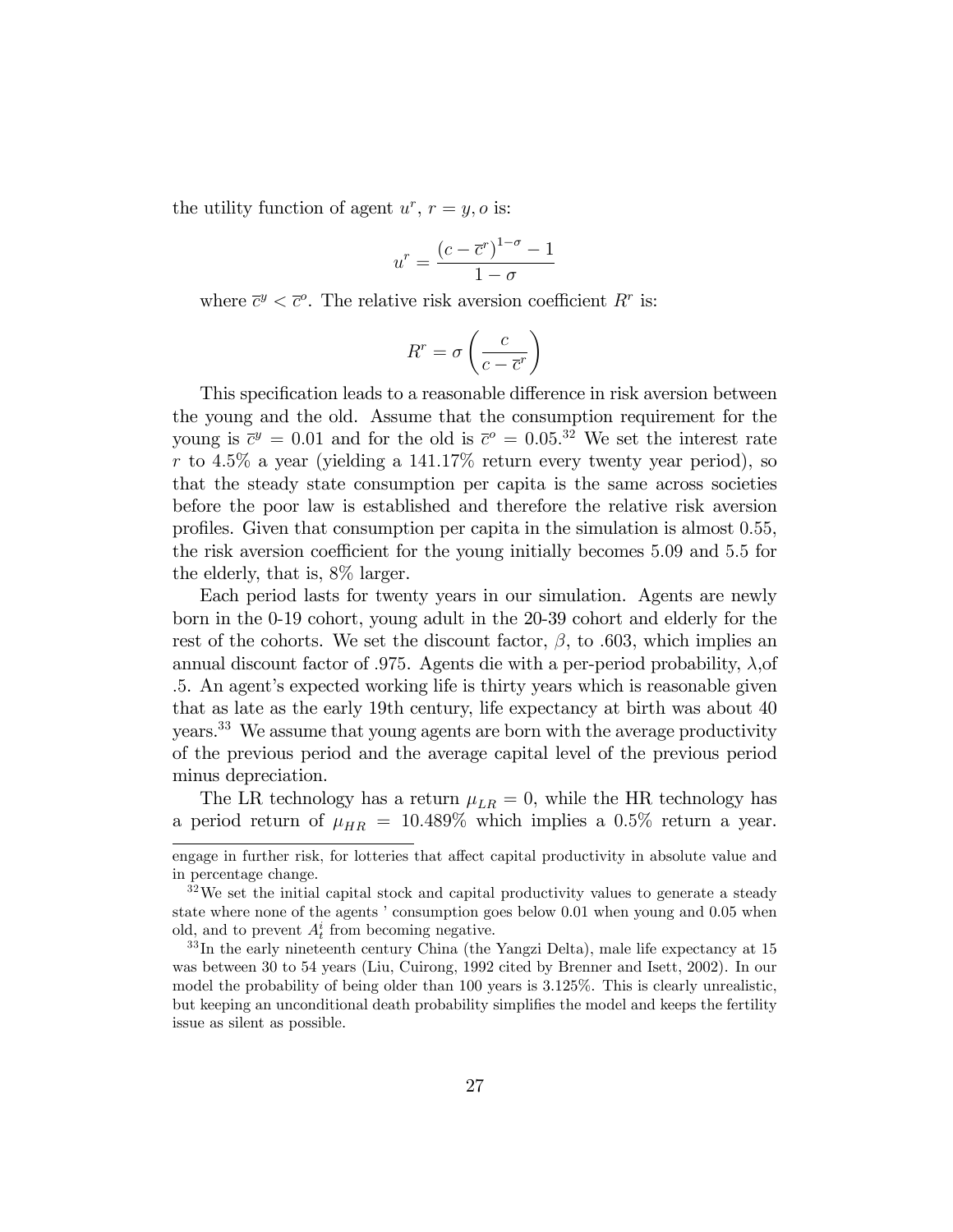the utility function of agent $u^r$, $r = y, o$ is:

$$u^r = \frac{(c - \overline{c}^r)^{1-\sigma} - 1}{1 - \sigma}$$

where $\overline{c}^y < \overline{c}^o$. The relative risk aversion coefficient $R^r$ is:

$$R^r = \sigma \left( \frac{c}{c - \overline{c}^r} \right)$$

This specification leads to a reasonable difference in risk aversion between the young and the old. Assume that the consumption requirement for the young is $\overline{c}^y = 0.01$ and for the old is $\overline{c}^o = 0.05$.[32] We set the interest rate $r$ to 4.5% a year (yielding a 141.17% return every twenty year period), so that the steady state consumption per capita is the same across societies before the poor law is established and therefore the relative risk aversion profiles. Given that consumption per capita in the simulation is almost 0.55, the risk aversion coefficient for the young initially becomes 5.09 and 5.5 for the elderly, that is, 8% larger.

Each period lasts for twenty years in our simulation. Agents are newly born in the 0-19 cohort, young adult in the 20-39 cohort and elderly for the rest of the cohorts. We set the discount factor, $\beta$, to .603, which implies an annual discount factor of .975. Agents die with a per-period probability, $\lambda$,of .5. An agent's expected working life is thirty years which is reasonable given that as late as the early 19th century, life expectancy at birth was about 40 years.[33] We assume that young agents are born with the average productivity of the previous period and the average capital level of the previous period minus depreciation.

The LR technology has a return $\mu_{LR} = 0$, while the HR technology has a period return of $\mu_{HR} = 10.489\%$ which implies a 0.5% return a year.

---

engage in further risk, for lotteries that affect capital productivity in absolute value and in percentage change.

[32] We set the initial capital stock and capital productivity values to generate a steady state where none of the agents ' consumption goes below 0.01 when young and 0.05 when old, and to prevent $A_t^i$ from becoming negative.

[33] In the early nineteenth century China (the Yangzi Delta), male life expectancy at 15 was between 30 to 54 years (Liu, Cuirong, 1992 cited by Brenner and Isett, 2002). In our model the probability of being older than 100 years is 3.125%. This is clearly unrealistic, but keeping an unconditional death probability simplifies the model and keeps the fertility issue as silent as possible.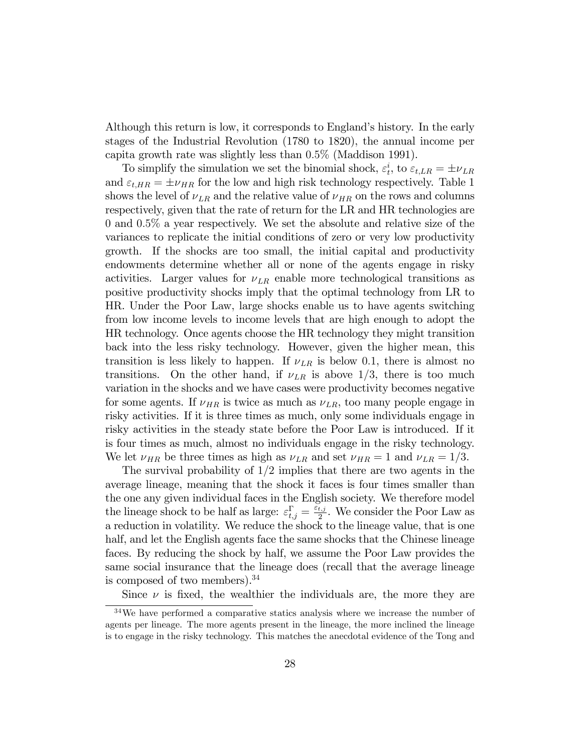Although this return is low, it corresponds to England's history. In the early stages of the Industrial Revolution (1780 to 1820), the annual income per capita growth rate was slightly less than 0.5% (Maddison 1991).

To simplify the simulation we set the binomial shock, $\varepsilon_t^i$, to $\varepsilon_{t,LR} = \pm\nu_{LR}$ and $\varepsilon_{t,HR} = \pm\nu_{HR}$ for the low and high risk technology respectively. Table 1 shows the level of $\nu_{LR}$ and the relative value of $\nu_{HR}$ on the rows and columns respectively, given that the rate of return for the LR and HR technologies are 0 and 0.5% a year respectively. We set the absolute and relative size of the variances to replicate the initial conditions of zero or very low productivity growth. If the shocks are too small, the initial capital and productivity endowments determine whether all or none of the agents engage in risky activities. Larger values for $\nu_{LR}$ enable more technological transitions as positive productivity shocks imply that the optimal technology from LR to HR. Under the Poor Law, large shocks enable us to have agents switching from low income levels to income levels that are high enough to adopt the HR technology. Once agents choose the HR technology they might transition back into the less risky technology. However, given the higher mean, this transition is less likely to happen. If $\nu_{LR}$ is below 0.1, there is almost no transitions. On the other hand, if $\nu_{LR}$ is above 1/3, there is too much variation in the shocks and we have cases were productivity becomes negative for some agents. If $\nu_{HR}$ is twice as much as $\nu_{LR}$, too many people engage in risky activities. If it is three times as much, only some individuals engage in risky activities in the steady state before the Poor Law is introduced. If it is four times as much, almost no individuals engage in the risky technology. We let $\nu_{HR}$ be three times as high as $\nu_{LR}$ and set $\nu_{HR} = 1$ and $\nu_{LR} = 1/3$.

The survival probability of 1/2 implies that there are two agents in the average lineage, meaning that the shock it faces is four times smaller than the one any given individual faces in the English society. We therefore model the lineage shock to be half as large: $\varepsilon_{t,j}^{\Gamma} = \frac{\varepsilon_{t,j}}{2}$. We consider the Poor Law as a reduction in volatility. We reduce the shock to the lineage value, that is one half, and let the English agents face the same shocks that the Chinese lineage faces. By reducing the shock by half, we assume the Poor Law provides the same social insurance that the lineage does (recall that the average lineage is composed of two members).[34]

Since $\nu$ is fixed, the wealthier the individuals are, the more they are

[34] We have performed a comparative statics analysis where we increase the number of agents per lineage. The more agents present in the lineage, the more inclined the lineage is to engage in the risky technology. This matches the anecdotal evidence of the Tong and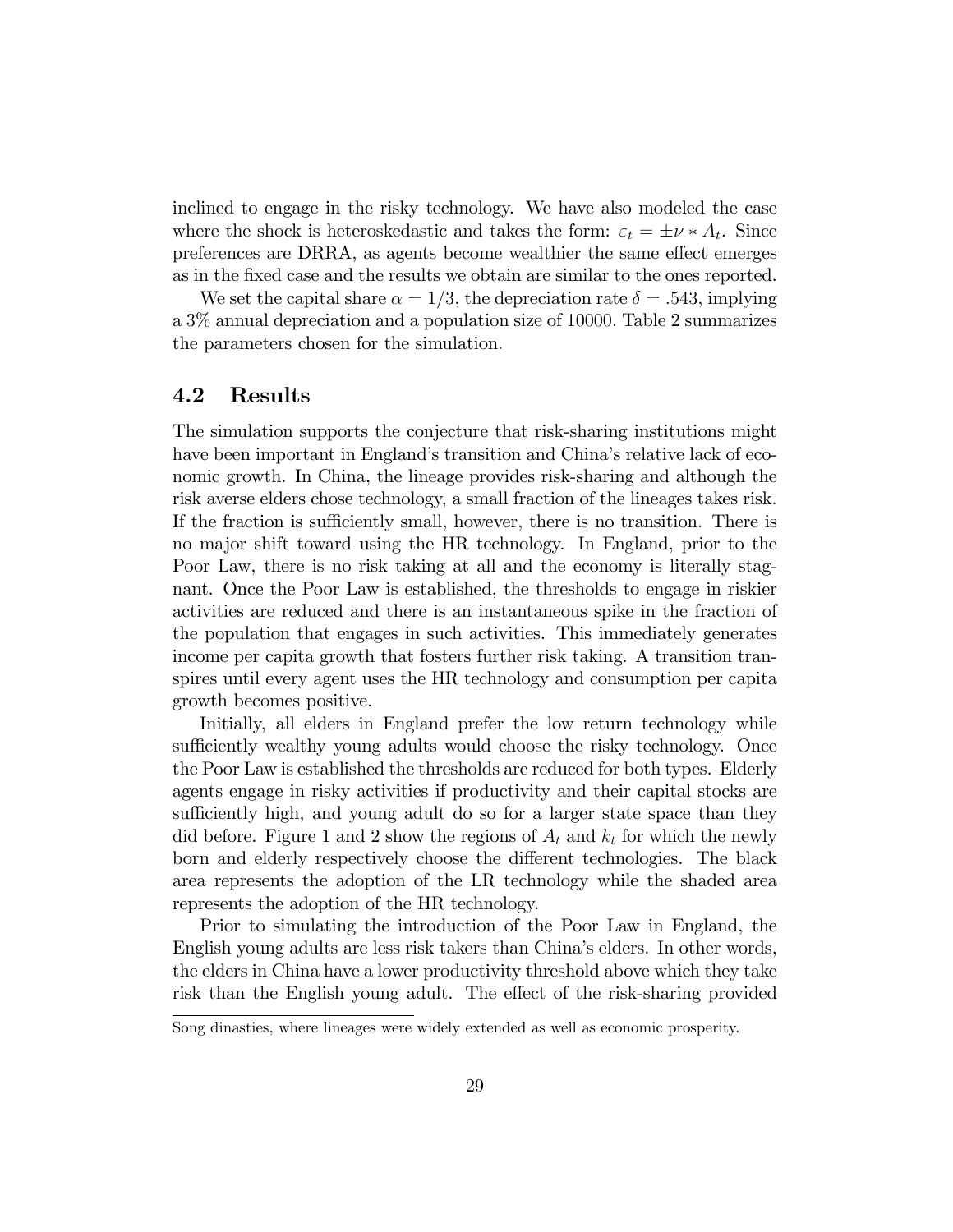inclined to engage in the risky technology. We have also modeled the case where the shock is heteroskedastic and takes the form: $\varepsilon_t = \pm\nu * A_t$. Since preferences are DRRA, as agents become wealthier the same effect emerges as in the fixed case and the results we obtain are similar to the ones reported.

We set the capital share $\alpha = 1/3$, the depreciation rate $\delta = .543$, implying a 3% annual depreciation and a population size of 10000. Table 2 summarizes the parameters chosen for the simulation.

## 4.2 Results

The simulation supports the conjecture that risk-sharing institutions might have been important in England's transition and China's relative lack of economic growth. In China, the lineage provides risk-sharing and although the risk averse elders chose technology, a small fraction of the lineages takes risk. If the fraction is sufficiently small, however, there is no transition. There is no major shift toward using the HR technology. In England, prior to the Poor Law, there is no risk taking at all and the economy is literally stagnant. Once the Poor Law is established, the thresholds to engage in riskier activities are reduced and there is an instantaneous spike in the fraction of the population that engages in such activities. This immediately generates income per capita growth that fosters further risk taking. A transition transpires until every agent uses the HR technology and consumption per capita growth becomes positive.

Initially, all elders in England prefer the low return technology while sufficiently wealthy young adults would choose the risky technology. Once the Poor Law is established the thresholds are reduced for both types. Elderly agents engage in risky activities if productivity and their capital stocks are sufficiently high, and young adult do so for a larger state space than they did before. Figure 1 and 2 show the regions of $A_t$ and $k_t$ for which the newly born and elderly respectively choose the different technologies. The black area represents the adoption of the LR technology while the shaded area represents the adoption of the HR technology.

Prior to simulating the introduction of the Poor Law in England, the English young adults are less risk takers than China's elders. In other words, the elders in China have a lower productivity threshold above which they take risk than the English young adult. The effect of the risk-sharing provided

Song dinasties, where lineages were widely extended as well as economic prosperity.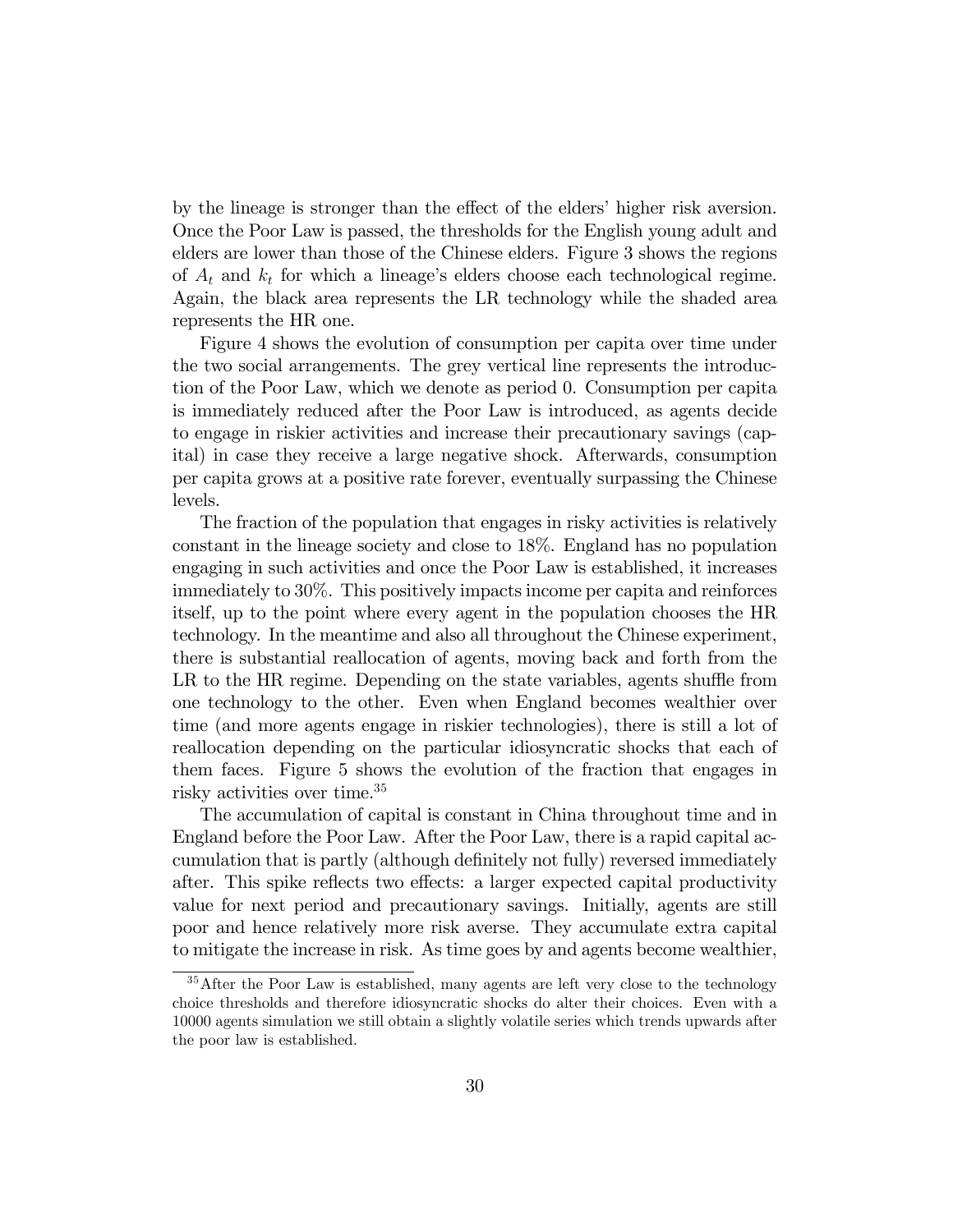by the lineage is stronger than the effect of the elders' higher risk aversion. Once the Poor Law is passed, the thresholds for the English young adult and elders are lower than those of the Chinese elders. Figure 3 shows the regions of $A_t$ and $k_t$ for which a lineage's elders choose each technological regime. Again, the black area represents the LR technology while the shaded area represents the HR one.

Figure 4 shows the evolution of consumption per capita over time under the two social arrangements. The grey vertical line represents the introduction of the Poor Law, which we denote as period 0. Consumption per capita is immediately reduced after the Poor Law is introduced, as agents decide to engage in riskier activities and increase their precautionary savings (capital) in case they receive a large negative shock. Afterwards, consumption per capita grows at a positive rate forever, eventually surpassing the Chinese levels.

The fraction of the population that engages in risky activities is relatively constant in the lineage society and close to 18%. England has no population engaging in such activities and once the Poor Law is established, it increases immediately to 30%. This positively impacts income per capita and reinforces itself, up to the point where every agent in the population chooses the HR technology. In the meantime and also all throughout the Chinese experiment, there is substantial reallocation of agents, moving back and forth from the LR to the HR regime. Depending on the state variables, agents shuffle from one technology to the other. Even when England becomes wealthier over time (and more agents engage in riskier technologies), there is still a lot of reallocation depending on the particular idiosyncratic shocks that each of them faces. Figure 5 shows the evolution of the fraction that engages in risky activities over time.[35]

The accumulation of capital is constant in China throughout time and in England before the Poor Law. After the Poor Law, there is a rapid capital accumulation that is partly (although definitely not fully) reversed immediately after. This spike reflects two effects: a larger expected capital productivity value for next period and precautionary savings. Initially, agents are still poor and hence relatively more risk averse. They accumulate extra capital to mitigate the increase in risk. As time goes by and agents become wealthier,

[35] After the Poor Law is established, many agents are left very close to the technology choice thresholds and therefore idiosyncratic shocks do alter their choices. Even with a 10000 agents simulation we still obtain a slightly volatile series which trends upwards after the poor law is established.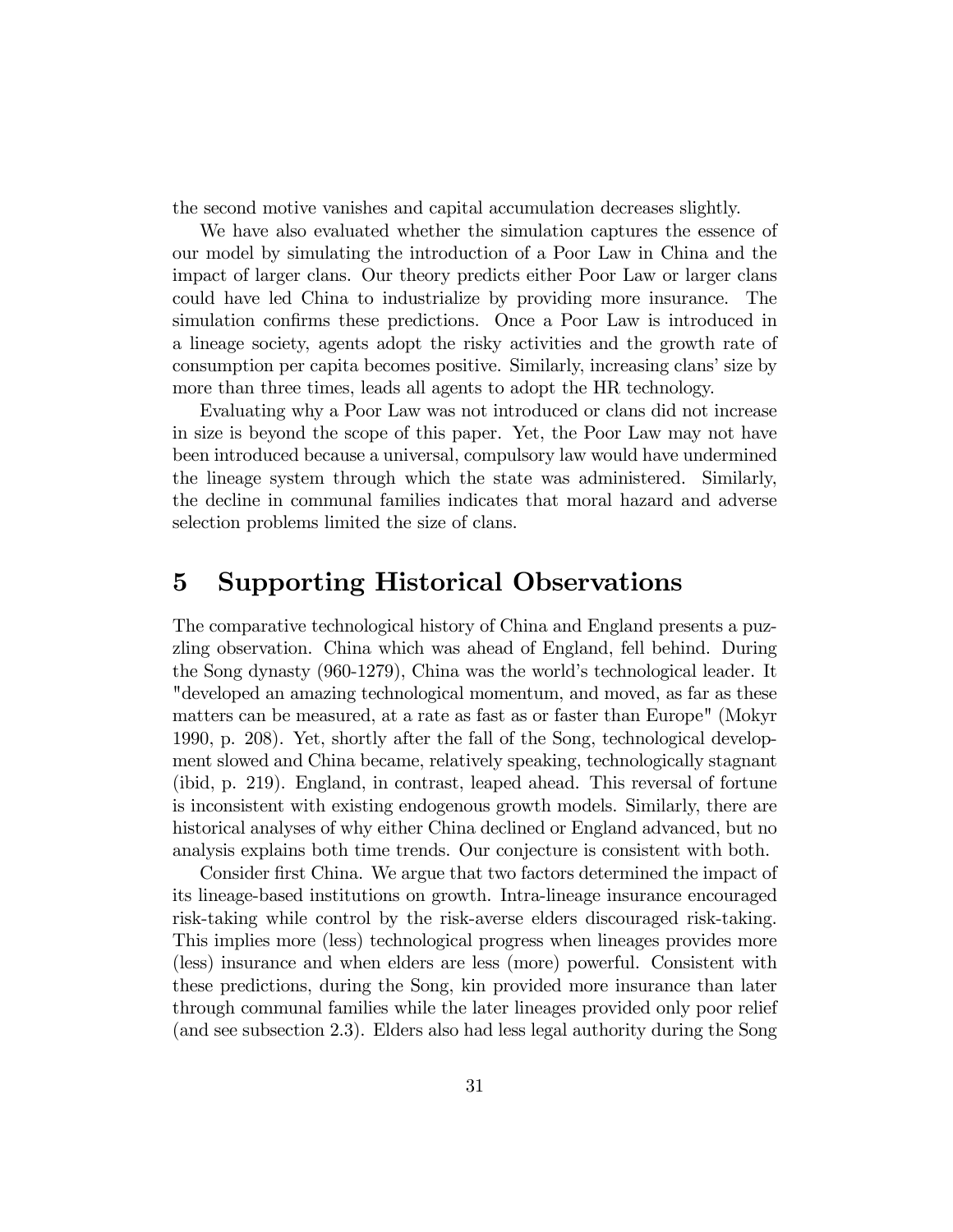the second motive vanishes and capital accumulation decreases slightly.

We have also evaluated whether the simulation captures the essence of our model by simulating the introduction of a Poor Law in China and the impact of larger clans. Our theory predicts either Poor Law or larger clans could have led China to industrialize by providing more insurance. The simulation confirms these predictions. Once a Poor Law is introduced in a lineage society, agents adopt the risky activities and the growth rate of consumption per capita becomes positive. Similarly, increasing clans' size by more than three times, leads all agents to adopt the HR technology.

Evaluating why a Poor Law was not introduced or clans did not increase in size is beyond the scope of this paper. Yet, the Poor Law may not have been introduced because a universal, compulsory law would have undermined the lineage system through which the state was administered. Similarly, the decline in communal families indicates that moral hazard and adverse selection problems limited the size of clans.

# 5 Supporting Historical Observations

The comparative technological history of China and England presents a puzzling observation. China which was ahead of England, fell behind. During the Song dynasty (960-1279), China was the world's technological leader. It "developed an amazing technological momentum, and moved, as far as these matters can be measured, at a rate as fast as or faster than Europe" (Mokyr 1990, p. 208). Yet, shortly after the fall of the Song, technological development slowed and China became, relatively speaking, technologically stagnant (ibid, p. 219). England, in contrast, leaped ahead. This reversal of fortune is inconsistent with existing endogenous growth models. Similarly, there are historical analyses of why either China declined or England advanced, but no analysis explains both time trends. Our conjecture is consistent with both.

Consider first China. We argue that two factors determined the impact of its lineage-based institutions on growth. Intra-lineage insurance encouraged risk-taking while control by the risk-averse elders discouraged risk-taking. This implies more (less) technological progress when lineages provides more (less) insurance and when elders are less (more) powerful. Consistent with these predictions, during the Song, kin provided more insurance than later through communal families while the later lineages provided only poor relief (and see subsection 2.3). Elders also had less legal authority during the Song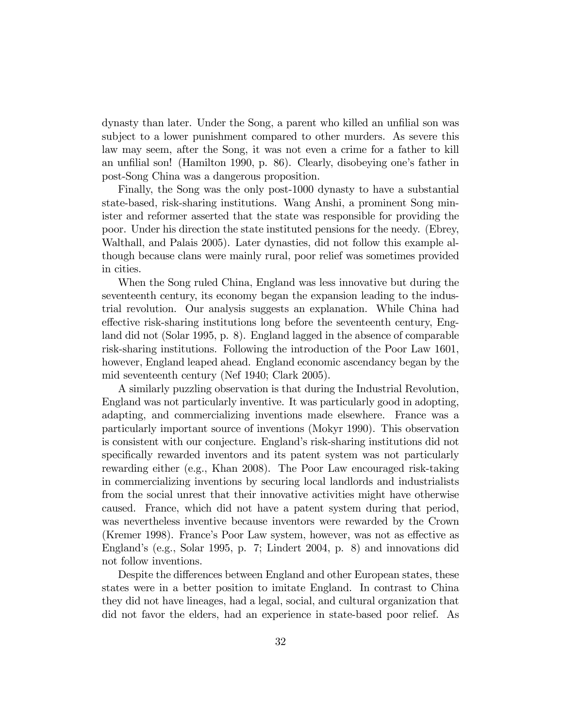dynasty than later. Under the Song, a parent who killed an unfilial son was subject to a lower punishment compared to other murders. As severe this law may seem, after the Song, it was not even a crime for a father to kill an unfilial son! (Hamilton 1990, p. 86). Clearly, disobeying one's father in post-Song China was a dangerous proposition.

Finally, the Song was the only post-1000 dynasty to have a substantial state-based, risk-sharing institutions. Wang Anshi, a prominent Song minister and reformer asserted that the state was responsible for providing the poor. Under his direction the state instituted pensions for the needy. (Ebrey, Walthall, and Palais 2005). Later dynasties, did not follow this example although because clans were mainly rural, poor relief was sometimes provided in cities.

When the Song ruled China, England was less innovative but during the seventeenth century, its economy began the expansion leading to the industrial revolution. Our analysis suggests an explanation. While China had effective risk-sharing institutions long before the seventeenth century, England did not (Solar 1995, p. 8). England lagged in the absence of comparable risk-sharing institutions. Following the introduction of the Poor Law 1601, however, England leaped ahead. England economic ascendancy began by the mid seventeenth century (Nef 1940; Clark 2005).

A similarly puzzling observation is that during the Industrial Revolution, England was not particularly inventive. It was particularly good in adopting, adapting, and commercializing inventions made elsewhere. France was a particularly important source of inventions (Mokyr 1990). This observation is consistent with our conjecture. England's risk-sharing institutions did not specifically rewarded inventors and its patent system was not particularly rewarding either (e.g., Khan 2008). The Poor Law encouraged risk-taking in commercializing inventions by securing local landlords and industrialists from the social unrest that their innovative activities might have otherwise caused. France, which did not have a patent system during that period, was nevertheless inventive because inventors were rewarded by the Crown (Kremer 1998). France's Poor Law system, however, was not as effective as England's (e.g., Solar 1995, p. 7; Lindert 2004, p. 8) and innovations did not follow inventions.

Despite the differences between England and other European states, these states were in a better position to imitate England. In contrast to China they did not have lineages, had a legal, social, and cultural organization that did not favor the elders, had an experience in state-based poor relief. As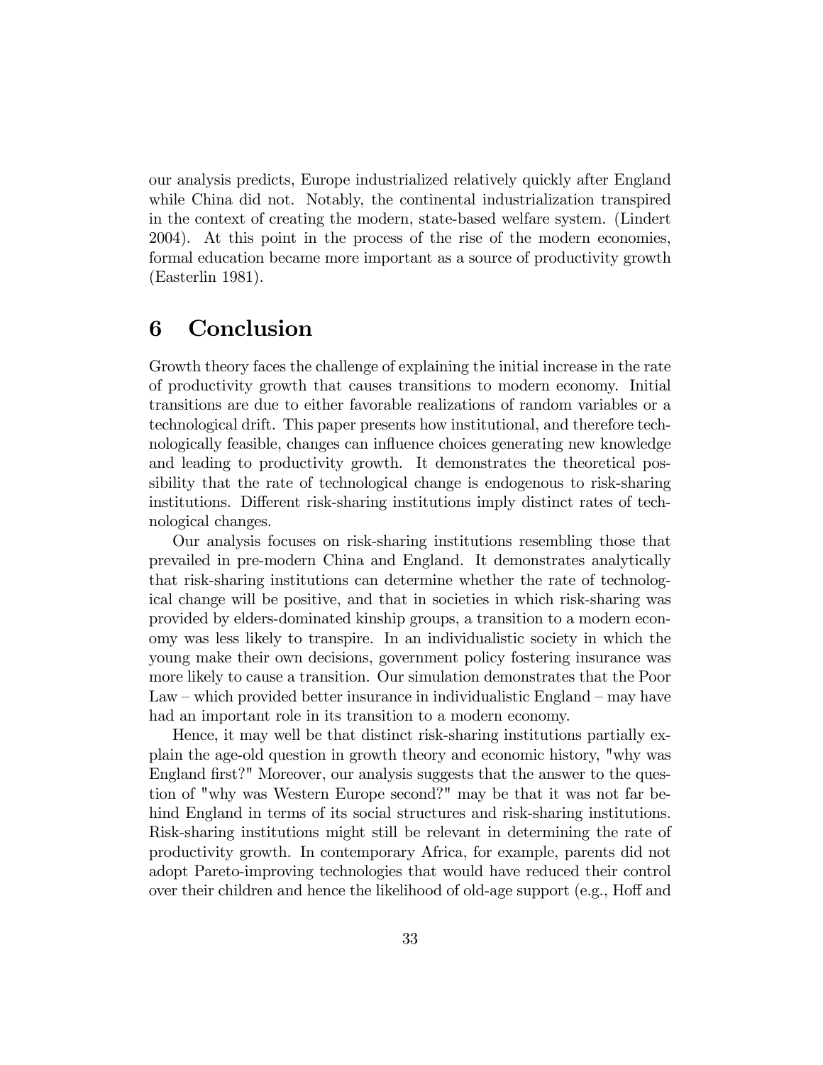our analysis predicts, Europe industrialized relatively quickly after England while China did not. Notably, the continental industrialization transpired in the context of creating the modern, state-based welfare system. (Lindert 2004). At this point in the process of the rise of the modern economies, formal education became more important as a source of productivity growth (Easterlin 1981).

# 6 Conclusion

Growth theory faces the challenge of explaining the initial increase in the rate of productivity growth that causes transitions to modern economy. Initial transitions are due to either favorable realizations of random variables or a technological drift. This paper presents how institutional, and therefore technologically feasible, changes can influence choices generating new knowledge and leading to productivity growth. It demonstrates the theoretical possibility that the rate of technological change is endogenous to risk-sharing institutions. Different risk-sharing institutions imply distinct rates of technological changes.

Our analysis focuses on risk-sharing institutions resembling those that prevailed in pre-modern China and England. It demonstrates analytically that risk-sharing institutions can determine whether the rate of technological change will be positive, and that in societies in which risk-sharing was provided by elders-dominated kinship groups, a transition to a modern economy was less likely to transpire. In an individualistic society in which the young make their own decisions, government policy fostering insurance was more likely to cause a transition. Our simulation demonstrates that the Poor Law – which provided better insurance in individualistic England – may have had an important role in its transition to a modern economy.

Hence, it may well be that distinct risk-sharing institutions partially explain the age-old question in growth theory and economic history, "why was England first?" Moreover, our analysis suggests that the answer to the question of "why was Western Europe second?" may be that it was not far behind England in terms of its social structures and risk-sharing institutions. Risk-sharing institutions might still be relevant in determining the rate of productivity growth. In contemporary Africa, for example, parents did not adopt Pareto-improving technologies that would have reduced their control over their children and hence the likelihood of old-age support (e.g., Hoff and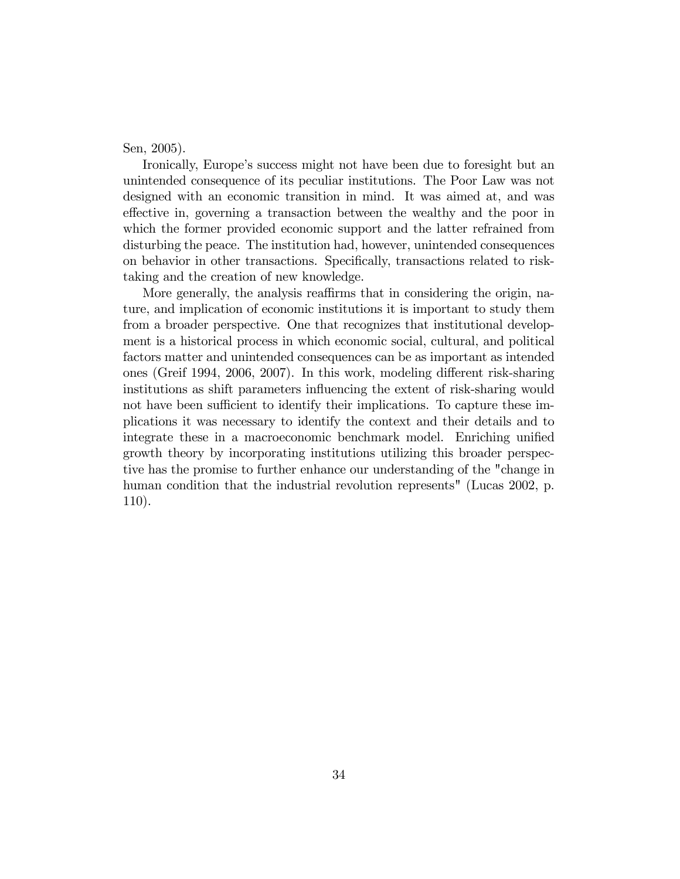Sen, 2005).

Ironically, Europe's success might not have been due to foresight but an unintended consequence of its peculiar institutions. The Poor Law was not designed with an economic transition in mind. It was aimed at, and was effective in, governing a transaction between the wealthy and the poor in which the former provided economic support and the latter refrained from disturbing the peace. The institution had, however, unintended consequences on behavior in other transactions. Specifically, transactions related to risk-taking and the creation of new knowledge.

More generally, the analysis reaffirms that in considering the origin, nature, and implication of economic institutions it is important to study them from a broader perspective. One that recognizes that institutional development is a historical process in which economic social, cultural, and political factors matter and unintended consequences can be as important as intended ones (Greif 1994, 2006, 2007). In this work, modeling different risk-sharing institutions as shift parameters influencing the extent of risk-sharing would not have been sufficient to identify their implications. To capture these implications it was necessary to identify the context and their details and to integrate these in a macroeconomic benchmark model. Enriching unified growth theory by incorporating institutions utilizing this broader perspective has the promise to further enhance our understanding of the "change in human condition that the industrial revolution represents" (Lucas 2002, p. 110).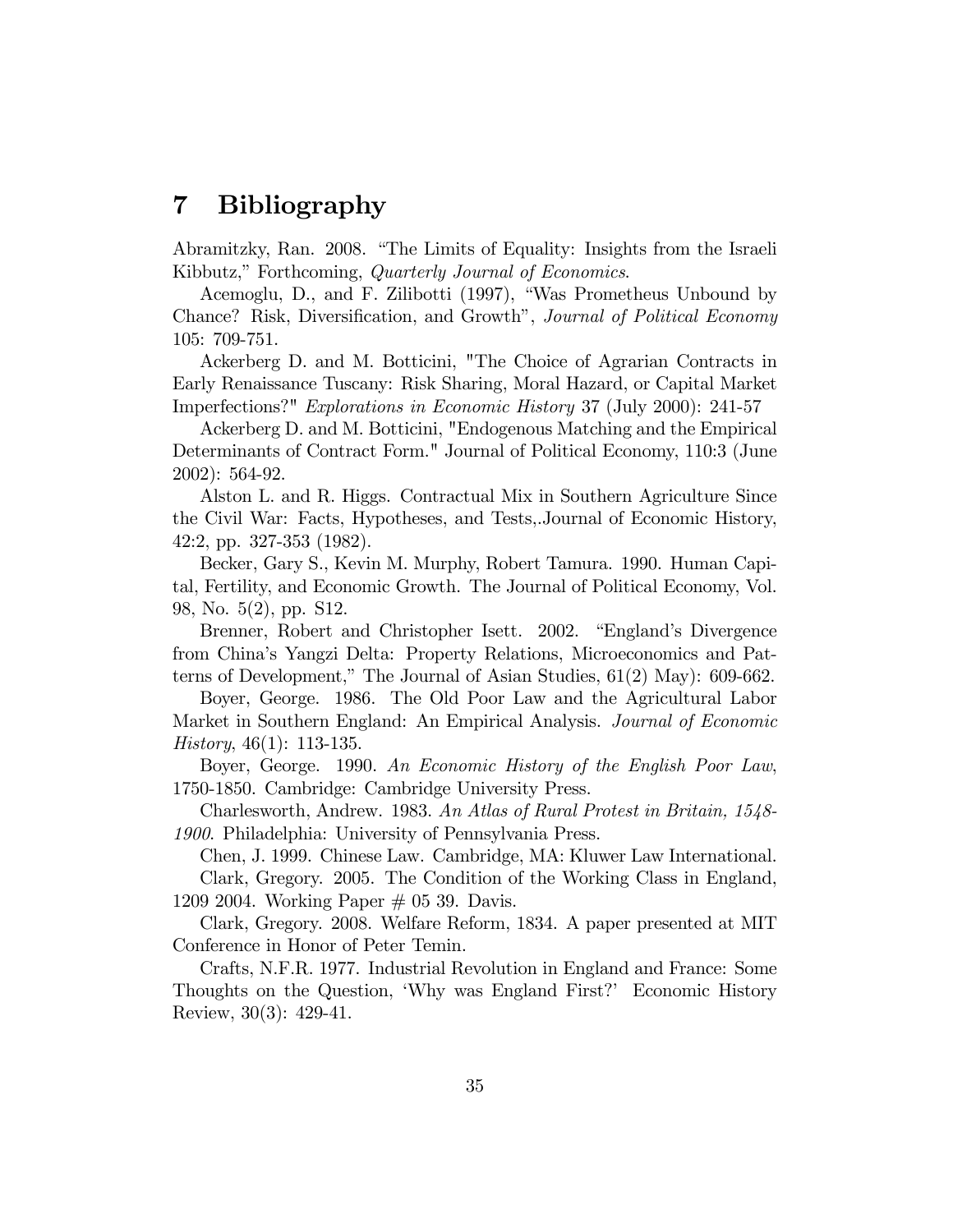# 7 Bibliography

Abramitzky, Ran. 2008. "The Limits of Equality: Insights from the Israeli Kibbutz," Forthcoming, *Quarterly Journal of Economics*.

Acemoglu, D., and F. Zilibotti (1997), "Was Prometheus Unbound by Chance? Risk, Diversification, and Growth", *Journal of Political Economy* 105: 709-751.

Ackerberg D. and M. Botticini, "The Choice of Agrarian Contracts in Early Renaissance Tuscany: Risk Sharing, Moral Hazard, or Capital Market Imperfections?" *Explorations in Economic History* 37 (July 2000): 241-57

Ackerberg D. and M. Botticini, "Endogenous Matching and the Empirical Determinants of Contract Form." Journal of Political Economy, 110:3 (June 2002): 564-92.

Alston L. and R. Higgs. Contractual Mix in Southern Agriculture Since the Civil War: Facts, Hypotheses, and Tests,.Journal of Economic History, 42:2, pp. 327-353 (1982).

Becker, Gary S., Kevin M. Murphy, Robert Tamura. 1990. Human Capital, Fertility, and Economic Growth. The Journal of Political Economy, Vol. 98, No. 5(2), pp. S12.

Brenner, Robert and Christopher Isett. 2002. "England's Divergence from China's Yangzi Delta: Property Relations, Microeconomics and Patterns of Development," The Journal of Asian Studies, 61(2) May): 609-662.

Boyer, George. 1986. The Old Poor Law and the Agricultural Labor Market in Southern England: An Empirical Analysis. *Journal of Economic History*, 46(1): 113-135.

Boyer, George. 1990. *An Economic History of the English Poor Law*, 1750-1850. Cambridge: Cambridge University Press.

Charlesworth, Andrew. 1983. *An Atlas of Rural Protest in Britain, 1548-1900*. Philadelphia: University of Pennsylvania Press.

Chen, J. 1999. Chinese Law. Cambridge, MA: Kluwer Law International.

Clark, Gregory. 2005. The Condition of the Working Class in England, 1209 2004. Working Paper # 05 39. Davis.

Clark, Gregory. 2008. Welfare Reform, 1834. A paper presented at MIT Conference in Honor of Peter Temin.

Crafts, N.F.R. 1977. Industrial Revolution in England and France: Some Thoughts on the Question, 'Why was England First?' Economic History Review, 30(3): 429-41.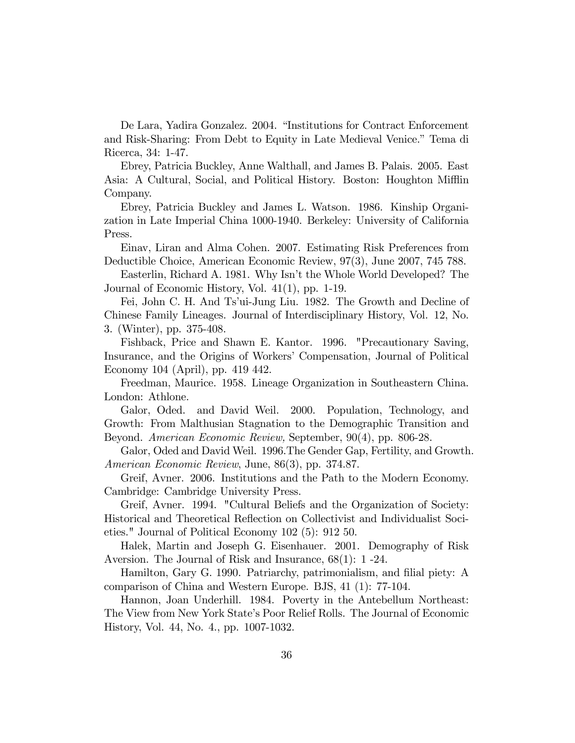De Lara, Yadira Gonzalez. 2004. "Institutions for Contract Enforcement and Risk-Sharing: From Debt to Equity in Late Medieval Venice." Tema di Ricerca, 34: 1-47.

Ebrey, Patricia Buckley, Anne Walthall, and James B. Palais. 2005. East Asia: A Cultural, Social, and Political History. Boston: Houghton Mifflin Company.

Ebrey, Patricia Buckley and James L. Watson. 1986. Kinship Organization in Late Imperial China 1000-1940. Berkeley: University of California Press.

Einav, Liran and Alma Cohen. 2007. Estimating Risk Preferences from Deductible Choice, American Economic Review, 97(3), June 2007, 745 788.

Easterlin, Richard A. 1981. Why Isn't the Whole World Developed? The Journal of Economic History, Vol. 41(1), pp. 1-19.

Fei, John C. H. And Ts'ui-Jung Liu. 1982. The Growth and Decline of Chinese Family Lineages. Journal of Interdisciplinary History, Vol. 12, No. 3. (Winter), pp. 375-408.

Fishback, Price and Shawn E. Kantor. 1996. "Precautionary Saving, Insurance, and the Origins of Workers' Compensation, Journal of Political Economy 104 (April), pp. 419 442.

Freedman, Maurice. 1958. Lineage Organization in Southeastern China. London: Athlone.

Galor, Oded. and David Weil. 2000. Population, Technology, and Growth: From Malthusian Stagnation to the Demographic Transition and Beyond. *American Economic Review,* September, 90(4), pp. 806-28.

Galor, Oded and David Weil. 1996.The Gender Gap, Fertility, and Growth. *American Economic Review*, June, 86(3), pp. 374.87.

Greif, Avner. 2006. Institutions and the Path to the Modern Economy. Cambridge: Cambridge University Press.

Greif, Avner. 1994. "Cultural Beliefs and the Organization of Society: Historical and Theoretical Reflection on Collectivist and Individualist Societies." Journal of Political Economy 102 (5): 912 50.

Halek, Martin and Joseph G. Eisenhauer. 2001. Demography of Risk Aversion. The Journal of Risk and Insurance, 68(1): 1 -24.

Hamilton, Gary G. 1990. Patriarchy, patrimonialism, and filial piety: A comparison of China and Western Europe. BJS, 41 (1): 77-104.

Hannon, Joan Underhill. 1984. Poverty in the Antebellum Northeast: The View from New York State's Poor Relief Rolls. The Journal of Economic History, Vol. 44, No. 4., pp. 1007-1032.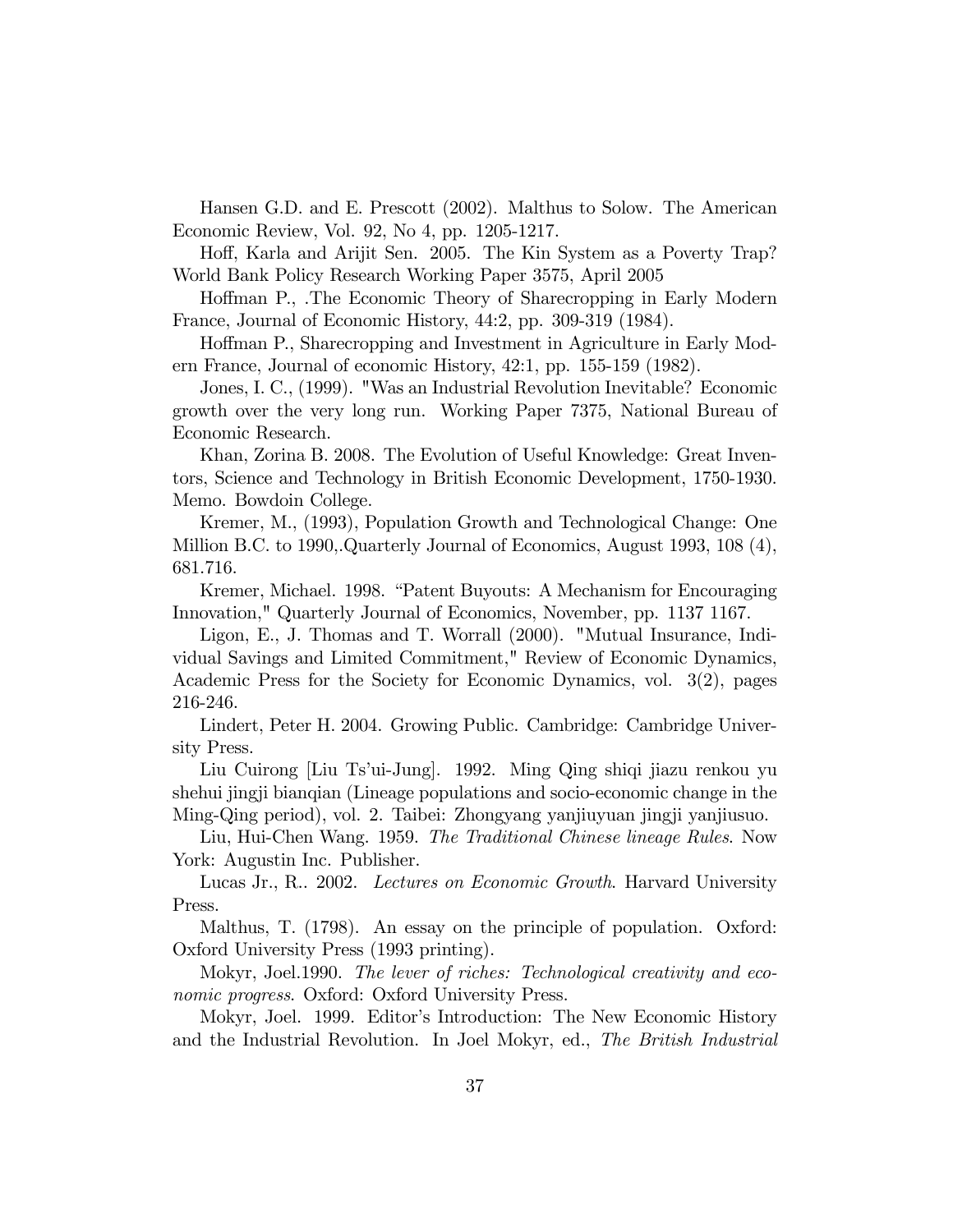Hansen G.D. and E. Prescott (2002). Malthus to Solow. The American Economic Review, Vol. 92, No 4, pp. 1205-1217.

Hoff, Karla and Arijit Sen. 2005. The Kin System as a Poverty Trap? World Bank Policy Research Working Paper 3575, April 2005

Hoffman P., .The Economic Theory of Sharecropping in Early Modern France, Journal of Economic History, 44:2, pp. 309-319 (1984).

Hoffman P., Sharecropping and Investment in Agriculture in Early Modern France, Journal of economic History, 42:1, pp. 155-159 (1982).

Jones, I. C., (1999). "Was an Industrial Revolution Inevitable? Economic growth over the very long run. Working Paper 7375, National Bureau of Economic Research.

Khan, Zorina B. 2008. The Evolution of Useful Knowledge: Great Inventors, Science and Technology in British Economic Development, 1750-1930. Memo. Bowdoin College.

Kremer, M., (1993), Population Growth and Technological Change: One Million B.C. to 1990,.Quarterly Journal of Economics, August 1993, 108 (4), 681.716.

Kremer, Michael. 1998. "Patent Buyouts: A Mechanism for Encouraging Innovation," Quarterly Journal of Economics, November, pp. 1137 1167.

Ligon, E., J. Thomas and T. Worrall (2000). "Mutual Insurance, Individual Savings and Limited Commitment," Review of Economic Dynamics, Academic Press for the Society for Economic Dynamics, vol. 3(2), pages 216-246.

Lindert, Peter H. 2004. Growing Public. Cambridge: Cambridge University Press.

Liu Cuirong [Liu Ts'ui-Jung]. 1992. Ming Qing shiqi jiazu renkou yu shehui jingji bianqian (Lineage populations and socio-economic change in the Ming-Qing period), vol. 2. Taibei: Zhongyang yanjiuyuan jingji yanjiusuo.

Liu, Hui-Chen Wang. 1959. *The Traditional Chinese lineage Rules*. Now York: Augustin Inc. Publisher.

Lucas Jr., R.. 2002. *Lectures on Economic Growth*. Harvard University Press.

Malthus, T. (1798). An essay on the principle of population. Oxford: Oxford University Press (1993 printing).

Mokyr, Joel.1990. *The lever of riches: Technological creativity and economic progress*. Oxford: Oxford University Press.

Mokyr, Joel. 1999. Editor's Introduction: The New Economic History and the Industrial Revolution. In Joel Mokyr, ed., *The British Industrial*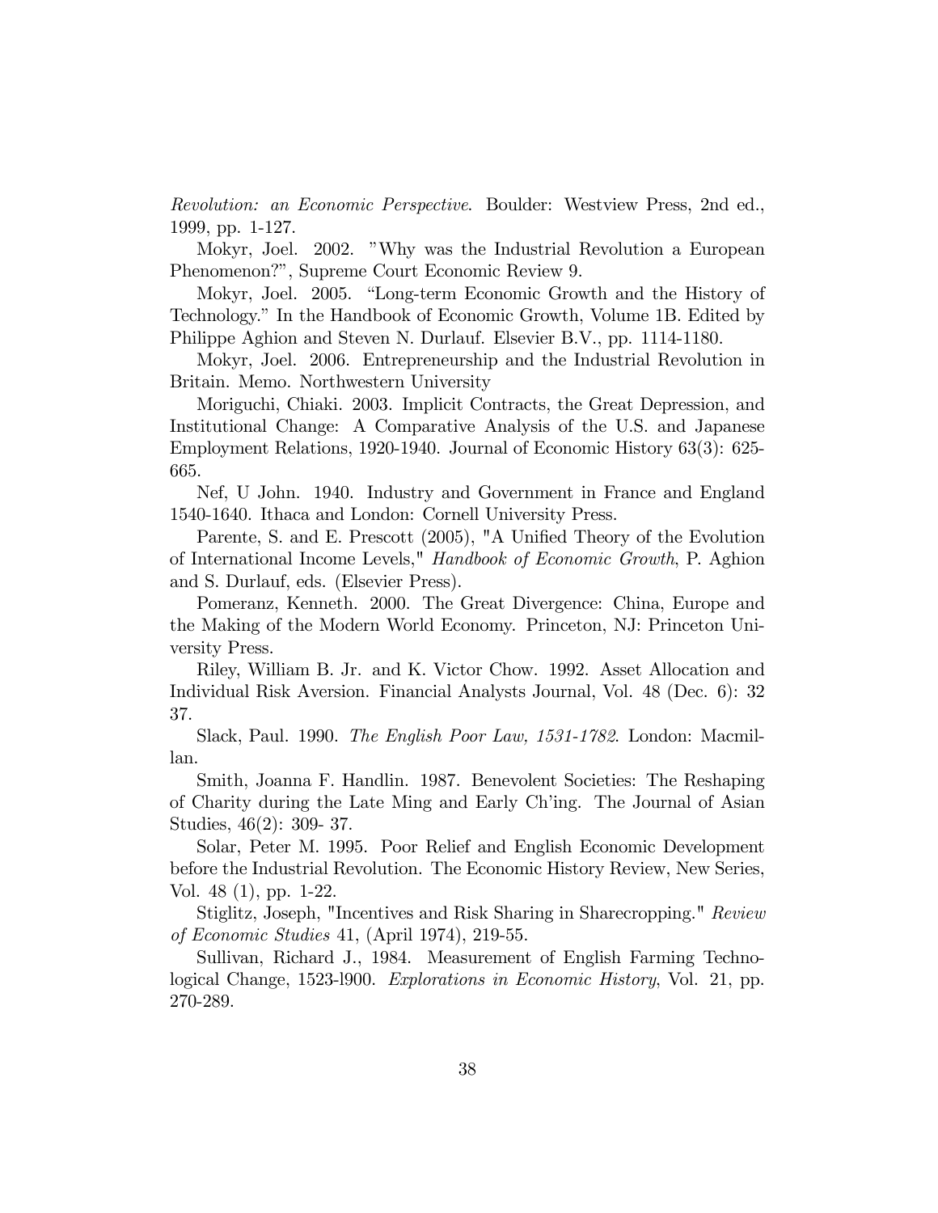*Revolution: an Economic Perspective*. Boulder: Westview Press, 2nd ed., 1999, pp. 1-127.

Mokyr, Joel. 2002. "Why was the Industrial Revolution a European Phenomenon?", Supreme Court Economic Review 9.

Mokyr, Joel. 2005. "Long-term Economic Growth and the History of Technology." In the Handbook of Economic Growth, Volume 1B. Edited by Philippe Aghion and Steven N. Durlauf. Elsevier B.V., pp. 1114-1180.

Mokyr, Joel. 2006. Entrepreneurship and the Industrial Revolution in Britain. Memo. Northwestern University

Moriguchi, Chiaki. 2003. Implicit Contracts, the Great Depression, and Institutional Change: A Comparative Analysis of the U.S. and Japanese Employment Relations, 1920-1940. Journal of Economic History 63(3): 625-665.

Nef, U John. 1940. Industry and Government in France and England 1540-1640. Ithaca and London: Cornell University Press.

Parente, S. and E. Prescott (2005), "A Unified Theory of the Evolution of International Income Levels," *Handbook of Economic Growth*, P. Aghion and S. Durlauf, eds. (Elsevier Press).

Pomeranz, Kenneth. 2000. The Great Divergence: China, Europe and the Making of the Modern World Economy. Princeton, NJ: Princeton University Press.

Riley, William B. Jr. and K. Victor Chow. 1992. Asset Allocation and Individual Risk Aversion. Financial Analysts Journal, Vol. 48 (Dec. 6): 32 37.

Slack, Paul. 1990. *The English Poor Law, 1531-1782*. London: Macmillan.

Smith, Joanna F. Handlin. 1987. Benevolent Societies: The Reshaping of Charity during the Late Ming and Early Ch'ing. The Journal of Asian Studies, 46(2): 309- 37.

Solar, Peter M. 1995. Poor Relief and English Economic Development before the Industrial Revolution. The Economic History Review, New Series, Vol. 48 (1), pp. 1-22.

Stiglitz, Joseph, "Incentives and Risk Sharing in Sharecropping." *Review of Economic Studies* 41, (April 1974), 219-55.

Sullivan, Richard J., 1984. Measurement of English Farming Technological Change, 1523-l900. *Explorations in Economic History*, Vol. 21, pp. 270-289.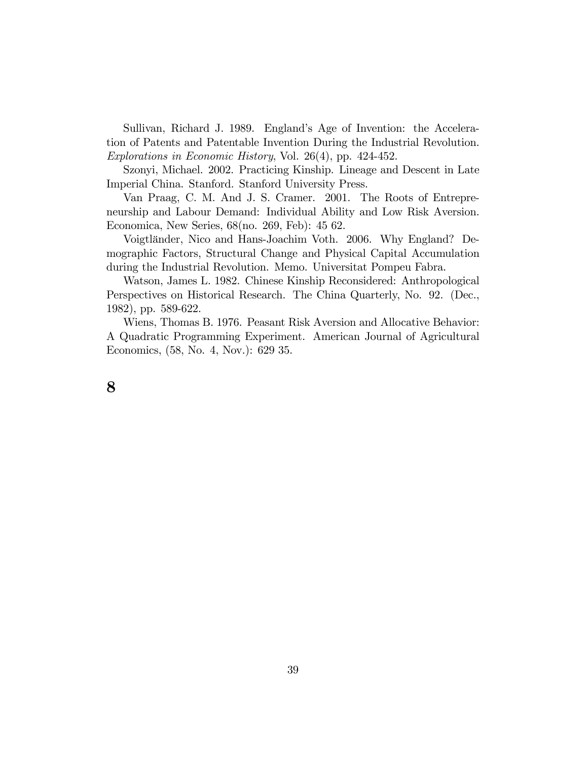Sullivan, Richard J. 1989. England's Age of Invention: the Acceleration of Patents and Patentable Invention During the Industrial Revolution. *Explorations in Economic History*, Vol. 26(4), pp. 424-452.

Szonyi, Michael. 2002. Practicing Kinship. Lineage and Descent in Late Imperial China. Stanford. Stanford University Press.

Van Praag, C. M. And J. S. Cramer. 2001. The Roots of Entrepreneurship and Labour Demand: Individual Ability and Low Risk Aversion. Economica, New Series, 68(no. 269, Feb): 45 62.

Voigtländer, Nico and Hans-Joachim Voth. 2006. Why England? Demographic Factors, Structural Change and Physical Capital Accumulation during the Industrial Revolution. Memo. Universitat Pompeu Fabra.

Watson, James L. 1982. Chinese Kinship Reconsidered: Anthropological Perspectives on Historical Research. The China Quarterly, No. 92. (Dec., 1982), pp. 589-622.

Wiens, Thomas B. 1976. Peasant Risk Aversion and Allocative Behavior: A Quadratic Programming Experiment. American Journal of Agricultural Economics, (58, No. 4, Nov.): 629 35.

# 8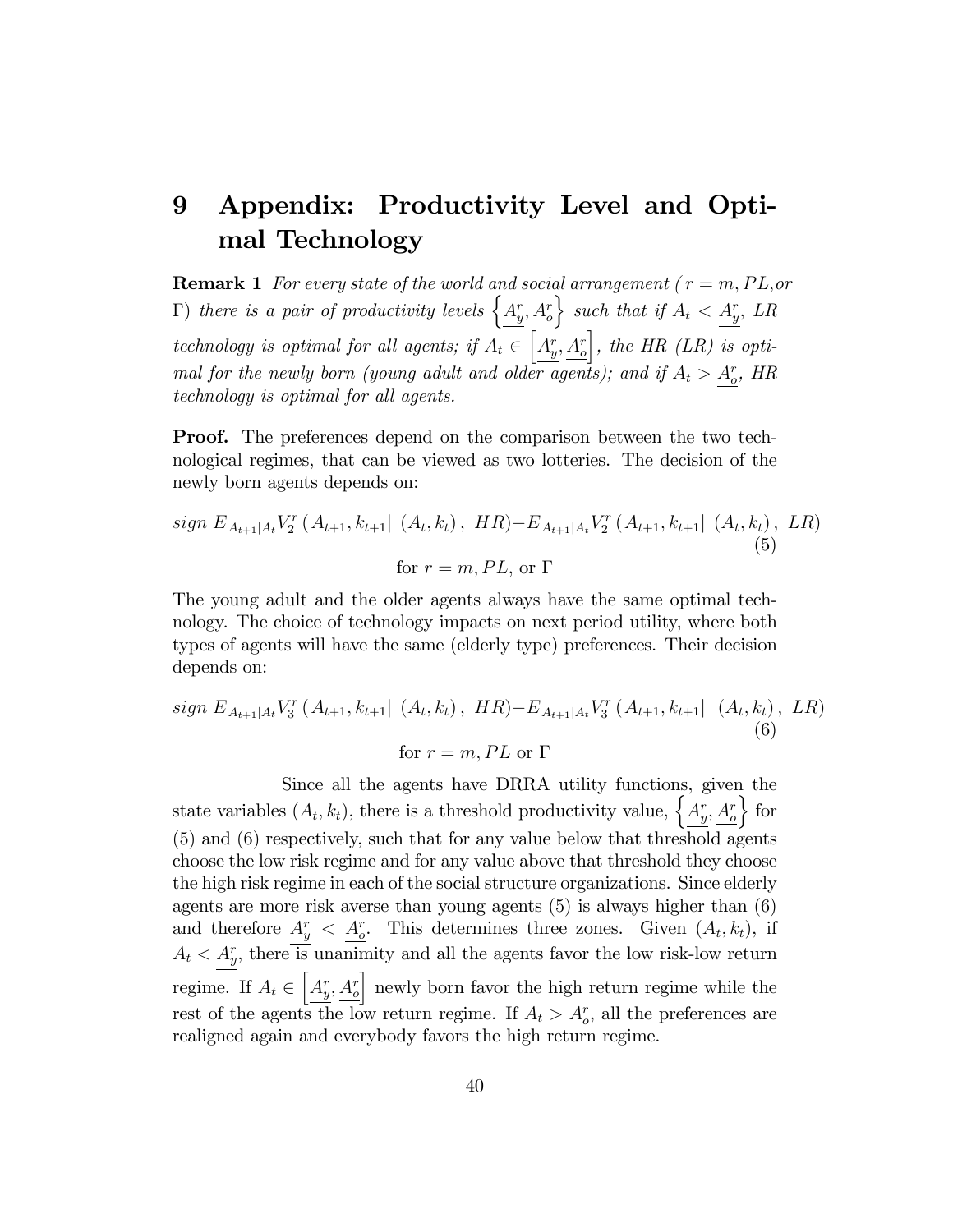# 9 Appendix: Productivity Level and Optimal Technology

**Remark 1** *For every state of the world and social arrangement ( $r = m, PL,$ or $\Gamma$) there is a pair of productivity levels $\left\{ \underline{A_y^r}, \underline{A_o^r} \right\}$ such that if $A_t < \underline{A_y^r}$, LR technology is optimal for all agents; if $A_t \in \left[ \underline{A_y^r}, \underline{A_o^r} \right]$, the HR (LR) is optimal for the newly born (young adult and older agents); and if $A_t > \underline{A_o^r}$, HR technology is optimal for all agents.*

**Proof.** The preferences depend on the comparison between the two technological regimes, that can be viewed as two lotteries. The decision of the newly born agents depends on:

$$sign\ E_{A_{t+1}|A_t} V_2^r \left( A_{t+1}, k_{t+1} \middle| \ (A_t, k_t),\ HR \right) - E_{A_{t+1}|A_t} V_2^r \left( A_{t+1}, k_{t+1} \middle| \ (A_t, k_t),\ LR \right) \tag{5}$$

$$\text{for } r = m, PL, \text{ or } \Gamma$$

The young adult and the older agents always have the same optimal technology. The choice of technology impacts on next period utility, where both types of agents will have the same (elderly type) preferences. Their decision depends on:

$$sign\ E_{A_{t+1}|A_t} V_3^r \left( A_{t+1}, k_{t+1} \middle| \ (A_t, k_t),\ HR \right) - E_{A_{t+1}|A_t} V_3^r \left( A_{t+1}, k_{t+1} \middle| \ (A_t, k_t),\ LR \right) \tag{6}$$

$$\text{for } r = m, PL \text{ or } \Gamma$$

Since all the agents have DRRA utility functions, given the state variables $(A_t, k_t)$, there is a threshold productivity value, $\left\{ \underline{A_y^r}, \underline{A_o^r} \right\}$ for (5) and (6) respectively, such that for any value below that threshold agents choose the low risk regime and for any value above that threshold they choose the high risk regime in each of the social structure organizations. Since elderly agents are more risk averse than young agents (5) is always higher than (6) and therefore $\underline{A_y^r} < \underline{A_o^r}$. This determines three zones. Given $(A_t, k_t)$, if $A_t < \underline{A_y^r}$, there is unanimity and all the agents favor the low risk-low return regime. If $A_t \in \left[ \underline{A_y^r}, \underline{A_o^r} \right]$ newly born favor the high return regime while the rest of the agents the low return regime. If $A_t > \underline{A_o^r}$, all the preferences are realigned again and everybody favors the high return regime.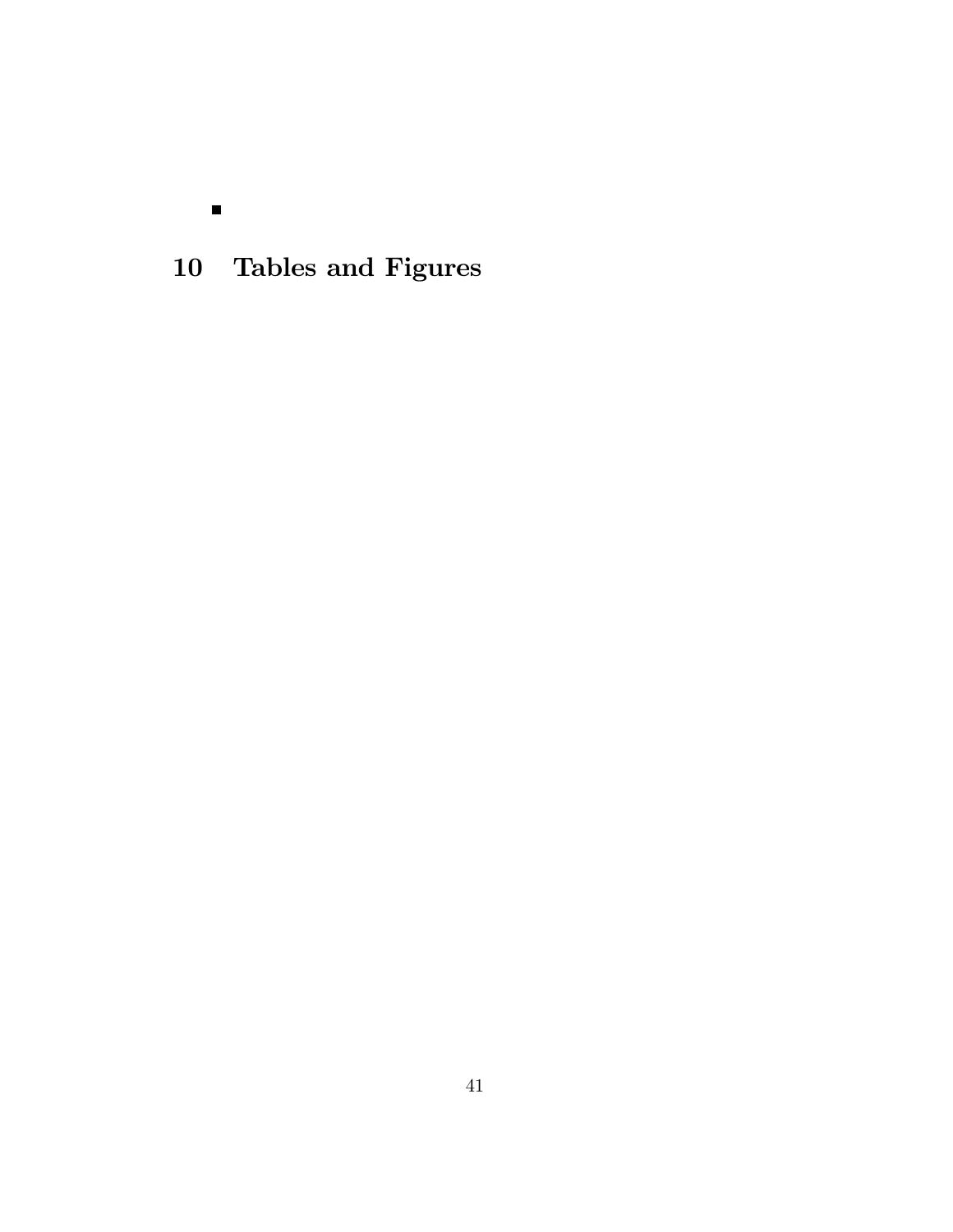■

# 10 Tables and Figures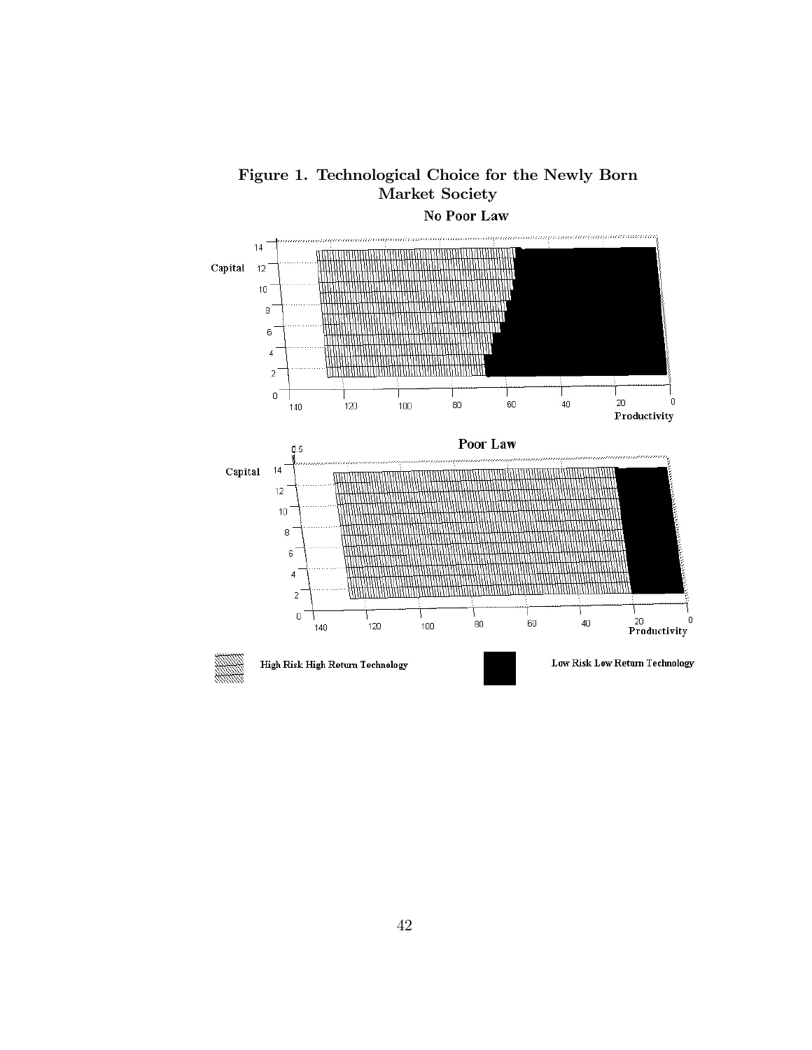**Figure 1. Technological Choice for the Newly Born Market Society**

No Poor Law

Poor Law

High Risk High Return Technology

Low Risk Low Return Technology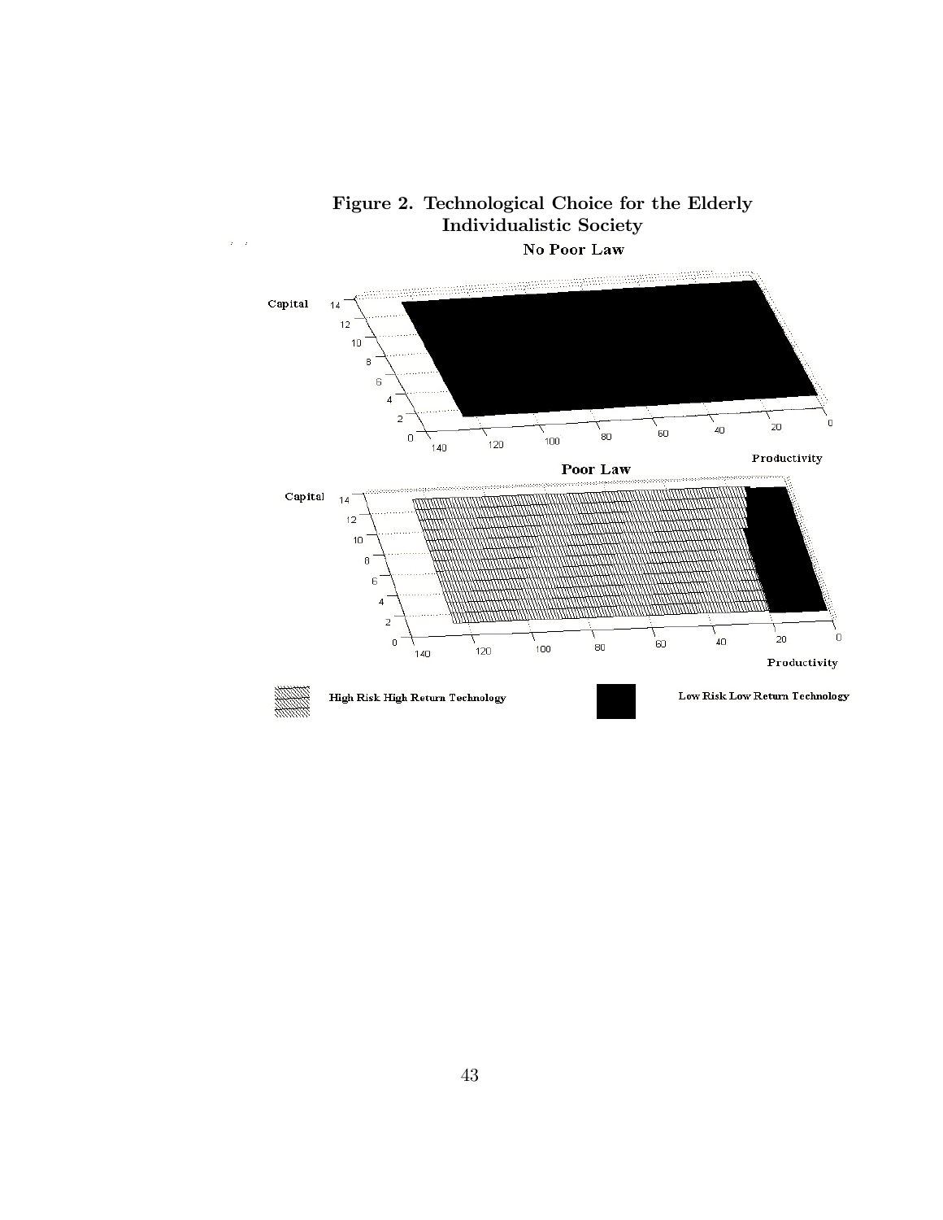**Figure 2. Technological Choice for the Elderly Individualistic Society**

No Poor Law

Capital

14
12
10
8
6
4
2
0

140 120 100 80 60 40 20 0

Productivity

Poor Law

Capital

14
12
10
8
6
4
2
0

140 120 100 80 60 40 20 0

Productivity

High Risk High Return Technology

Low Risk Low Return Technology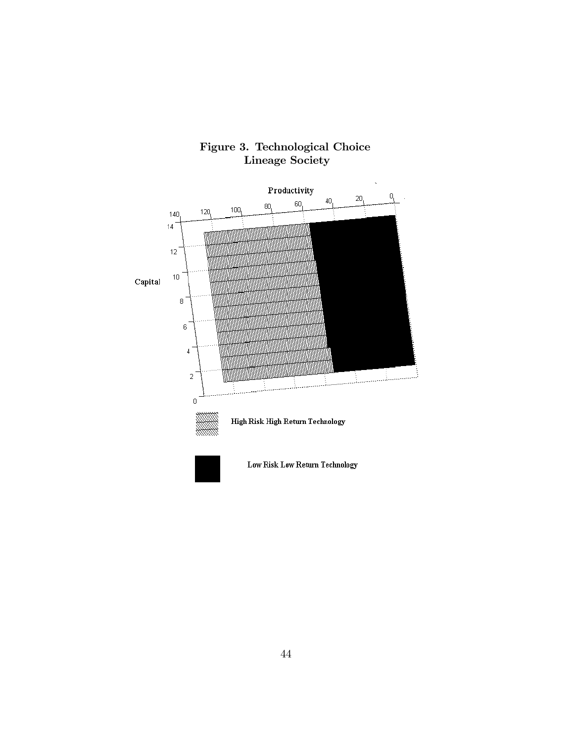**Figure 3. Technological Choice**
**Lineage Society**

Productivity

140 120 100 80 60 40 20 0

Capital

14 12 10 8 6 4 2 0

High Risk High Return Technology

Low Risk Low Return Technology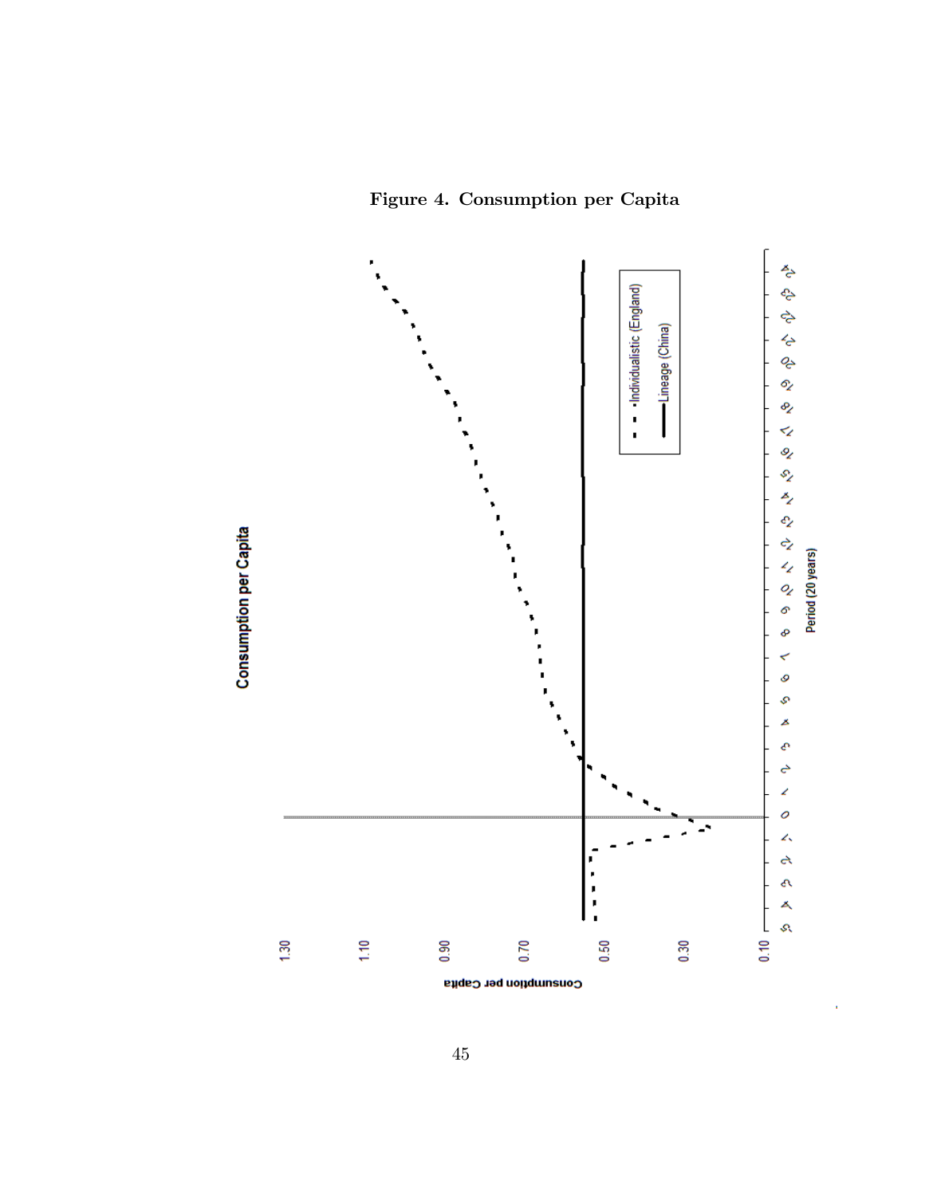**Figure 4. Consumption per Capita**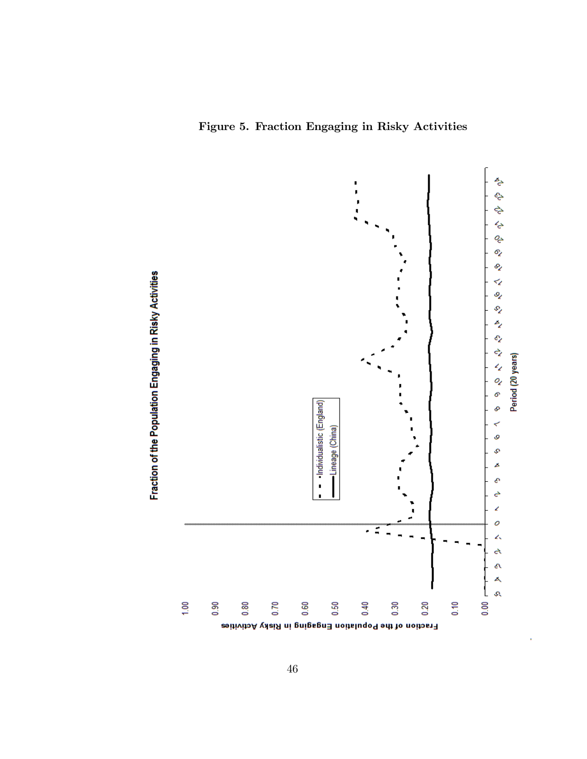**Figure 5. Fraction Engaging in Risky Activities**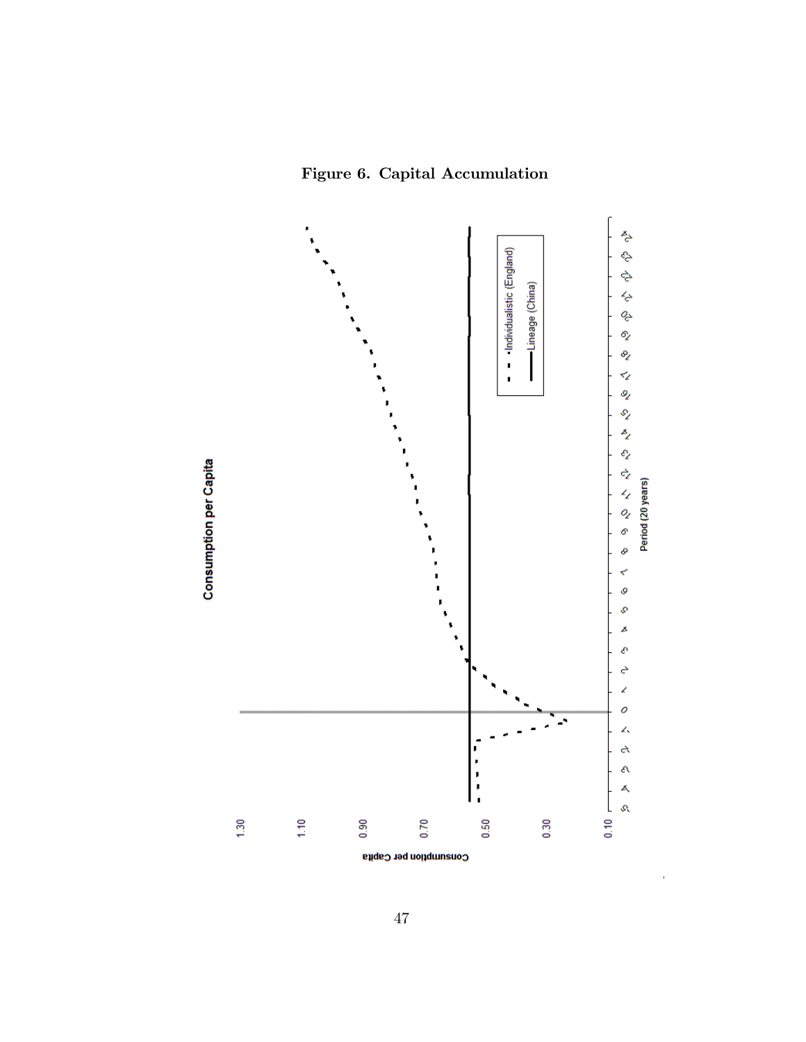**Figure 6. Capital Accumulation**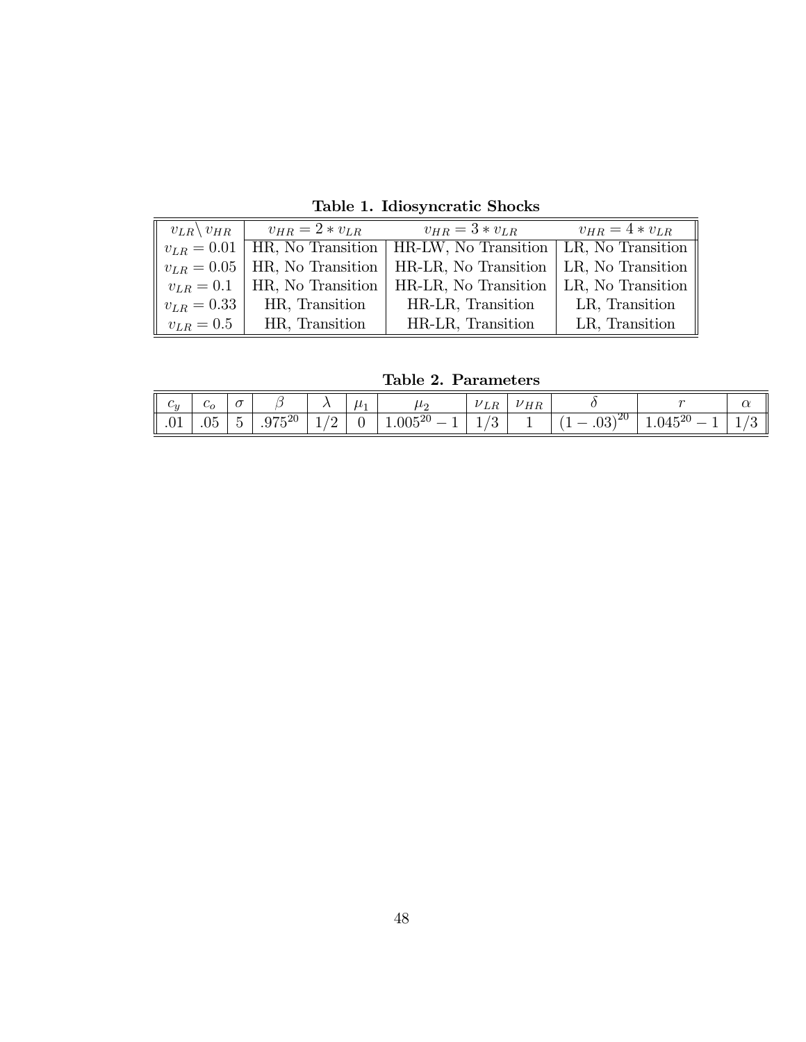**Table 1. Idiosyncratic Shocks**

| $v_{LR} \backslash v_{HR}$ | $v_{HR} = 2 * v_{LR}$ | $v_{HR} = 3 * v_{LR}$ | $v_{HR} = 4 * v_{LR}$ |
|---|---|---|---|
| $v_{LR} = 0.01$ | HR, No Transition | HR-LW, No Transition | LR, No Transition |
| $v_{LR} = 0.05$ | HR, No Transition | HR-LR, No Transition | LR, No Transition |
| $v_{LR} = 0.1$ | HR, No Transition | HR-LR, No Transition | LR, No Transition |
| $v_{LR} = 0.33$ | HR, Transition | HR-LR, Transition | LR, Transition |
| $v_{LR} = 0.5$ | HR, Transition | HR-LR, Transition | LR, Transition |

**Table 2. Parameters**

| $c_y$ | $c_o$ | $\sigma$ | $\beta$ | $\lambda$ | $\mu_1$ | $\mu_2$ | $\nu_{LR}$ | $\nu_{HR}$ | $\delta$ | $r$ | $\alpha$ |
|---|---|---|---|---|---|---|---|---|---|---|---|
| .01 | .05 | 5 | $.975^{20}$ | $1/2$ | 0 | $1.005^{20} - 1$ | $1/3$ | 1 | $(1 - .03)^{20}$ | $1.045^{20} - 1$ | $1/3$ |